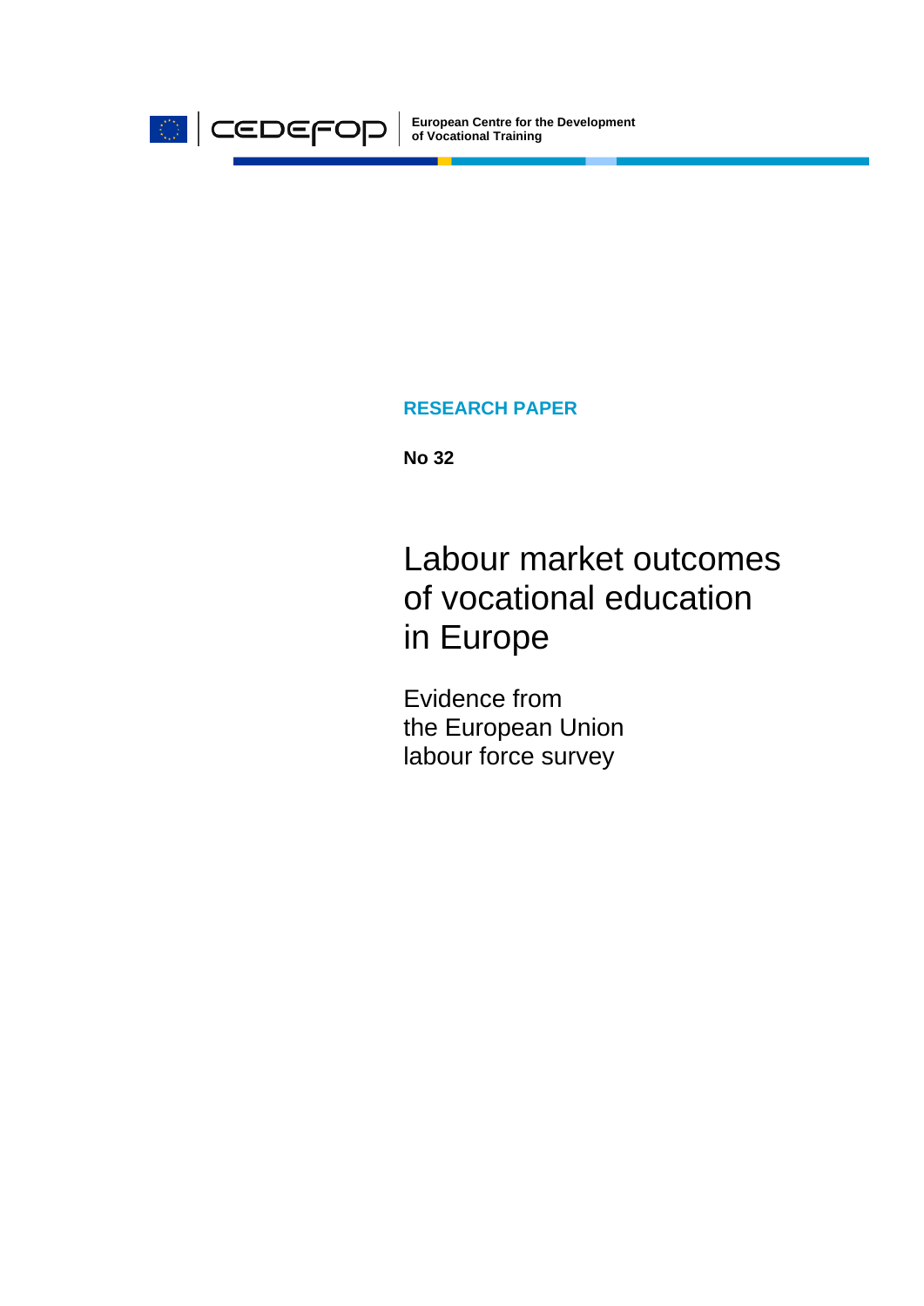CEDEFOP

European Centre for the Development of Vocational Training

**RESEARCH PAPER**

**No 32**

# Labour market outcomes of vocational education in Europe

## Evidence from the European Union labour force survey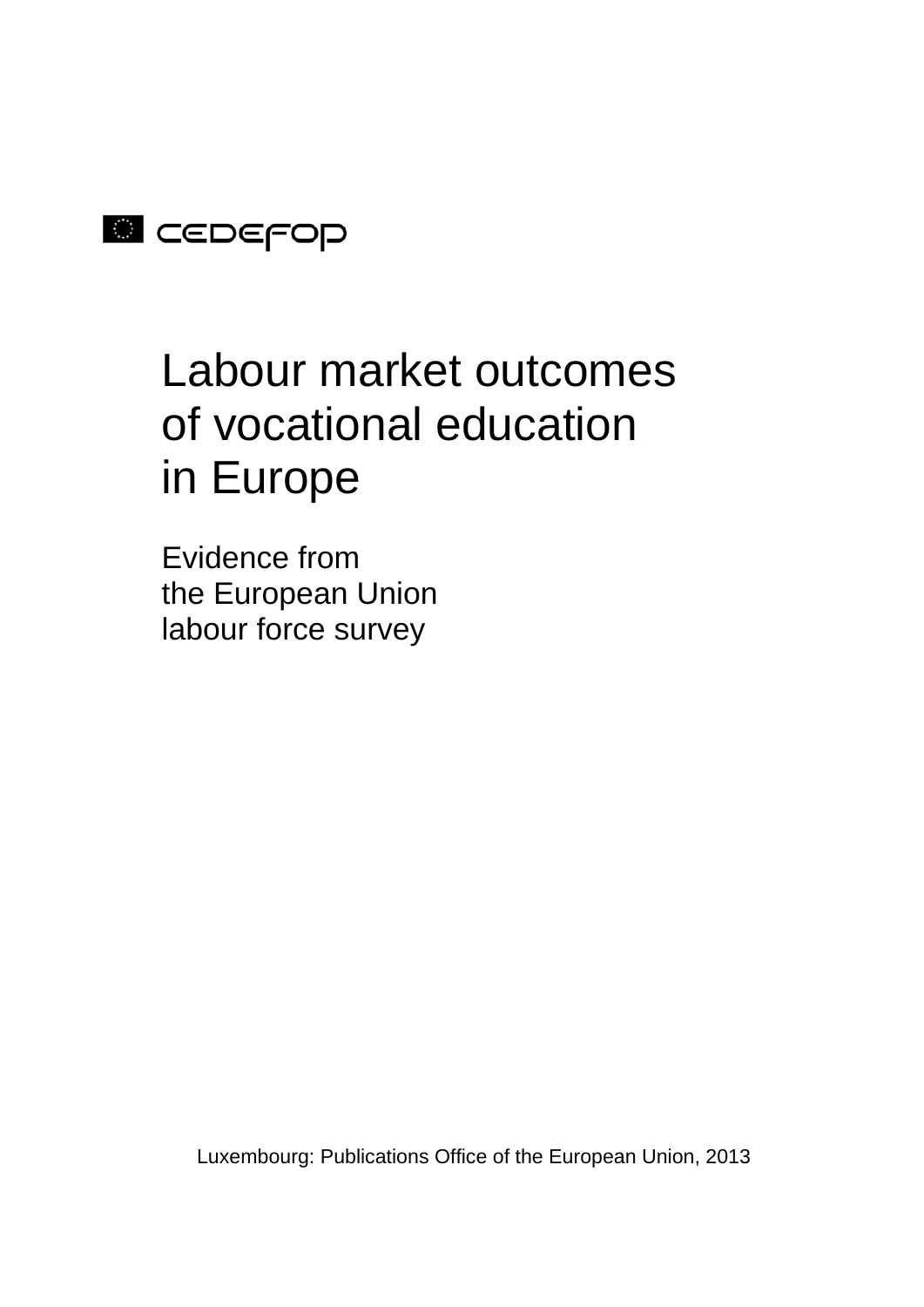CEDEFOP

# Labour market outcomes of vocational education in Europe

## Evidence from the European Union labour force survey

Luxembourg: Publications Office of the European Union, 2013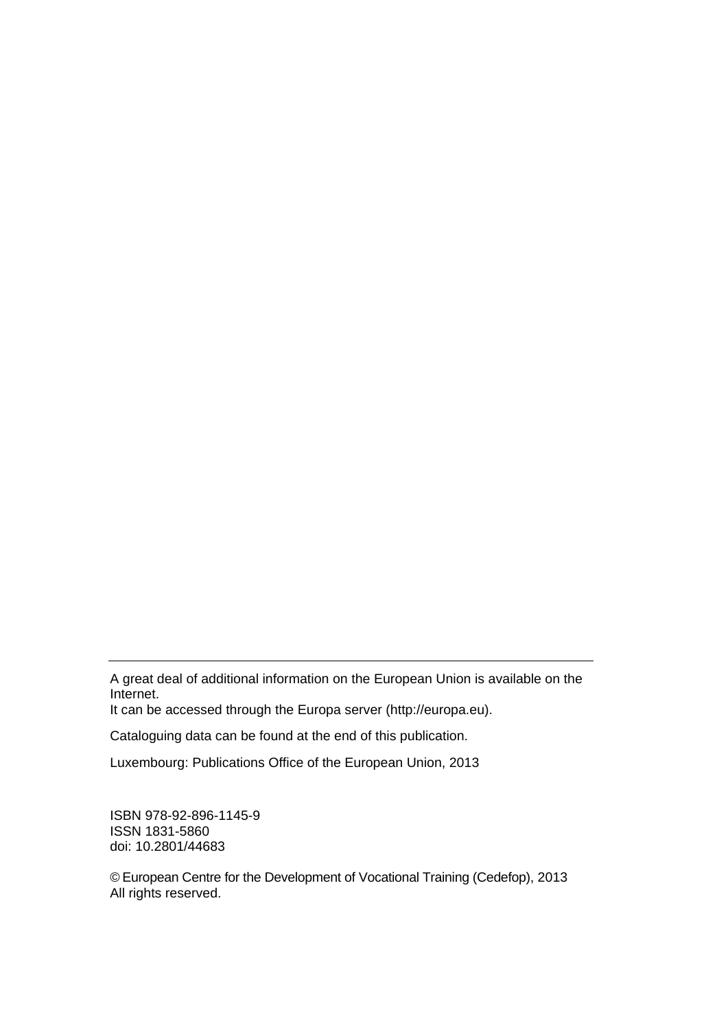---

A great deal of additional information on the European Union is available on the Internet.
It can be accessed through the Europa server (http://europa.eu).

Cataloguing data can be found at the end of this publication.

Luxembourg: Publications Office of the European Union, 2013

ISBN 978-92-896-1145-9
ISSN 1831-5860
doi: 10.2801/44683

© European Centre for the Development of Vocational Training (Cedefop), 2013
All rights reserved.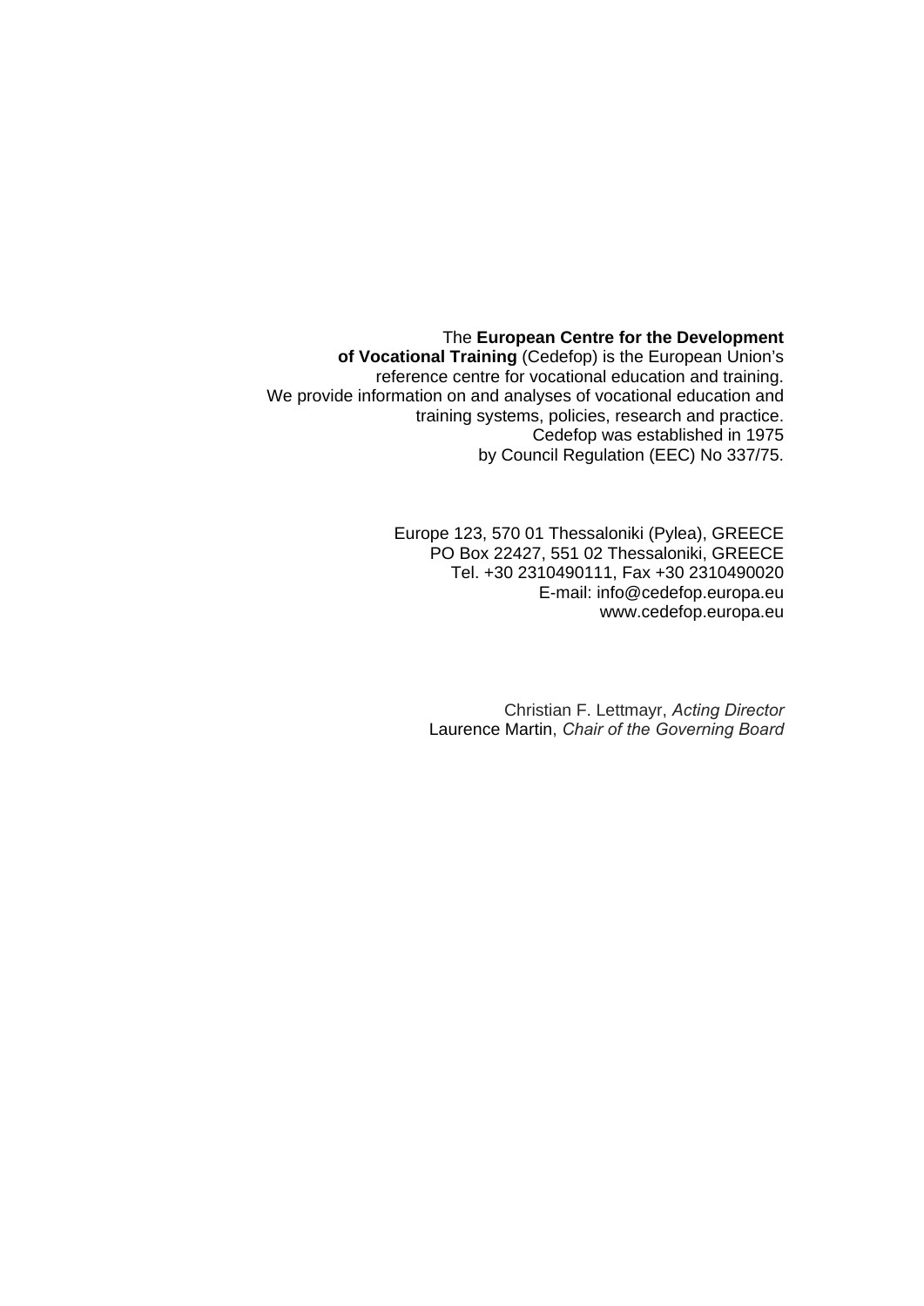The **European Centre for the Development of Vocational Training** (Cedefop) is the European Union's reference centre for vocational education and training. We provide information on and analyses of vocational education and training systems, policies, research and practice. Cedefop was established in 1975 by Council Regulation (EEC) No 337/75.

Europe 123, 570 01 Thessaloniki (Pylea), GREECE
PO Box 22427, 551 02 Thessaloniki, GREECE
Tel. +30 2310490111, Fax +30 2310490020
E-mail: info@cedefop.europa.eu
www.cedefop.europa.eu

Christian F. Lettmayr, *Acting Director*
Laurence Martin, *Chair of the Governing Board*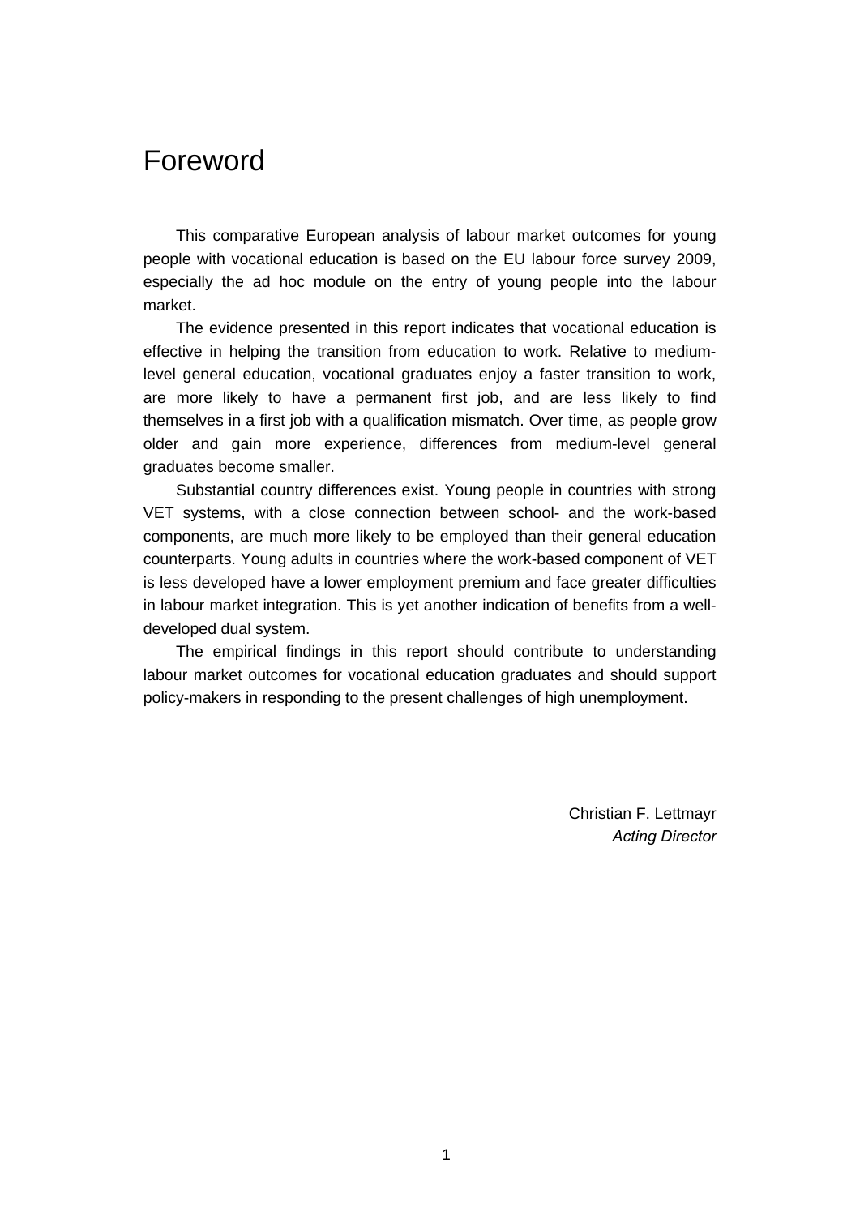# Foreword

This comparative European analysis of labour market outcomes for young people with vocational education is based on the EU labour force survey 2009, especially the ad hoc module on the entry of young people into the labour market.

The evidence presented in this report indicates that vocational education is effective in helping the transition from education to work. Relative to medium-level general education, vocational graduates enjoy a faster transition to work, are more likely to have a permanent first job, and are less likely to find themselves in a first job with a qualification mismatch. Over time, as people grow older and gain more experience, differences from medium-level general graduates become smaller.

Substantial country differences exist. Young people in countries with strong VET systems, with a close connection between school- and the work-based components, are much more likely to be employed than their general education counterparts. Young adults in countries where the work-based component of VET is less developed have a lower employment premium and face greater difficulties in labour market integration. This is yet another indication of benefits from a well-developed dual system.

The empirical findings in this report should contribute to understanding labour market outcomes for vocational education graduates and should support policy-makers in responding to the present challenges of high unemployment.

Christian F. Lettmayr
*Acting Director*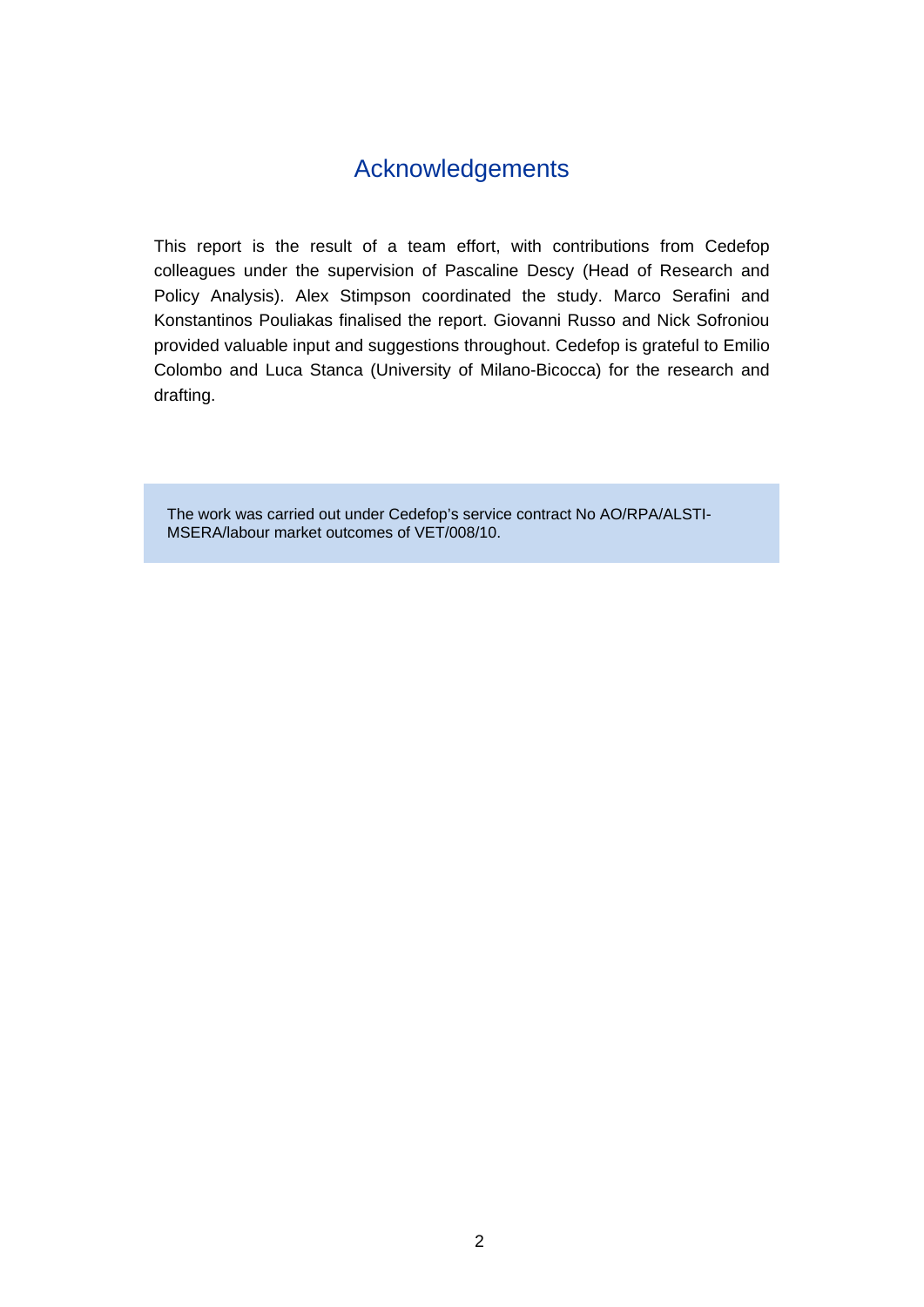# Acknowledgements

This report is the result of a team effort, with contributions from Cedefop colleagues under the supervision of Pascaline Descy (Head of Research and Policy Analysis). Alex Stimpson coordinated the study. Marco Serafini and Konstantinos Pouliakas finalised the report. Giovanni Russo and Nick Sofroniou provided valuable input and suggestions throughout. Cedefop is grateful to Emilio Colombo and Luca Stanca (University of Milano-Bicocca) for the research and drafting.

The work was carried out under Cedefop's service contract No AO/RPA/ALSTI-MSERA/labour market outcomes of VET/008/10.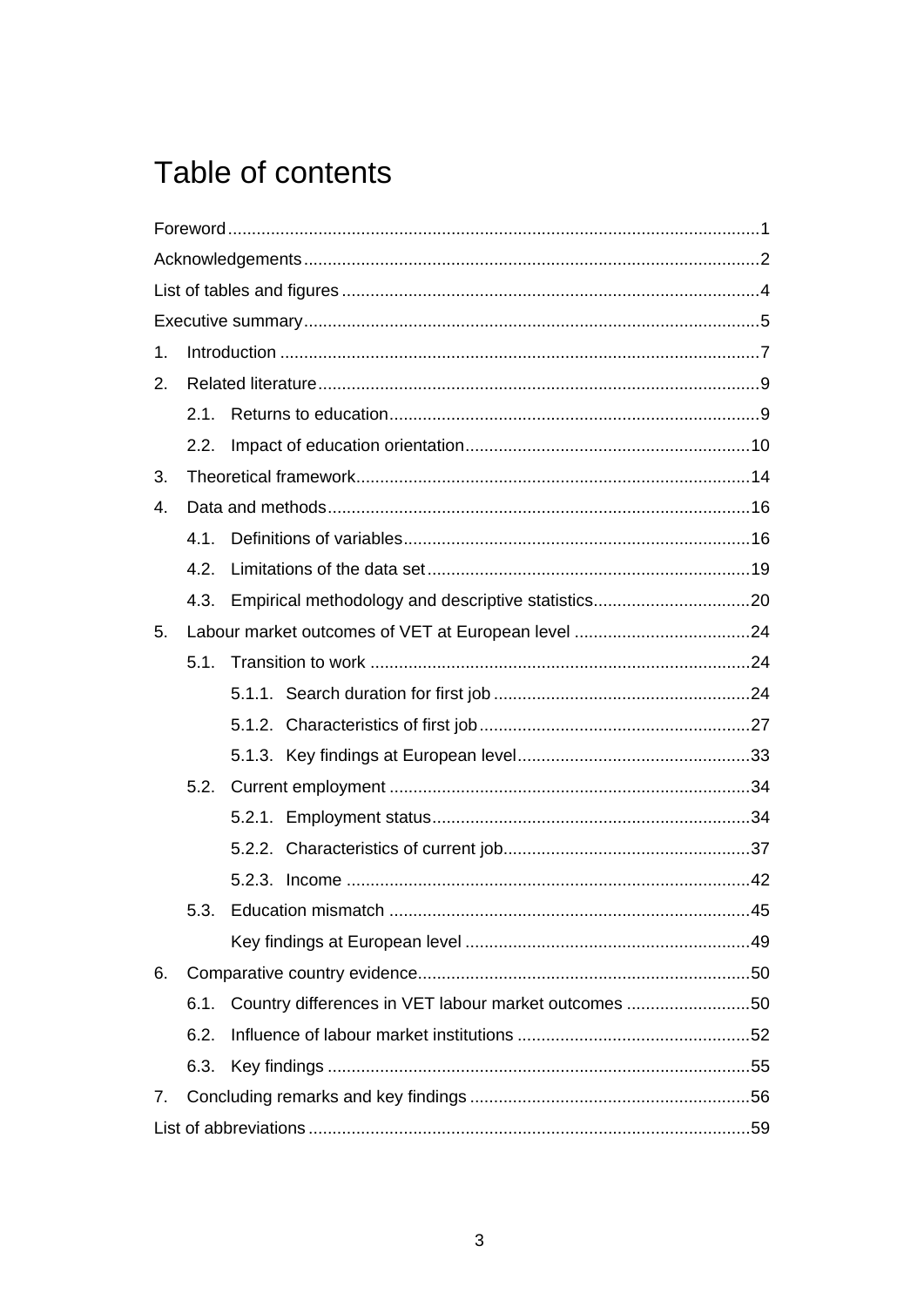# Table of contents

Foreword ... 1

Acknowledgements ... 2

List of tables and figures ... 4

Executive summary ... 5

1. Introduction ... 7
2. Related literature ... 9
   - 2.1. Returns to education ... 9
   - 2.2. Impact of education orientation ... 10
3. Theoretical framework ... 14
4. Data and methods ... 16
   - 4.1. Definitions of variables ... 16
   - 4.2. Limitations of the data set ... 19
   - 4.3. Empirical methodology and descriptive statistics ... 20
5. Labour market outcomes of VET at European level ... 24
   - 5.1. Transition to work ... 24
     - 5.1.1. Search duration for first job ... 24
     - 5.1.2. Characteristics of first job ... 27
     - 5.1.3. Key findings at European level ... 33
   - 5.2. Current employment ... 34
     - 5.2.1. Employment status ... 34
     - 5.2.2. Characteristics of current job ... 37
     - 5.2.3. Income ... 42
   - 5.3. Education mismatch ... 45
     - Key findings at European level ... 49
6. Comparative country evidence ... 50
   - 6.1. Country differences in VET labour market outcomes ... 50
   - 6.2. Influence of labour market institutions ... 52
   - 6.3. Key findings ... 55
7. Concluding remarks and key findings ... 56

List of abbreviations ... 59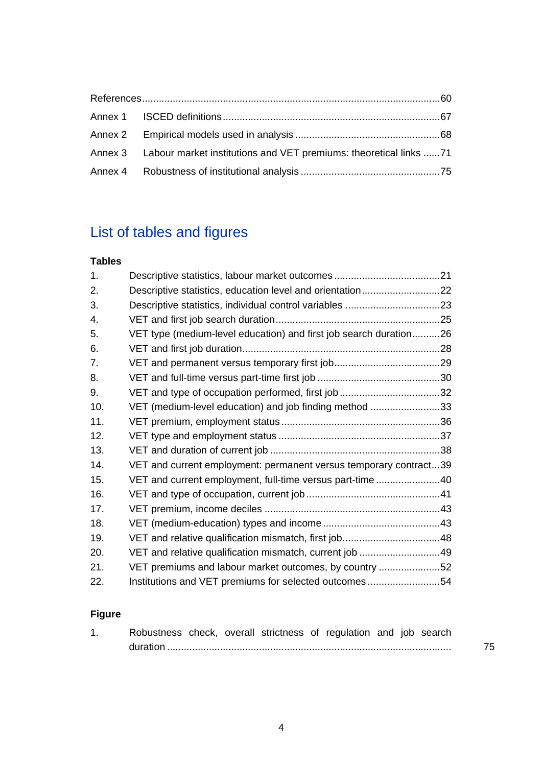References ..........60

Annex 1 ISCED definitions ..........67

Annex 2 Empirical models used in analysis ..........68

Annex 3 Labour market institutions and VET premiums: theoretical links ..........71

Annex 4 Robustness of institutional analysis ..........75

## List of tables and figures

### Tables

1. Descriptive statistics, labour market outcomes ..........21
2. Descriptive statistics, education level and orientation ..........22
3. Descriptive statistics, individual control variables ..........23
4. VET and first job search duration ..........25
5. VET type (medium-level education) and first job search duration ..........26
6. VET and first job duration ..........28
7. VET and permanent versus temporary first job ..........29
8. VET and full-time versus part-time first job ..........30
9. VET and type of occupation performed, first job ..........32
10. VET (medium-level education) and job finding method ..........33
11. VET premium, employment status ..........36
12. VET type and employment status ..........37
13. VET and duration of current job ..........38
14. VET and current employment: permanent versus temporary contract ..........39
15. VET and current employment, full-time versus part-time ..........40
16. VET and type of occupation, current job ..........41
17. VET premium, income deciles ..........43
18. VET (medium-education) types and income ..........43
19. VET and relative qualification mismatch, first job ..........48
20. VET and relative qualification mismatch, current job ..........49
21. VET premiums and labour market outcomes, by country ..........52
22. Institutions and VET premiums for selected outcomes ..........54

### Figure

1. Robustness check, overall strictness of regulation and job search duration ..........75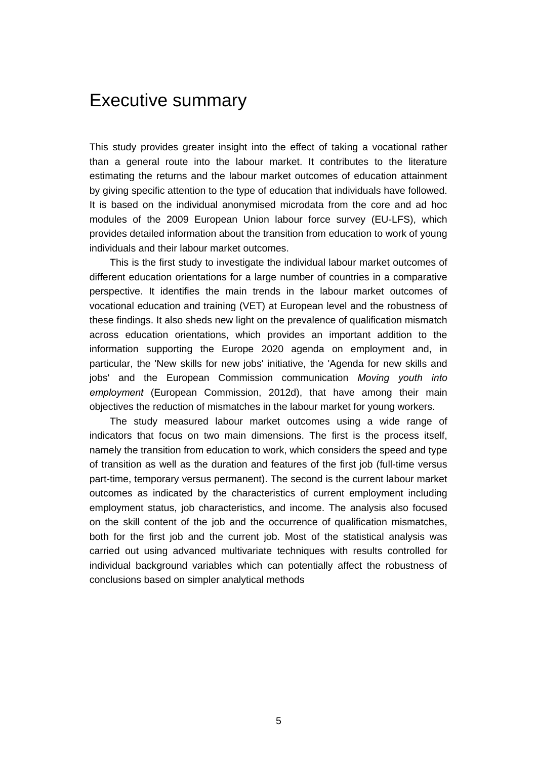# Executive summary

This study provides greater insight into the effect of taking a vocational rather than a general route into the labour market. It contributes to the literature estimating the returns and the labour market outcomes of education attainment by giving specific attention to the type of education that individuals have followed. It is based on the individual anonymised microdata from the core and ad hoc modules of the 2009 European Union labour force survey (EU-LFS), which provides detailed information about the transition from education to work of young individuals and their labour market outcomes.

This is the first study to investigate the individual labour market outcomes of different education orientations for a large number of countries in a comparative perspective. It identifies the main trends in the labour market outcomes of vocational education and training (VET) at European level and the robustness of these findings. It also sheds new light on the prevalence of qualification mismatch across education orientations, which provides an important addition to the information supporting the Europe 2020 agenda on employment and, in particular, the 'New skills for new jobs' initiative, the 'Agenda for new skills and jobs' and the European Commission communication *Moving youth into employment* (European Commission, 2012d), that have among their main objectives the reduction of mismatches in the labour market for young workers.

The study measured labour market outcomes using a wide range of indicators that focus on two main dimensions. The first is the process itself, namely the transition from education to work, which considers the speed and type of transition as well as the duration and features of the first job (full-time versus part-time, temporary versus permanent). The second is the current labour market outcomes as indicated by the characteristics of current employment including employment status, job characteristics, and income. The analysis also focused on the skill content of the job and the occurrence of qualification mismatches, both for the first job and the current job. Most of the statistical analysis was carried out using advanced multivariate techniques with results controlled for individual background variables which can potentially affect the robustness of conclusions based on simpler analytical methods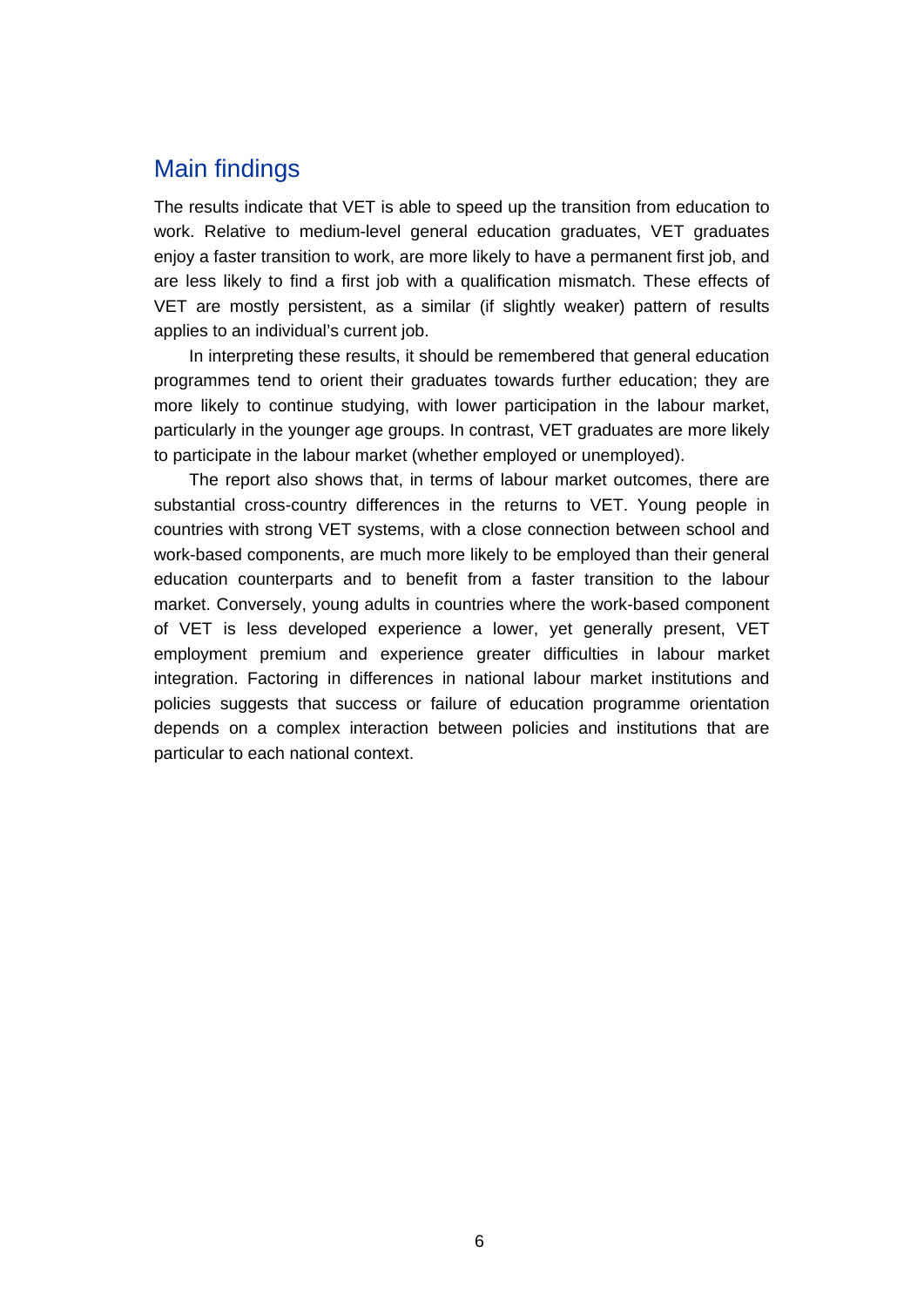## Main findings

The results indicate that VET is able to speed up the transition from education to work. Relative to medium-level general education graduates, VET graduates enjoy a faster transition to work, are more likely to have a permanent first job, and are less likely to find a first job with a qualification mismatch. These effects of VET are mostly persistent, as a similar (if slightly weaker) pattern of results applies to an individual's current job.

In interpreting these results, it should be remembered that general education programmes tend to orient their graduates towards further education; they are more likely to continue studying, with lower participation in the labour market, particularly in the younger age groups. In contrast, VET graduates are more likely to participate in the labour market (whether employed or unemployed).

The report also shows that, in terms of labour market outcomes, there are substantial cross-country differences in the returns to VET. Young people in countries with strong VET systems, with a close connection between school and work-based components, are much more likely to be employed than their general education counterparts and to benefit from a faster transition to the labour market. Conversely, young adults in countries where the work-based component of VET is less developed experience a lower, yet generally present, VET employment premium and experience greater difficulties in labour market integration. Factoring in differences in national labour market institutions and policies suggests that success or failure of education programme orientation depends on a complex interaction between policies and institutions that are particular to each national context.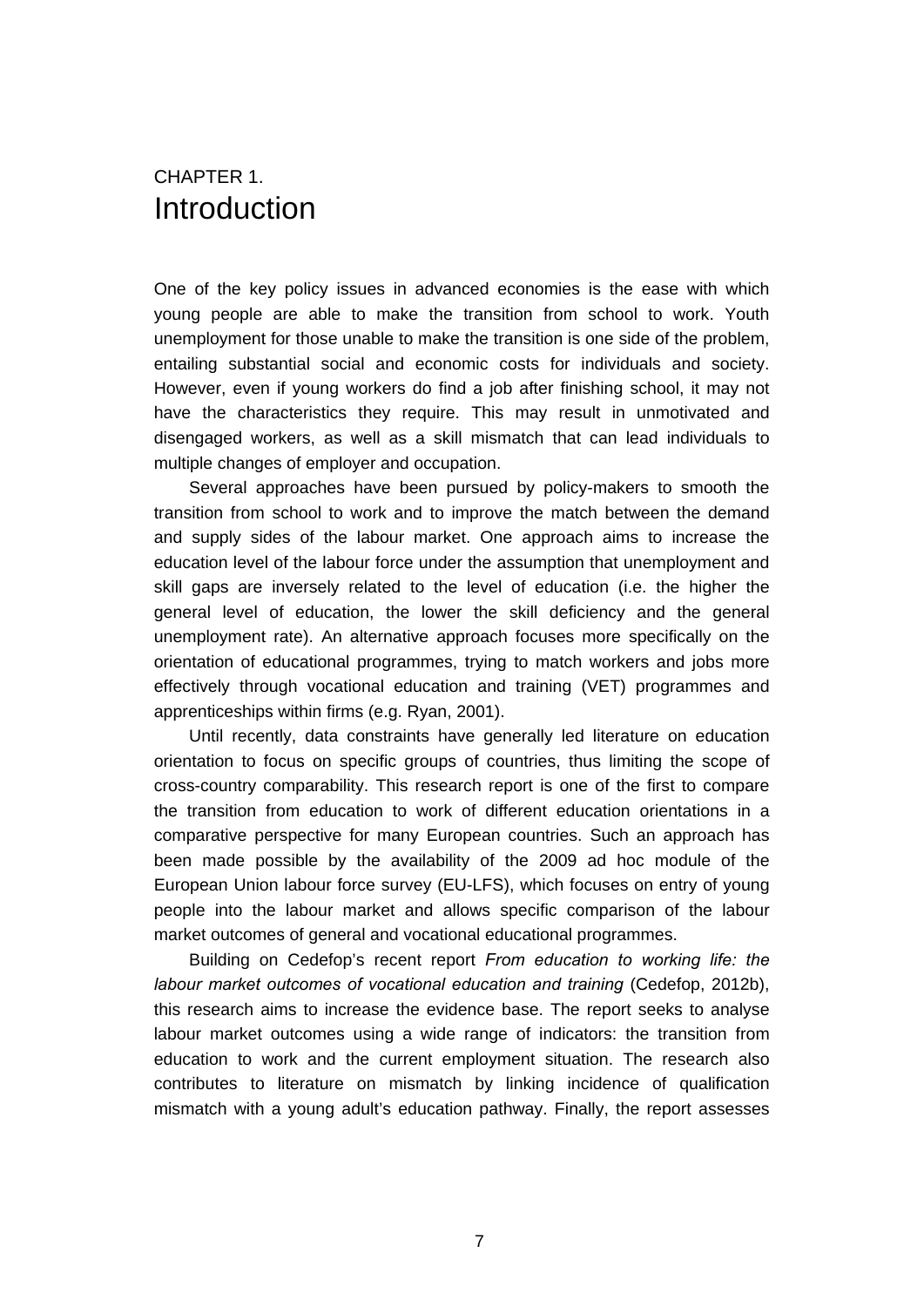# CHAPTER 1.
# Introduction

One of the key policy issues in advanced economies is the ease with which young people are able to make the transition from school to work. Youth unemployment for those unable to make the transition is one side of the problem, entailing substantial social and economic costs for individuals and society. However, even if young workers do find a job after finishing school, it may not have the characteristics they require. This may result in unmotivated and disengaged workers, as well as a skill mismatch that can lead individuals to multiple changes of employer and occupation.

Several approaches have been pursued by policy-makers to smooth the transition from school to work and to improve the match between the demand and supply sides of the labour market. One approach aims to increase the education level of the labour force under the assumption that unemployment and skill gaps are inversely related to the level of education (i.e. the higher the general level of education, the lower the skill deficiency and the general unemployment rate). An alternative approach focuses more specifically on the orientation of educational programmes, trying to match workers and jobs more effectively through vocational education and training (VET) programmes and apprenticeships within firms (e.g. Ryan, 2001).

Until recently, data constraints have generally led literature on education orientation to focus on specific groups of countries, thus limiting the scope of cross-country comparability. This research report is one of the first to compare the transition from education to work of different education orientations in a comparative perspective for many European countries. Such an approach has been made possible by the availability of the 2009 ad hoc module of the European Union labour force survey (EU-LFS), which focuses on entry of young people into the labour market and allows specific comparison of the labour market outcomes of general and vocational educational programmes.

Building on Cedefop's recent report *From education to working life: the labour market outcomes of vocational education and training* (Cedefop, 2012b), this research aims to increase the evidence base. The report seeks to analyse labour market outcomes using a wide range of indicators: the transition from education to work and the current employment situation. The research also contributes to literature on mismatch by linking incidence of qualification mismatch with a young adult's education pathway. Finally, the report assesses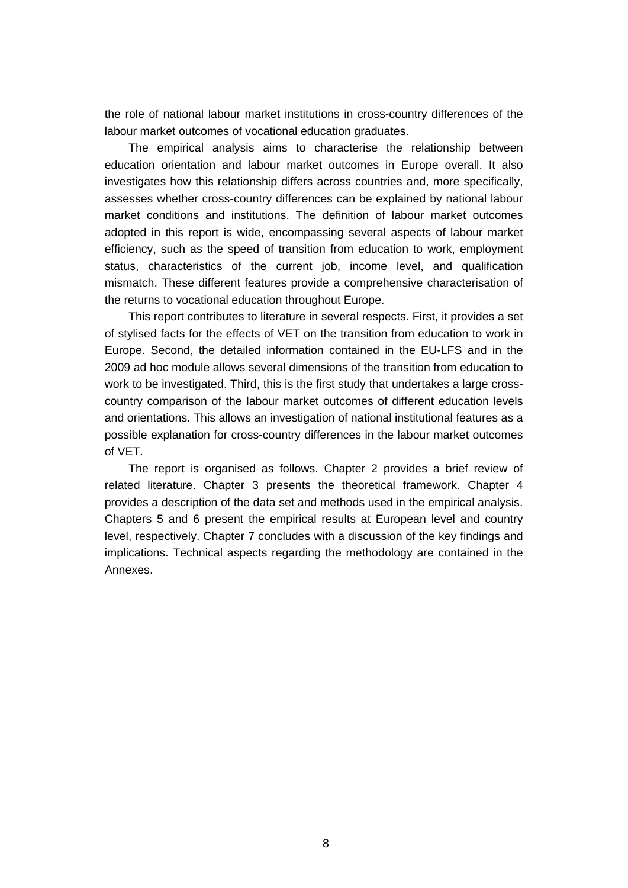the role of national labour market institutions in cross-country differences of the labour market outcomes of vocational education graduates.

The empirical analysis aims to characterise the relationship between education orientation and labour market outcomes in Europe overall. It also investigates how this relationship differs across countries and, more specifically, assesses whether cross-country differences can be explained by national labour market conditions and institutions. The definition of labour market outcomes adopted in this report is wide, encompassing several aspects of labour market efficiency, such as the speed of transition from education to work, employment status, characteristics of the current job, income level, and qualification mismatch. These different features provide a comprehensive characterisation of the returns to vocational education throughout Europe.

This report contributes to literature in several respects. First, it provides a set of stylised facts for the effects of VET on the transition from education to work in Europe. Second, the detailed information contained in the EU-LFS and in the 2009 ad hoc module allows several dimensions of the transition from education to work to be investigated. Third, this is the first study that undertakes a large cross-country comparison of the labour market outcomes of different education levels and orientations. This allows an investigation of national institutional features as a possible explanation for cross-country differences in the labour market outcomes of VET.

The report is organised as follows. Chapter 2 provides a brief review of related literature. Chapter 3 presents the theoretical framework. Chapter 4 provides a description of the data set and methods used in the empirical analysis. Chapters 5 and 6 present the empirical results at European level and country level, respectively. Chapter 7 concludes with a discussion of the key findings and implications. Technical aspects regarding the methodology are contained in the Annexes.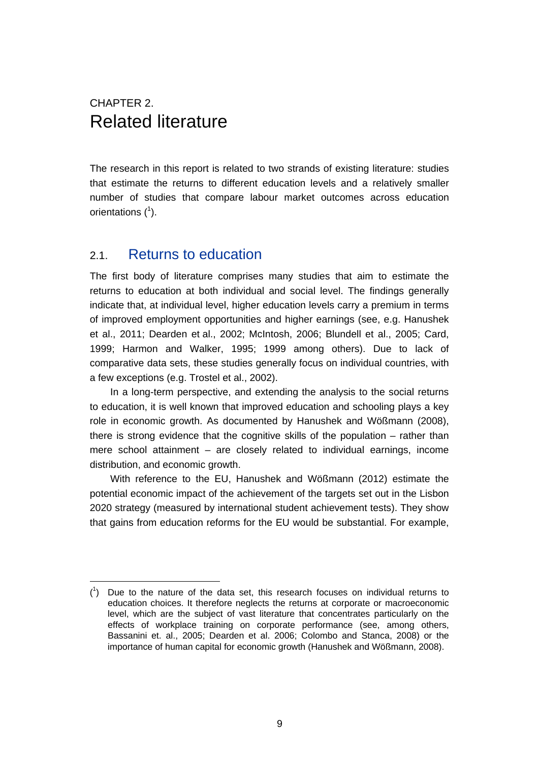CHAPTER 2.

# Related literature

The research in this report is related to two strands of existing literature: studies that estimate the returns to different education levels and a relatively smaller number of studies that compare labour market outcomes across education orientations ([1]).

## 2.1. Returns to education

The first body of literature comprises many studies that aim to estimate the returns to education at both individual and social level. The findings generally indicate that, at individual level, higher education levels carry a premium in terms of improved employment opportunities and higher earnings (see, e.g. Hanushek et al., 2011; Dearden et al., 2002; McIntosh, 2006; Blundell et al., 2005; Card, 1999; Harmon and Walker, 1995; 1999 among others). Due to lack of comparative data sets, these studies generally focus on individual countries, with a few exceptions (e.g. Trostel et al., 2002).

In a long-term perspective, and extending the analysis to the social returns to education, it is well known that improved education and schooling plays a key role in economic growth. As documented by Hanushek and Wößmann (2008), there is strong evidence that the cognitive skills of the population – rather than mere school attainment – are closely related to individual earnings, income distribution, and economic growth.

With reference to the EU, Hanushek and Wößmann (2012) estimate the potential economic impact of the achievement of the targets set out in the Lisbon 2020 strategy (measured by international student achievement tests). They show that gains from education reforms for the EU would be substantial. For example,

---

([1]) Due to the nature of the data set, this research focuses on individual returns to education choices. It therefore neglects the returns at corporate or macroeconomic level, which are the subject of vast literature that concentrates particularly on the effects of workplace training on corporate performance (see, among others, Bassanini et. al., 2005; Dearden et al. 2006; Colombo and Stanca, 2008) or the importance of human capital for economic growth (Hanushek and Wößmann, 2008).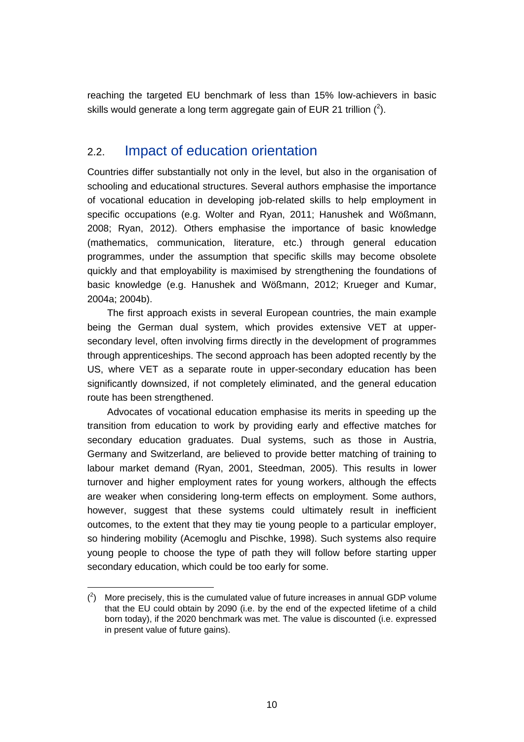reaching the targeted EU benchmark of less than 15% low-achievers in basic skills would generate a long term aggregate gain of EUR 21 trillion ([2]).

## 2.2. Impact of education orientation

Countries differ substantially not only in the level, but also in the organisation of schooling and educational structures. Several authors emphasise the importance of vocational education in developing job-related skills to help employment in specific occupations (e.g. Wolter and Ryan, 2011; Hanushek and Wößmann, 2008; Ryan, 2012). Others emphasise the importance of basic knowledge (mathematics, communication, literature, etc.) through general education programmes, under the assumption that specific skills may become obsolete quickly and that employability is maximised by strengthening the foundations of basic knowledge (e.g. Hanushek and Wößmann, 2012; Krueger and Kumar, 2004a; 2004b).

The first approach exists in several European countries, the main example being the German dual system, which provides extensive VET at upper-secondary level, often involving firms directly in the development of programmes through apprenticeships. The second approach has been adopted recently by the US, where VET as a separate route in upper-secondary education has been significantly downsized, if not completely eliminated, and the general education route has been strengthened.

Advocates of vocational education emphasise its merits in speeding up the transition from education to work by providing early and effective matches for secondary education graduates. Dual systems, such as those in Austria, Germany and Switzerland, are believed to provide better matching of training to labour market demand (Ryan, 2001, Steedman, 2005). This results in lower turnover and higher employment rates for young workers, although the effects are weaker when considering long-term effects on employment. Some authors, however, suggest that these systems could ultimately result in inefficient outcomes, to the extent that they may tie young people to a particular employer, so hindering mobility (Acemoglu and Pischke, 1998). Such systems also require young people to choose the type of path they will follow before starting upper secondary education, which could be too early for some.

([2]) More precisely, this is the cumulated value of future increases in annual GDP volume that the EU could obtain by 2090 (i.e. by the end of the expected lifetime of a child born today), if the 2020 benchmark was met. The value is discounted (i.e. expressed in present value of future gains).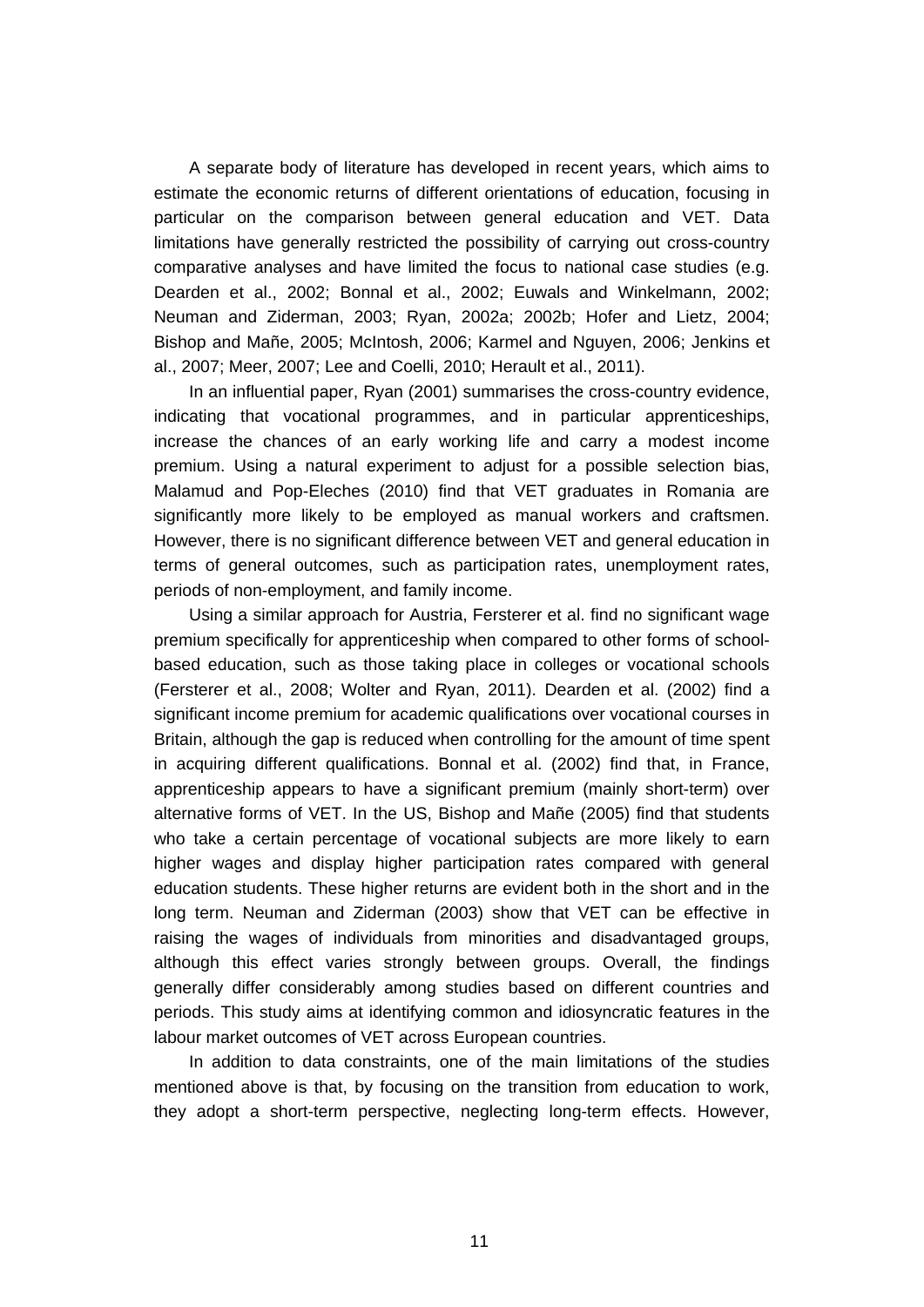A separate body of literature has developed in recent years, which aims to estimate the economic returns of different orientations of education, focusing in particular on the comparison between general education and VET. Data limitations have generally restricted the possibility of carrying out cross-country comparative analyses and have limited the focus to national case studies (e.g. Dearden et al., 2002; Bonnal et al., 2002; Euwals and Winkelmann, 2002; Neuman and Ziderman, 2003; Ryan, 2002a; 2002b; Hofer and Lietz, 2004; Bishop and Mañe, 2005; McIntosh, 2006; Karmel and Nguyen, 2006; Jenkins et al., 2007; Meer, 2007; Lee and Coelli, 2010; Herault et al., 2011).

In an influential paper, Ryan (2001) summarises the cross-country evidence, indicating that vocational programmes, and in particular apprenticeships, increase the chances of an early working life and carry a modest income premium. Using a natural experiment to adjust for a possible selection bias, Malamud and Pop-Eleches (2010) find that VET graduates in Romania are significantly more likely to be employed as manual workers and craftsmen. However, there is no significant difference between VET and general education in terms of general outcomes, such as participation rates, unemployment rates, periods of non-employment, and family income.

Using a similar approach for Austria, Fersterer et al. find no significant wage premium specifically for apprenticeship when compared to other forms of school-based education, such as those taking place in colleges or vocational schools (Fersterer et al., 2008; Wolter and Ryan, 2011). Dearden et al. (2002) find a significant income premium for academic qualifications over vocational courses in Britain, although the gap is reduced when controlling for the amount of time spent in acquiring different qualifications. Bonnal et al. (2002) find that, in France, apprenticeship appears to have a significant premium (mainly short-term) over alternative forms of VET. In the US, Bishop and Mañe (2005) find that students who take a certain percentage of vocational subjects are more likely to earn higher wages and display higher participation rates compared with general education students. These higher returns are evident both in the short and in the long term. Neuman and Ziderman (2003) show that VET can be effective in raising the wages of individuals from minorities and disadvantaged groups, although this effect varies strongly between groups. Overall, the findings generally differ considerably among studies based on different countries and periods. This study aims at identifying common and idiosyncratic features in the labour market outcomes of VET across European countries.

In addition to data constraints, one of the main limitations of the studies mentioned above is that, by focusing on the transition from education to work, they adopt a short-term perspective, neglecting long-term effects. However,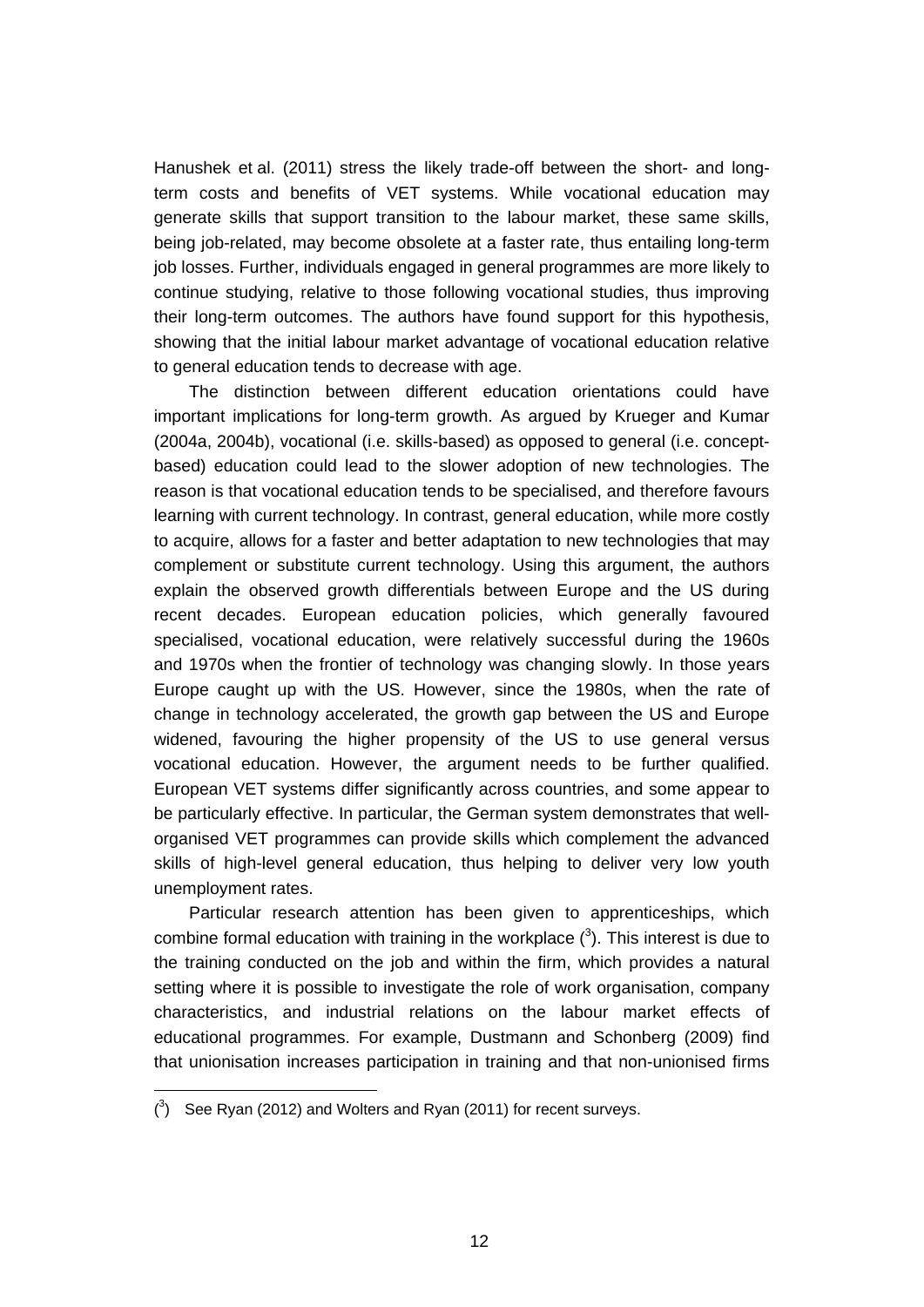Hanushek et al. (2011) stress the likely trade-off between the short- and long-term costs and benefits of VET systems. While vocational education may generate skills that support transition to the labour market, these same skills, being job-related, may become obsolete at a faster rate, thus entailing long-term job losses. Further, individuals engaged in general programmes are more likely to continue studying, relative to those following vocational studies, thus improving their long-term outcomes. The authors have found support for this hypothesis, showing that the initial labour market advantage of vocational education relative to general education tends to decrease with age.

The distinction between different education orientations could have important implications for long-term growth. As argued by Krueger and Kumar (2004a, 2004b), vocational (i.e. skills-based) as opposed to general (i.e. concept-based) education could lead to the slower adoption of new technologies. The reason is that vocational education tends to be specialised, and therefore favours learning with current technology. In contrast, general education, while more costly to acquire, allows for a faster and better adaptation to new technologies that may complement or substitute current technology. Using this argument, the authors explain the observed growth differentials between Europe and the US during recent decades. European education policies, which generally favoured specialised, vocational education, were relatively successful during the 1960s and 1970s when the frontier of technology was changing slowly. In those years Europe caught up with the US. However, since the 1980s, when the rate of change in technology accelerated, the growth gap between the US and Europe widened, favouring the higher propensity of the US to use general versus vocational education. However, the argument needs to be further qualified. European VET systems differ significantly across countries, and some appear to be particularly effective. In particular, the German system demonstrates that well-organised VET programmes can provide skills which complement the advanced skills of high-level general education, thus helping to deliver very low youth unemployment rates.

Particular research attention has been given to apprenticeships, which combine formal education with training in the workplace ([3]). This interest is due to the training conducted on the job and within the firm, which provides a natural setting where it is possible to investigate the role of work organisation, company characteristics, and industrial relations on the labour market effects of educational programmes. For example, Dustmann and Schonberg (2009) find that unionisation increases participation in training and that non-unionised firms

([3]) See Ryan (2012) and Wolters and Ryan (2011) for recent surveys.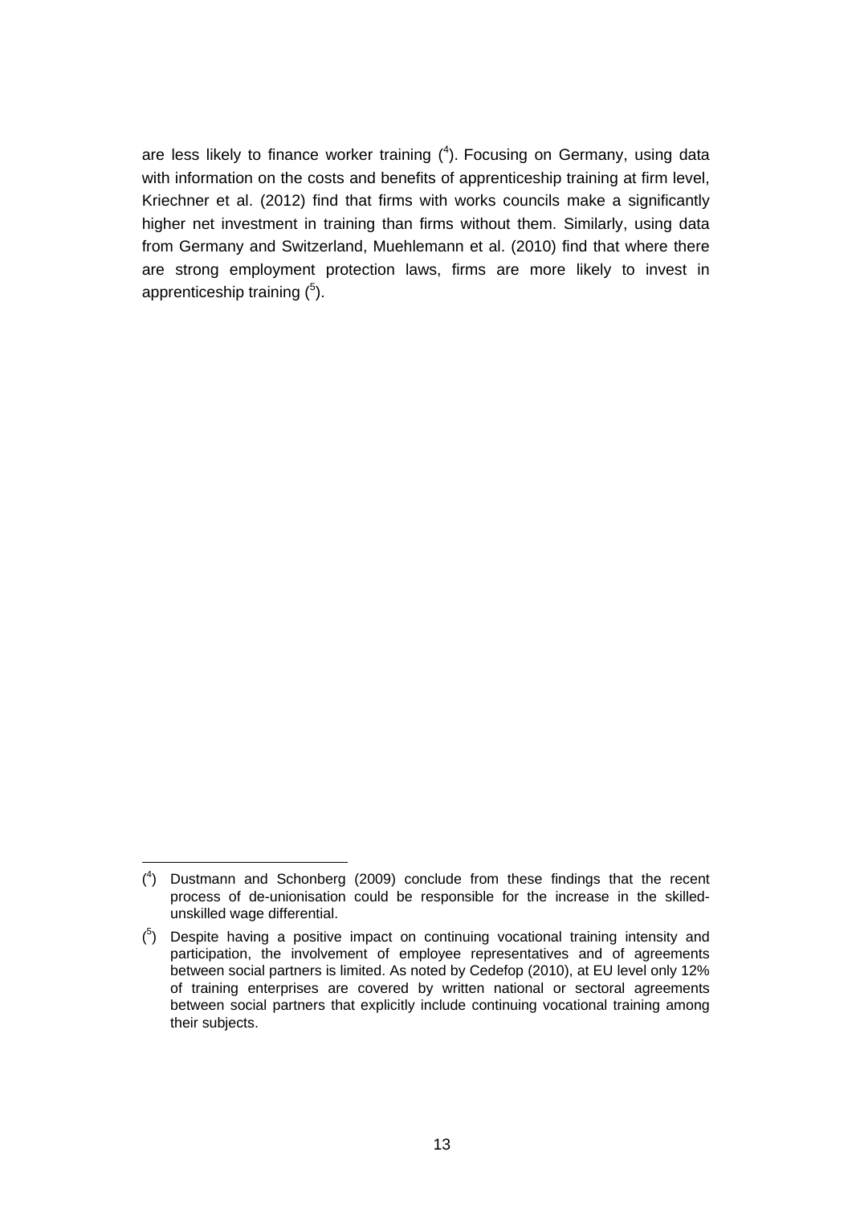are less likely to finance worker training ([4]). Focusing on Germany, using data with information on the costs and benefits of apprenticeship training at firm level, Kriechner et al. (2012) find that firms with works councils make a significantly higher net investment in training than firms without them. Similarly, using data from Germany and Switzerland, Muehlemann et al. (2010) find that where there are strong employment protection laws, firms are more likely to invest in apprenticeship training ([5]).

---

([4]) Dustmann and Schonberg (2009) conclude from these findings that the recent process of de-unionisation could be responsible for the increase in the skilled-unskilled wage differential.

([5]) Despite having a positive impact on continuing vocational training intensity and participation, the involvement of employee representatives and of agreements between social partners is limited. As noted by Cedefop (2010), at EU level only 12% of training enterprises are covered by written national or sectoral agreements between social partners that explicitly include continuing vocational training among their subjects.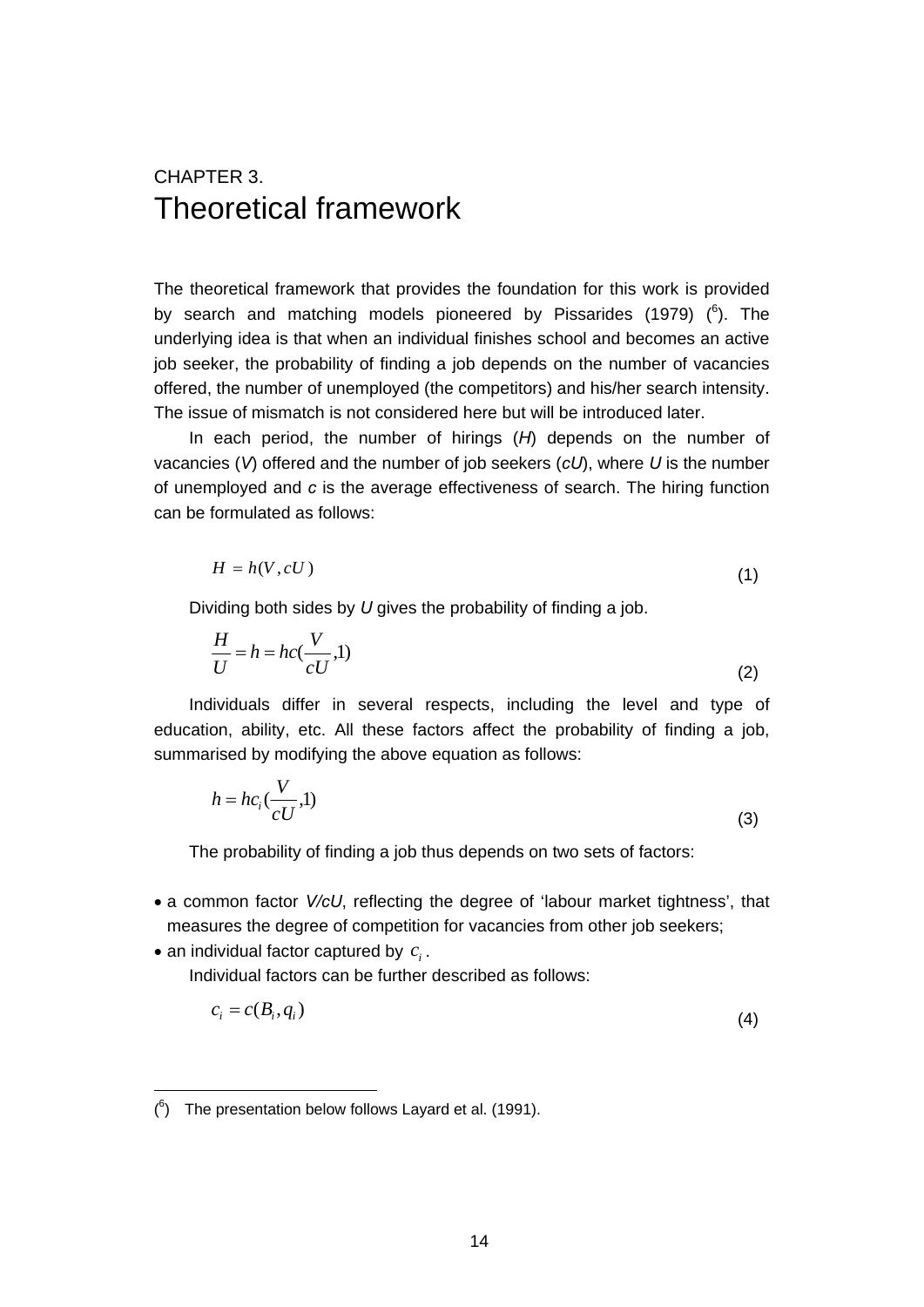# CHAPTER 3. Theoretical framework

The theoretical framework that provides the foundation for this work is provided by search and matching models pioneered by Pissarides (1979) ([6]). The underlying idea is that when an individual finishes school and becomes an active job seeker, the probability of finding a job depends on the number of vacancies offered, the number of unemployed (the competitors) and his/her search intensity. The issue of mismatch is not considered here but will be introduced later.

In each period, the number of hirings (*H*) depends on the number of vacancies (*V*) offered and the number of job seekers (*cU*), where *U* is the number of unemployed and *c* is the average effectiveness of search. The hiring function can be formulated as follows:

$$H = h(V, cU) \tag{1}$$

Dividing both sides by *U* gives the probability of finding a job.

$$\frac{H}{U} = h = hc(\frac{V}{cU}, 1) \tag{2}$$

Individuals differ in several respects, including the level and type of education, ability, etc. All these factors affect the probability of finding a job, summarised by modifying the above equation as follows:

$$h = hc_i(\frac{V}{cU}, 1) \tag{3}$$

The probability of finding a job thus depends on two sets of factors:

- a common factor *V/cU*, reflecting the degree of 'labour market tightness', that measures the degree of competition for vacancies from other job seekers;
- an individual factor captured by $c_i$.

Individual factors can be further described as follows:

$$c_i = c(B_i, q_i) \tag{4}$$

([6]) The presentation below follows Layard et al. (1991).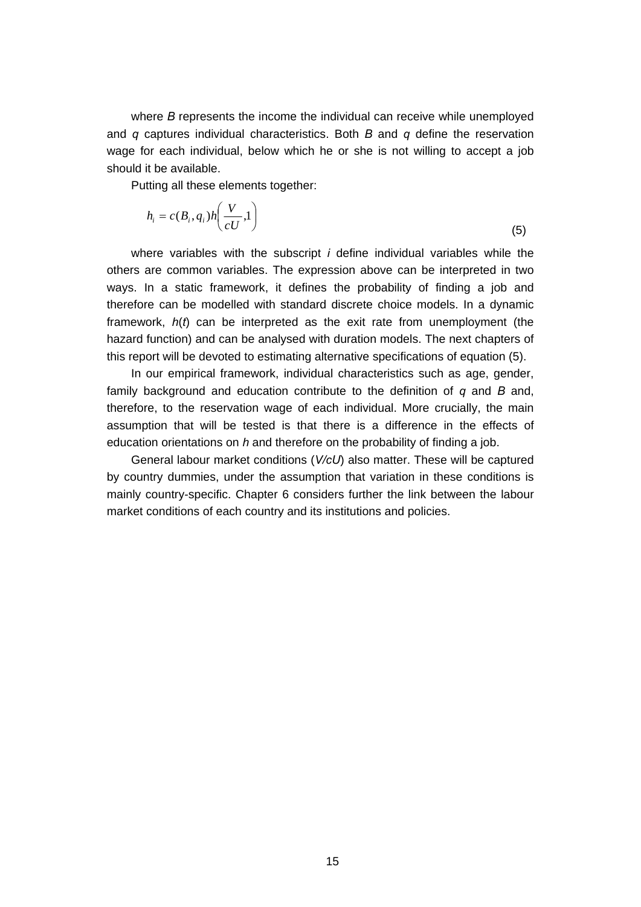where $B$ represents the income the individual can receive while unemployed and $q$ captures individual characteristics. Both $B$ and $q$ define the reservation wage for each individual, below which he or she is not willing to accept a job should it be available.

Putting all these elements together:

$$h_i = c(B_i, q_i)h\left(\frac{V}{cU}, 1\right) \tag{5}$$

where variables with the subscript $i$ define individual variables while the others are common variables. The expression above can be interpreted in two ways. In a static framework, it defines the probability of finding a job and therefore can be modelled with standard discrete choice models. In a dynamic framework, $h(t)$ can be interpreted as the exit rate from unemployment (the hazard function) and can be analysed with duration models. The next chapters of this report will be devoted to estimating alternative specifications of equation (5).

In our empirical framework, individual characteristics such as age, gender, family background and education contribute to the definition of $q$ and $B$ and, therefore, to the reservation wage of each individual. More crucially, the main assumption that will be tested is that there is a difference in the effects of education orientations on $h$ and therefore on the probability of finding a job.

General labour market conditions ($V/cU$) also matter. These will be captured by country dummies, under the assumption that variation in these conditions is mainly country-specific. Chapter 6 considers further the link between the labour market conditions of each country and its institutions and policies.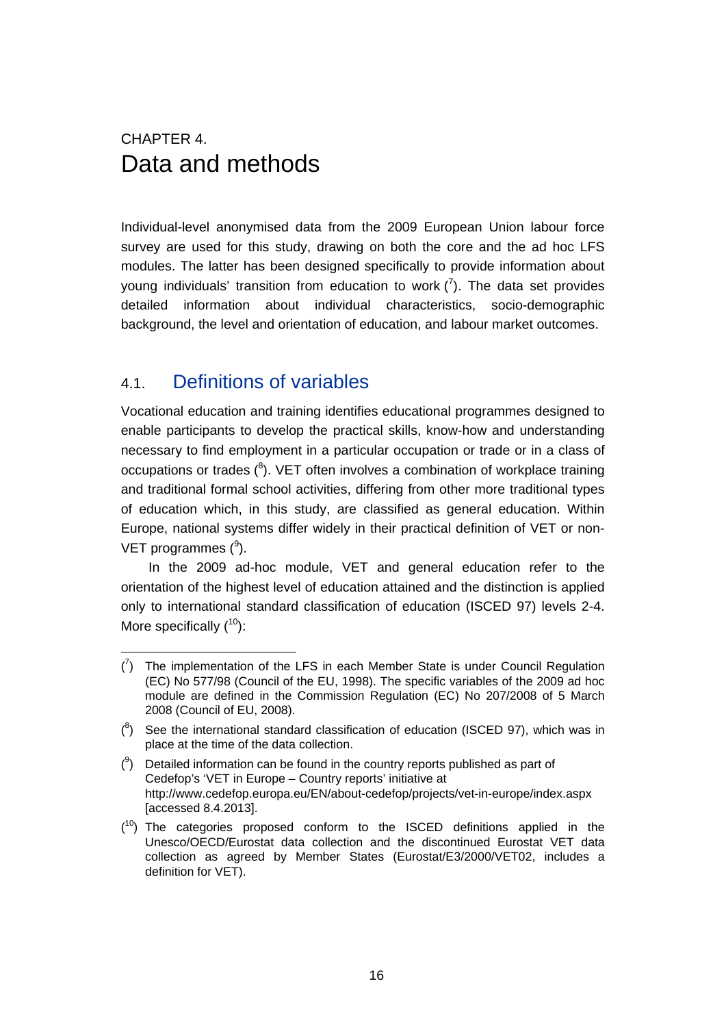# CHAPTER 4.
# Data and methods

Individual-level anonymised data from the 2009 European Union labour force survey are used for this study, drawing on both the core and the ad hoc LFS modules. The latter has been designed specifically to provide information about young individuals' transition from education to work ([7]). The data set provides detailed information about individual characteristics, socio-demographic background, the level and orientation of education, and labour market outcomes.

## 4.1. Definitions of variables

Vocational education and training identifies educational programmes designed to enable participants to develop the practical skills, know-how and understanding necessary to find employment in a particular occupation or trade or in a class of occupations or trades ([8]). VET often involves a combination of workplace training and traditional formal school activities, differing from other more traditional types of education which, in this study, are classified as general education. Within Europe, national systems differ widely in their practical definition of VET or non-VET programmes ([9]).

In the 2009 ad-hoc module, VET and general education refer to the orientation of the highest level of education attained and the distinction is applied only to international standard classification of education (ISCED 97) levels 2-4. More specifically ([10]):

---

([7]) The implementation of the LFS in each Member State is under Council Regulation (EC) No 577/98 (Council of the EU, 1998). The specific variables of the 2009 ad hoc module are defined in the Commission Regulation (EC) No 207/2008 of 5 March 2008 (Council of EU, 2008).

([8]) See the international standard classification of education (ISCED 97), which was in place at the time of the data collection.

([9]) Detailed information can be found in the country reports published as part of Cedefop's 'VET in Europe – Country reports' initiative at http://www.cedefop.europa.eu/EN/about-cedefop/projects/vet-in-europe/index.aspx [accessed 8.4.2013].

([10]) The categories proposed conform to the ISCED definitions applied in the Unesco/OECD/Eurostat data collection and the discontinued Eurostat VET data collection as agreed by Member States (Eurostat/E3/2000/VET02, includes a definition for VET).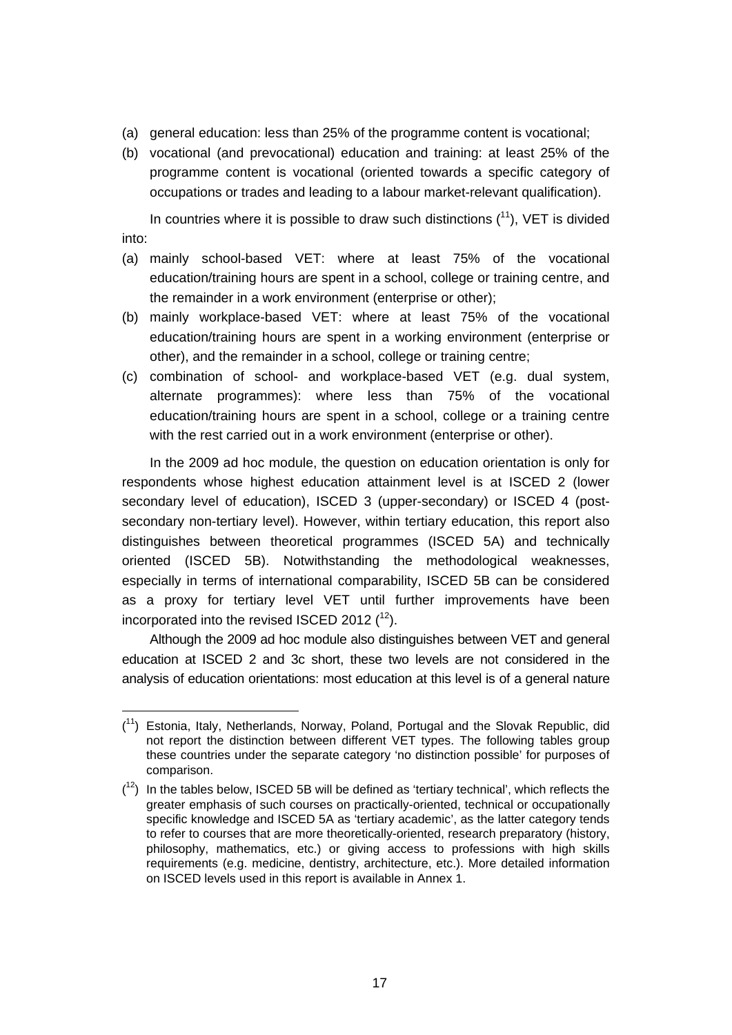(a) general education: less than 25% of the programme content is vocational;

(b) vocational (and prevocational) education and training: at least 25% of the programme content is vocational (oriented towards a specific category of occupations or trades and leading to a labour market-relevant qualification).

In countries where it is possible to draw such distinctions ([11]), VET is divided into:

(a) mainly school-based VET: where at least 75% of the vocational education/training hours are spent in a school, college or training centre, and the remainder in a work environment (enterprise or other);

(b) mainly workplace-based VET: where at least 75% of the vocational education/training hours are spent in a working environment (enterprise or other), and the remainder in a school, college or training centre;

(c) combination of school- and workplace-based VET (e.g. dual system, alternate programmes): where less than 75% of the vocational education/training hours are spent in a school, college or a training centre with the rest carried out in a work environment (enterprise or other).

In the 2009 ad hoc module, the question on education orientation is only for respondents whose highest education attainment level is at ISCED 2 (lower secondary level of education), ISCED 3 (upper-secondary) or ISCED 4 (post-secondary non-tertiary level). However, within tertiary education, this report also distinguishes between theoretical programmes (ISCED 5A) and technically oriented (ISCED 5B). Notwithstanding the methodological weaknesses, especially in terms of international comparability, ISCED 5B can be considered as a proxy for tertiary level VET until further improvements have been incorporated into the revised ISCED 2012 ([12]).

Although the 2009 ad hoc module also distinguishes between VET and general education at ISCED 2 and 3c short, these two levels are not considered in the analysis of education orientations: most education at this level is of a general nature

---

([11]) Estonia, Italy, Netherlands, Norway, Poland, Portugal and the Slovak Republic, did not report the distinction between different VET types. The following tables group these countries under the separate category 'no distinction possible' for purposes of comparison.

([12]) In the tables below, ISCED 5B will be defined as 'tertiary technical', which reflects the greater emphasis of such courses on practically-oriented, technical or occupationally specific knowledge and ISCED 5A as 'tertiary academic', as the latter category tends to refer to courses that are more theoretically-oriented, research preparatory (history, philosophy, mathematics, etc.) or giving access to professions with high skills requirements (e.g. medicine, dentistry, architecture, etc.). More detailed information on ISCED levels used in this report is available in Annex 1.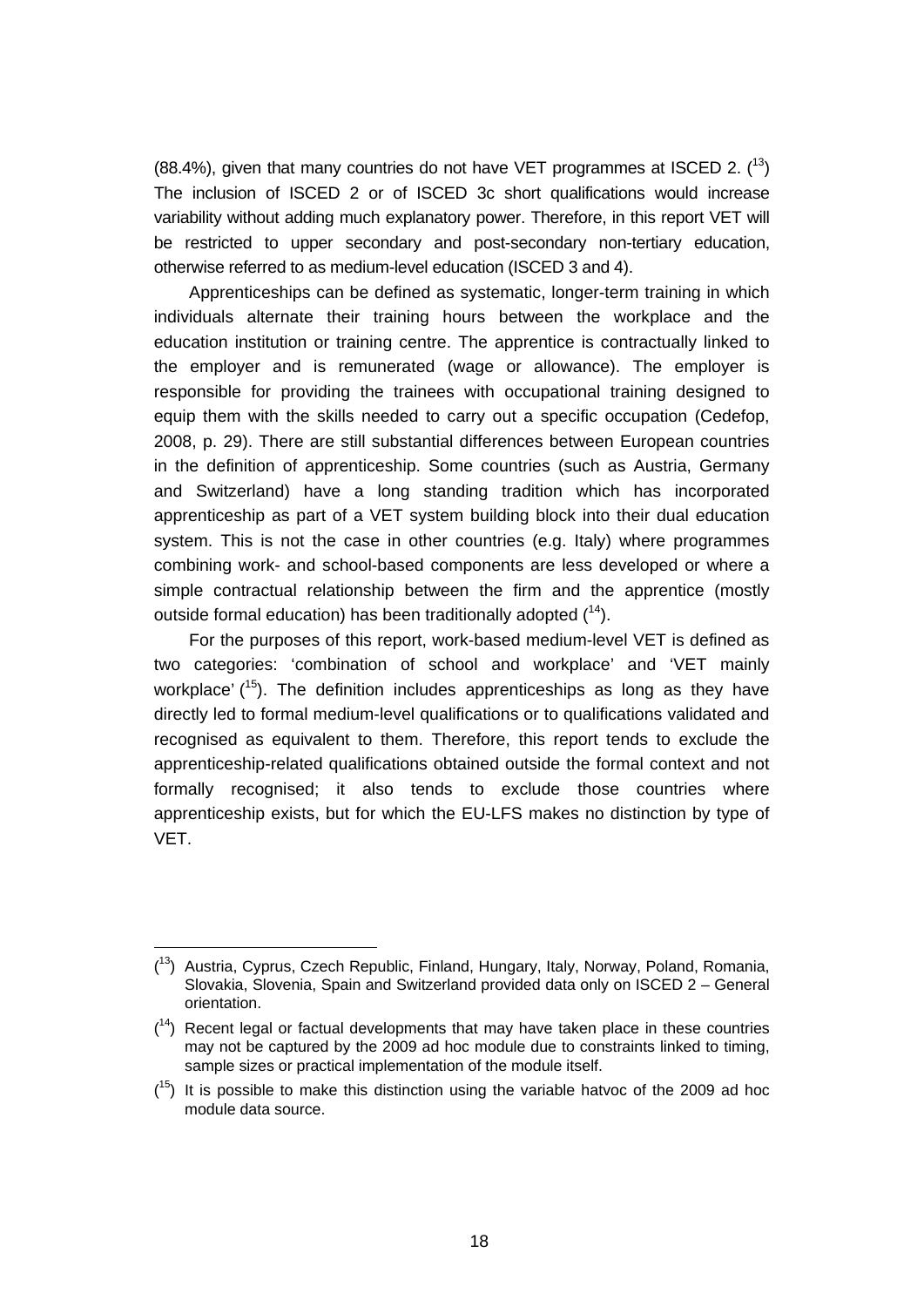(88.4%), given that many countries do not have VET programmes at ISCED 2. ([13]) The inclusion of ISCED 2 or of ISCED 3c short qualifications would increase variability without adding much explanatory power. Therefore, in this report VET will be restricted to upper secondary and post-secondary non-tertiary education, otherwise referred to as medium-level education (ISCED 3 and 4).

Apprenticeships can be defined as systematic, longer-term training in which individuals alternate their training hours between the workplace and the education institution or training centre. The apprentice is contractually linked to the employer and is remunerated (wage or allowance). The employer is responsible for providing the trainees with occupational training designed to equip them with the skills needed to carry out a specific occupation (Cedefop, 2008, p. 29). There are still substantial differences between European countries in the definition of apprenticeship. Some countries (such as Austria, Germany and Switzerland) have a long standing tradition which has incorporated apprenticeship as part of a VET system building block into their dual education system. This is not the case in other countries (e.g. Italy) where programmes combining work- and school-based components are less developed or where a simple contractual relationship between the firm and the apprentice (mostly outside formal education) has been traditionally adopted ([14]).

For the purposes of this report, work-based medium-level VET is defined as two categories: 'combination of school and workplace' and 'VET mainly workplace' ([15]). The definition includes apprenticeships as long as they have directly led to formal medium-level qualifications or to qualifications validated and recognised as equivalent to them. Therefore, this report tends to exclude the apprenticeship-related qualifications obtained outside the formal context and not formally recognised; it also tends to exclude those countries where apprenticeship exists, but for which the EU-LFS makes no distinction by type of VET.

---

([13]) Austria, Cyprus, Czech Republic, Finland, Hungary, Italy, Norway, Poland, Romania, Slovakia, Slovenia, Spain and Switzerland provided data only on ISCED 2 – General orientation.

([14]) Recent legal or factual developments that may have taken place in these countries may not be captured by the 2009 ad hoc module due to constraints linked to timing, sample sizes or practical implementation of the module itself.

([15]) It is possible to make this distinction using the variable hatvoc of the 2009 ad hoc module data source.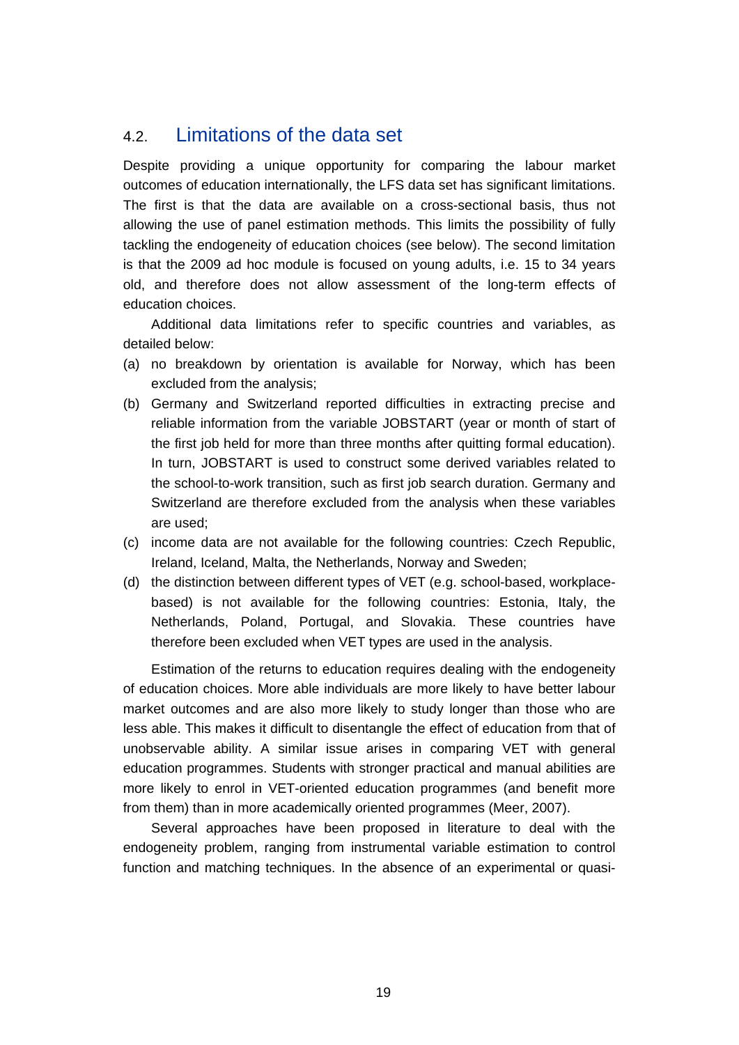## 4.2. Limitations of the data set

Despite providing a unique opportunity for comparing the labour market outcomes of education internationally, the LFS data set has significant limitations. The first is that the data are available on a cross-sectional basis, thus not allowing the use of panel estimation methods. This limits the possibility of fully tackling the endogeneity of education choices (see below). The second limitation is that the 2009 ad hoc module is focused on young adults, i.e. 15 to 34 years old, and therefore does not allow assessment of the long-term effects of education choices.

Additional data limitations refer to specific countries and variables, as detailed below:

(a) no breakdown by orientation is available for Norway, which has been excluded from the analysis;

(b) Germany and Switzerland reported difficulties in extracting precise and reliable information from the variable JOBSTART (year or month of start of the first job held for more than three months after quitting formal education). In turn, JOBSTART is used to construct some derived variables related to the school-to-work transition, such as first job search duration. Germany and Switzerland are therefore excluded from the analysis when these variables are used;

(c) income data are not available for the following countries: Czech Republic, Ireland, Iceland, Malta, the Netherlands, Norway and Sweden;

(d) the distinction between different types of VET (e.g. school-based, workplace-based) is not available for the following countries: Estonia, Italy, the Netherlands, Poland, Portugal, and Slovakia. These countries have therefore been excluded when VET types are used in the analysis.

Estimation of the returns to education requires dealing with the endogeneity of education choices. More able individuals are more likely to have better labour market outcomes and are also more likely to study longer than those who are less able. This makes it difficult to disentangle the effect of education from that of unobservable ability. A similar issue arises in comparing VET with general education programmes. Students with stronger practical and manual abilities are more likely to enrol in VET-oriented education programmes (and benefit more from them) than in more academically oriented programmes (Meer, 2007).

Several approaches have been proposed in literature to deal with the endogeneity problem, ranging from instrumental variable estimation to control function and matching techniques. In the absence of an experimental or quasi-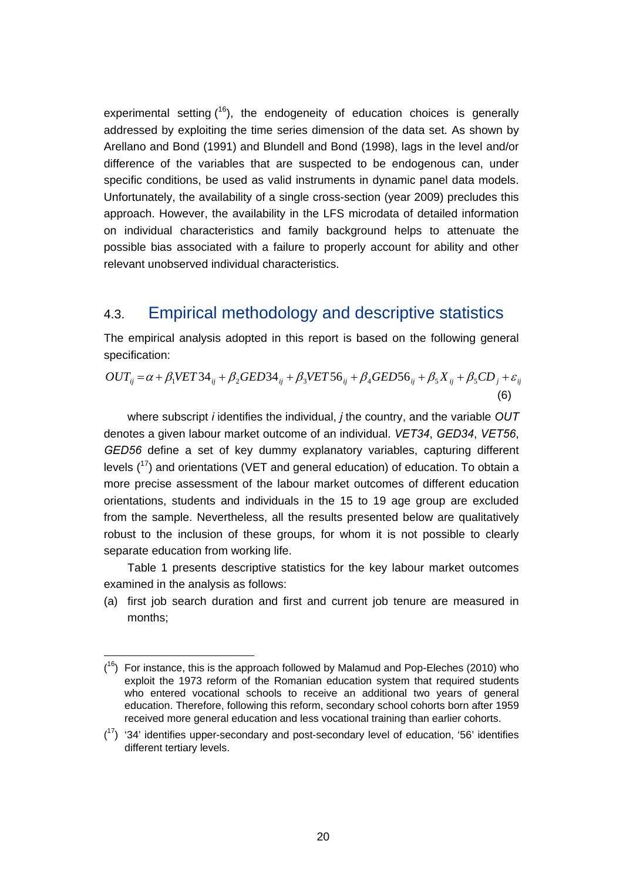experimental setting [16], the endogeneity of education choices is generally addressed by exploiting the time series dimension of the data set. As shown by Arellano and Bond (1991) and Blundell and Bond (1998), lags in the level and/or difference of the variables that are suspected to be endogenous can, under specific conditions, be used as valid instruments in dynamic panel data models. Unfortunately, the availability of a single cross-section (year 2009) precludes this approach. However, the availability in the LFS microdata of detailed information on individual characteristics and family background helps to attenuate the possible bias associated with a failure to properly account for ability and other relevant unobserved individual characteristics.

## 4.3. Empirical methodology and descriptive statistics

The empirical analysis adopted in this report is based on the following general specification:

$$OUT_{ij} = \alpha + \beta_1 VET34_{ij} + \beta_2 GED34_{ij} + \beta_3 VET56_{ij} + \beta_4 GED56_{ij} + \beta_5 X_{ij} + \beta_5 CD_j + \varepsilon_{ij} \quad (6)$$

where subscript *i* identifies the individual, *j* the country, and the variable *OUT* denotes a given labour market outcome of an individual. *VET34*, *GED34*, *VET56*, *GED56* define a set of key dummy explanatory variables, capturing different levels [17] and orientations (VET and general education) of education. To obtain a more precise assessment of the labour market outcomes of different education orientations, students and individuals in the 15 to 19 age group are excluded from the sample. Nevertheless, all the results presented below are qualitatively robust to the inclusion of these groups, for whom it is not possible to clearly separate education from working life.

Table 1 presents descriptive statistics for the key labour market outcomes examined in the analysis as follows:

(a) first job search duration and first and current job tenure are measured in months;

---

[16] For instance, this is the approach followed by Malamud and Pop-Eleches (2010) who exploit the 1973 reform of the Romanian education system that required students who entered vocational schools to receive an additional two years of general education. Therefore, following this reform, secondary school cohorts born after 1959 received more general education and less vocational training than earlier cohorts.

[17] '34' identifies upper-secondary and post-secondary level of education, '56' identifies different tertiary levels.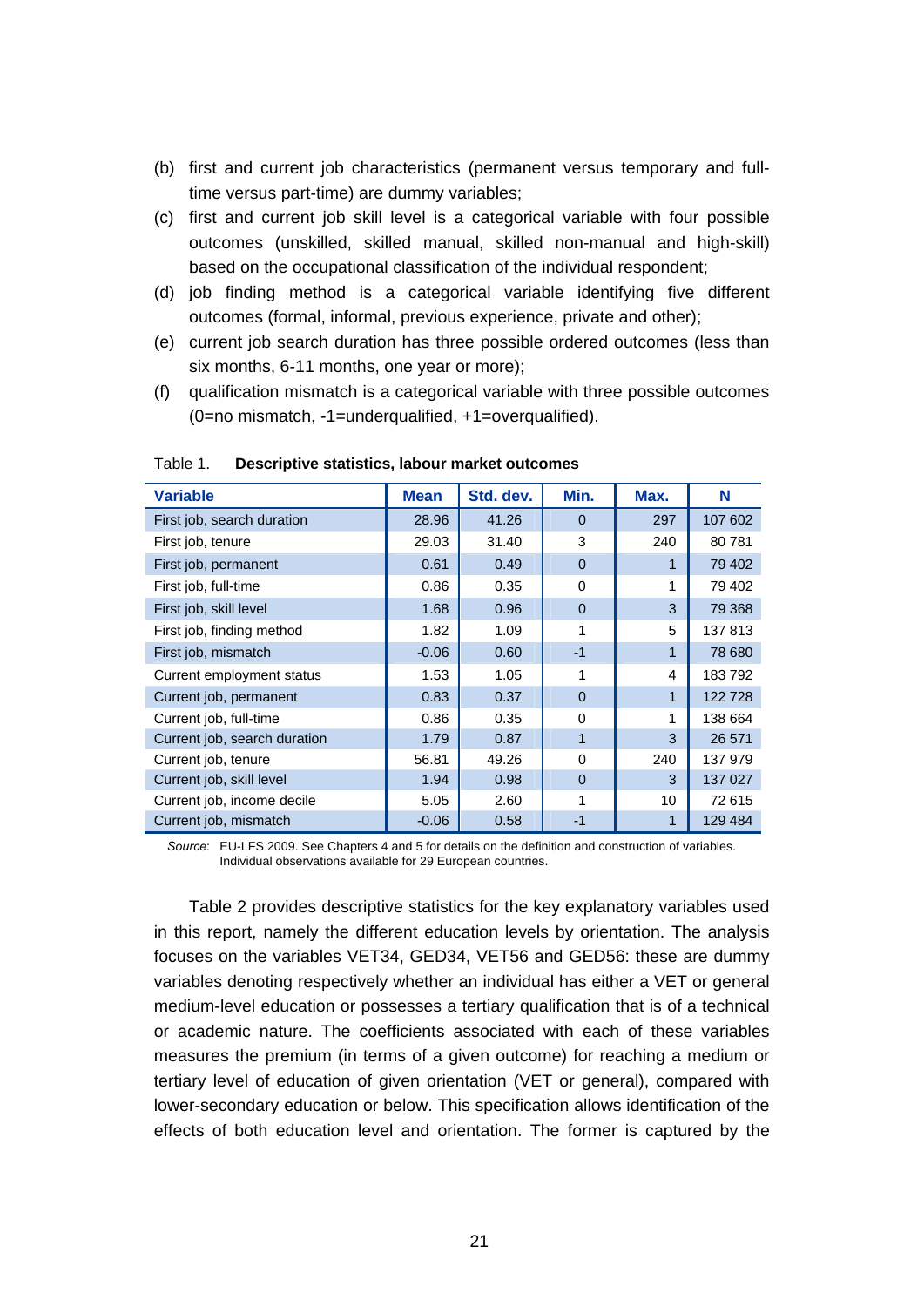(b) first and current job characteristics (permanent versus temporary and full-time versus part-time) are dummy variables;

(c) first and current job skill level is a categorical variable with four possible outcomes (unskilled, skilled manual, skilled non-manual and high-skill) based on the occupational classification of the individual respondent;

(d) job finding method is a categorical variable identifying five different outcomes (formal, informal, previous experience, private and other);

(e) current job search duration has three possible ordered outcomes (less than six months, 6-11 months, one year or more);

(f) qualification mismatch is a categorical variable with three possible outcomes (0=no mismatch, -1=underqualified, +1=overqualified).

Table 1. **Descriptive statistics, labour market outcomes**

| Variable | Mean | Std. dev. | Min. | Max. | N |
|---|---|---|---|---|---|
| First job, search duration | 28.96 | 41.26 | 0 | 297 | 107 602 |
| First job, tenure | 29.03 | 31.40 | 3 | 240 | 80 781 |
| First job, permanent | 0.61 | 0.49 | 0 | 1 | 79 402 |
| First job, full-time | 0.86 | 0.35 | 0 | 1 | 79 402 |
| First job, skill level | 1.68 | 0.96 | 0 | 3 | 79 368 |
| First job, finding method | 1.82 | 1.09 | 1 | 5 | 137 813 |
| First job, mismatch | -0.06 | 0.60 | -1 | 1 | 78 680 |
| Current employment status | 1.53 | 1.05 | 1 | 4 | 183 792 |
| Current job, permanent | 0.83 | 0.37 | 0 | 1 | 122 728 |
| Current job, full-time | 0.86 | 0.35 | 0 | 1 | 138 664 |
| Current job, search duration | 1.79 | 0.87 | 1 | 3 | 26 571 |
| Current job, tenure | 56.81 | 49.26 | 0 | 240 | 137 979 |
| Current job, skill level | 1.94 | 0.98 | 0 | 3 | 137 027 |
| Current job, income decile | 5.05 | 2.60 | 1 | 10 | 72 615 |
| Current job, mismatch | -0.06 | 0.58 | -1 | 1 | 129 484 |

*Source*: EU-LFS 2009. See Chapters 4 and 5 for details on the definition and construction of variables. Individual observations available for 29 European countries.

Table 2 provides descriptive statistics for the key explanatory variables used in this report, namely the different education levels by orientation. The analysis focuses on the variables VET34, GED34, VET56 and GED56: these are dummy variables denoting respectively whether an individual has either a VET or general medium-level education or possesses a tertiary qualification that is of a technical or academic nature. The coefficients associated with each of these variables measures the premium (in terms of a given outcome) for reaching a medium or tertiary level of education of given orientation (VET or general), compared with lower-secondary education or below. This specification allows identification of the effects of both education level and orientation. The former is captured by the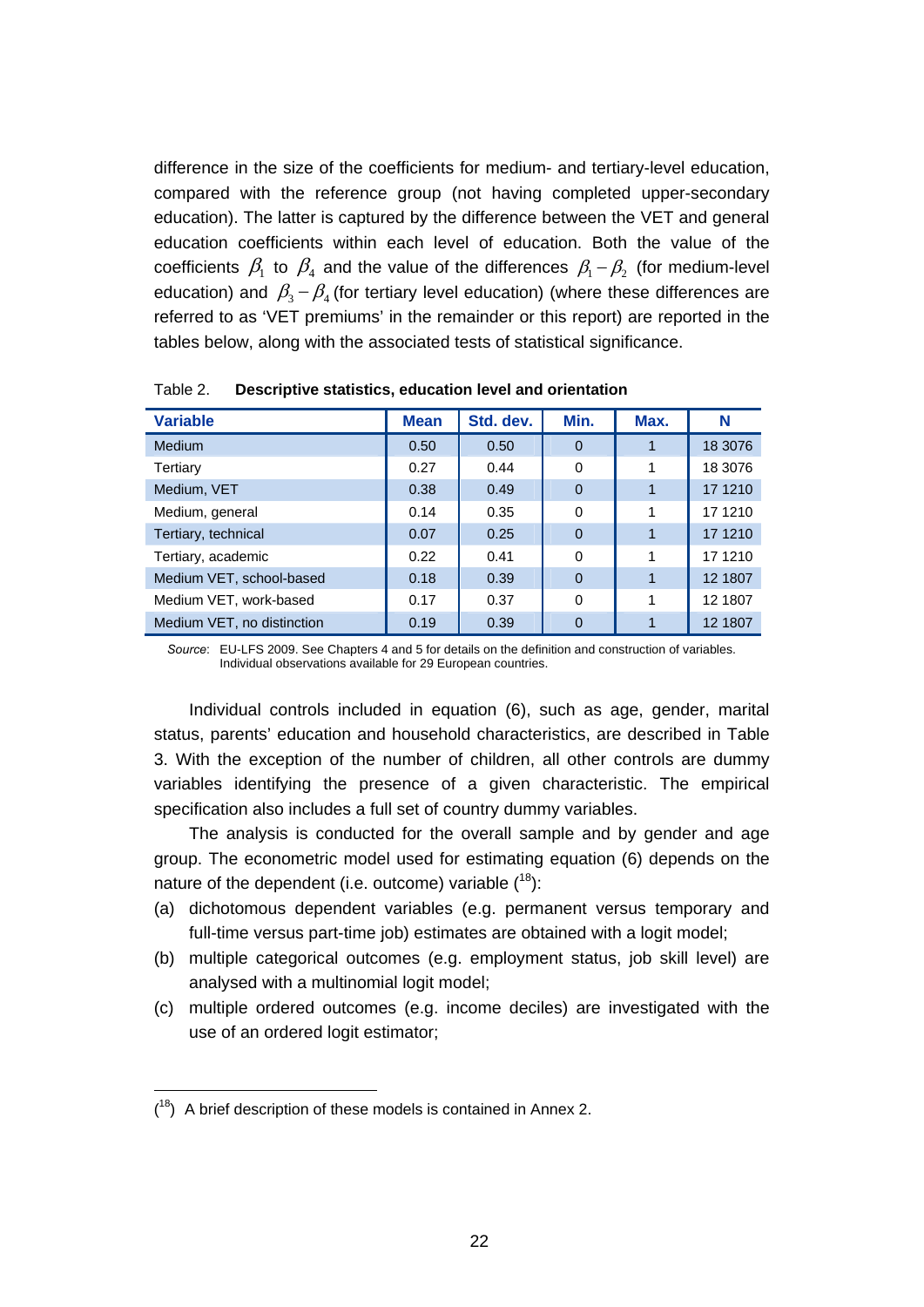difference in the size of the coefficients for medium- and tertiary-level education, compared with the reference group (not having completed upper-secondary education). The latter is captured by the difference between the VET and general education coefficients within each level of education. Both the value of the coefficients $\beta_1$ to $\beta_4$ and the value of the differences $\beta_1 - \beta_2$ (for medium-level education) and $\beta_3 - \beta_4$ (for tertiary level education) (where these differences are referred to as 'VET premiums' in the remainder or this report) are reported in the tables below, along with the associated tests of statistical significance.

Table 2. **Descriptive statistics, education level and orientation**

| Variable | Mean | Std. dev. | Min. | Max. | N |
|---|---|---|---|---|---|
| Medium | 0.50 | 0.50 | 0 | 1 | 18 3076 |
| Tertiary | 0.27 | 0.44 | 0 | 1 | 18 3076 |
| Medium, VET | 0.38 | 0.49 | 0 | 1 | 17 1210 |
| Medium, general | 0.14 | 0.35 | 0 | 1 | 17 1210 |
| Tertiary, technical | 0.07 | 0.25 | 0 | 1 | 17 1210 |
| Tertiary, academic | 0.22 | 0.41 | 0 | 1 | 17 1210 |
| Medium VET, school-based | 0.18 | 0.39 | 0 | 1 | 12 1807 |
| Medium VET, work-based | 0.17 | 0.37 | 0 | 1 | 12 1807 |
| Medium VET, no distinction | 0.19 | 0.39 | 0 | 1 | 12 1807 |

*Source*: EU-LFS 2009. See Chapters 4 and 5 for details on the definition and construction of variables. Individual observations available for 29 European countries.

Individual controls included in equation (6), such as age, gender, marital status, parents' education and household characteristics, are described in Table 3. With the exception of the number of children, all other controls are dummy variables identifying the presence of a given characteristic. The empirical specification also includes a full set of country dummy variables.

The analysis is conducted for the overall sample and by gender and age group. The econometric model used for estimating equation (6) depends on the nature of the dependent (i.e. outcome) variable ([18]):

(a) dichotomous dependent variables (e.g. permanent versus temporary and full-time versus part-time job) estimates are obtained with a logit model;

(b) multiple categorical outcomes (e.g. employment status, job skill level) are analysed with a multinomial logit model;

(c) multiple ordered outcomes (e.g. income deciles) are investigated with the use of an ordered logit estimator;

([18]) A brief description of these models is contained in Annex 2.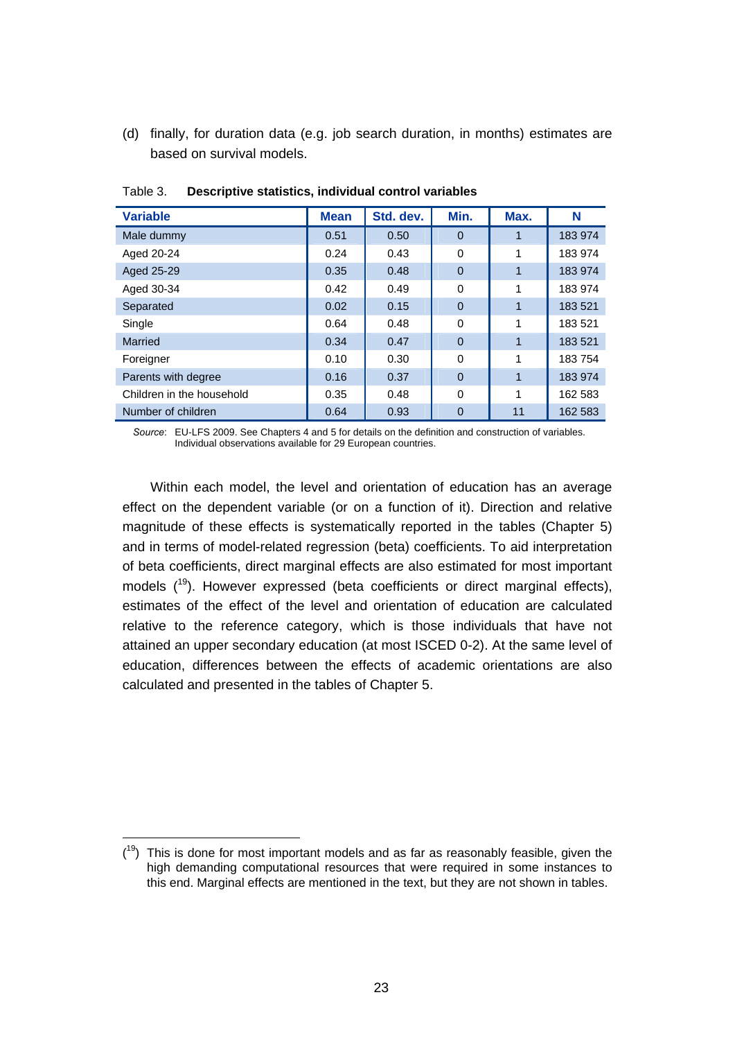(d) finally, for duration data (e.g. job search duration, in months) estimates are based on survival models.

Table 3. **Descriptive statistics, individual control variables**

| Variable | Mean | Std. dev. | Min. | Max. | N |
|---|---|---|---|---|---|
| Male dummy | 0.51 | 0.50 | 0 | 1 | 183 974 |
| Aged 20-24 | 0.24 | 0.43 | 0 | 1 | 183 974 |
| Aged 25-29 | 0.35 | 0.48 | 0 | 1 | 183 974 |
| Aged 30-34 | 0.42 | 0.49 | 0 | 1 | 183 974 |
| Separated | 0.02 | 0.15 | 0 | 1 | 183 521 |
| Single | 0.64 | 0.48 | 0 | 1 | 183 521 |
| Married | 0.34 | 0.47 | 0 | 1 | 183 521 |
| Foreigner | 0.10 | 0.30 | 0 | 1 | 183 754 |
| Parents with degree | 0.16 | 0.37 | 0 | 1 | 183 974 |
| Children in the household | 0.35 | 0.48 | 0 | 1 | 162 583 |
| Number of children | 0.64 | 0.93 | 0 | 11 | 162 583 |

*Source*: EU-LFS 2009. See Chapters 4 and 5 for details on the definition and construction of variables. Individual observations available for 29 European countries.

Within each model, the level and orientation of education has an average effect on the dependent variable (or on a function of it). Direction and relative magnitude of these effects is systematically reported in the tables (Chapter 5) and in terms of model-related regression (beta) coefficients. To aid interpretation of beta coefficients, direct marginal effects are also estimated for most important models ([19]). However expressed (beta coefficients or direct marginal effects), estimates of the effect of the level and orientation of education are calculated relative to the reference category, which is those individuals that have not attained an upper secondary education (at most ISCED 0-2). At the same level of education, differences between the effects of academic orientations are also calculated and presented in the tables of Chapter 5.

([19]) This is done for most important models and as far as reasonably feasible, given the high demanding computational resources that were required in some instances to this end. Marginal effects are mentioned in the text, but they are not shown in tables.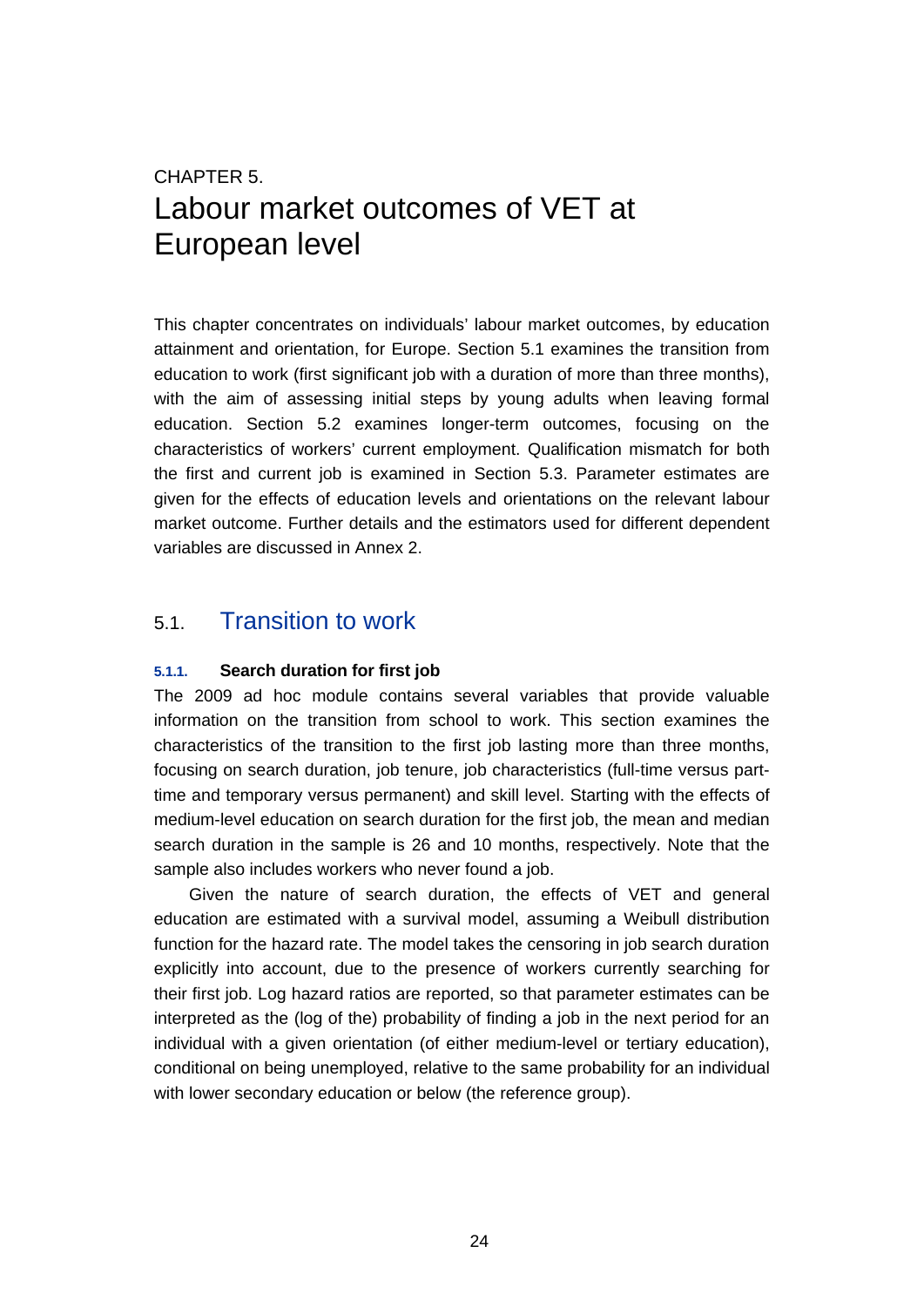CHAPTER 5.

# Labour market outcomes of VET at European level

This chapter concentrates on individuals' labour market outcomes, by education attainment and orientation, for Europe. Section 5.1 examines the transition from education to work (first significant job with a duration of more than three months), with the aim of assessing initial steps by young adults when leaving formal education. Section 5.2 examines longer-term outcomes, focusing on the characteristics of workers' current employment. Qualification mismatch for both the first and current job is examined in Section 5.3. Parameter estimates are given for the effects of education levels and orientations on the relevant labour market outcome. Further details and the estimators used for different dependent variables are discussed in Annex 2.

## 5.1. Transition to work

### 5.1.1. Search duration for first job

The 2009 ad hoc module contains several variables that provide valuable information on the transition from school to work. This section examines the characteristics of the transition to the first job lasting more than three months, focusing on search duration, job tenure, job characteristics (full-time versus part-time and temporary versus permanent) and skill level. Starting with the effects of medium-level education on search duration for the first job, the mean and median search duration in the sample is 26 and 10 months, respectively. Note that the sample also includes workers who never found a job.

Given the nature of search duration, the effects of VET and general education are estimated with a survival model, assuming a Weibull distribution function for the hazard rate. The model takes the censoring in job search duration explicitly into account, due to the presence of workers currently searching for their first job. Log hazard ratios are reported, so that parameter estimates can be interpreted as the (log of the) probability of finding a job in the next period for an individual with a given orientation (of either medium-level or tertiary education), conditional on being unemployed, relative to the same probability for an individual with lower secondary education or below (the reference group).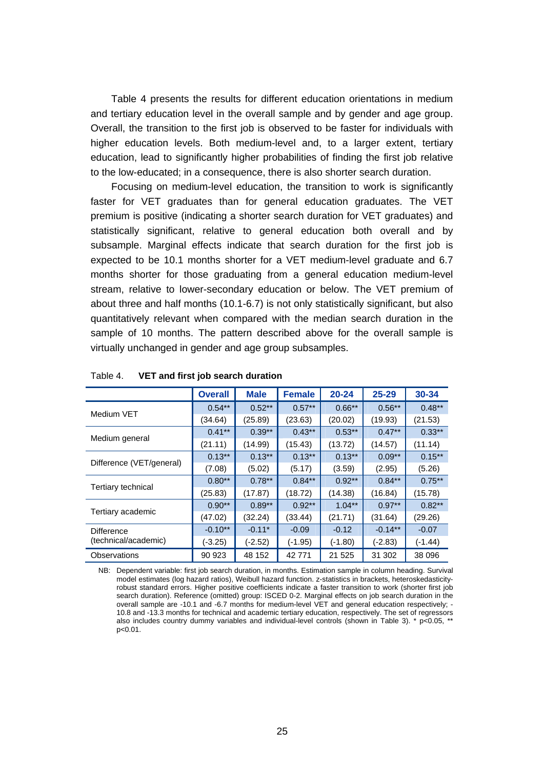Table 4 presents the results for different education orientations in medium and tertiary education level in the overall sample and by gender and age group. Overall, the transition to the first job is observed to be faster for individuals with higher education levels. Both medium-level and, to a larger extent, tertiary education, lead to significantly higher probabilities of finding the first job relative to the low-educated; in a consequence, there is also shorter search duration.

Focusing on medium-level education, the transition to work is significantly faster for VET graduates than for general education graduates. The VET premium is positive (indicating a shorter search duration for VET graduates) and statistically significant, relative to general education both overall and by subsample. Marginal effects indicate that search duration for the first job is expected to be 10.1 months shorter for a VET medium-level graduate and 6.7 months shorter for those graduating from a general education medium-level stream, relative to lower-secondary education or below. The VET premium of about three and half months (10.1-6.7) is not only statistically significant, but also quantitatively relevant when compared with the median search duration in the sample of 10 months. The pattern described above for the overall sample is virtually unchanged in gender and age group subsamples.

Table 4. **VET and first job search duration**

| | Overall | Male | Female | 20-24 | 25-29 | 30-34 |
|---|---|---|---|---|---|---|
| Medium VET | 0.54** | 0.52** | 0.57** | 0.66** | 0.56** | 0.48** |
| | (34.64) | (25.89) | (23.63) | (20.02) | (19.93) | (21.53) |
| Medium general | 0.41** | 0.39** | 0.43** | 0.53** | 0.47** | 0.33** |
| | (21.11) | (14.99) | (15.43) | (13.72) | (14.57) | (11.14) |
| Difference (VET/general) | 0.13** | 0.13** | 0.13** | 0.13** | 0.09** | 0.15** |
| | (7.08) | (5.02) | (5.17) | (3.59) | (2.95) | (5.26) |
| Tertiary technical | 0.80** | 0.78** | 0.84** | 0.92** | 0.84** | 0.75** |
| | (25.83) | (17.87) | (18.72) | (14.38) | (16.84) | (15.78) |
| Tertiary academic | 0.90** | 0.89** | 0.92** | 1.04** | 0.97** | 0.82** |
| | (47.02) | (32.24) | (33.44) | (21.71) | (31.64) | (29.26) |
| Difference (technical/academic) | -0.10** | -0.11* | -0.09 | -0.12 | -0.14** | -0.07 |
| | (-3.25) | (-2.52) | (-1.95) | (-1.80) | (-2.83) | (-1.44) |
| Observations | 90 923 | 48 152 | 42 771 | 21 525 | 31 302 | 38 096 |

NB: Dependent variable: first job search duration, in months. Estimation sample in column heading. Survival model estimates (log hazard ratios), Weibull hazard function. z-statistics in brackets, heteroskedasticity-robust standard errors. Higher positive coefficients indicate a faster transition to work (shorter first job search duration). Reference (omitted) group: ISCED 0-2. Marginal effects on job search duration in the overall sample are -10.1 and -6.7 months for medium-level VET and general education respectively; -10.8 and -13.3 months for technical and academic tertiary education, respectively. The set of regressors also includes country dummy variables and individual-level controls (shown in Table 3). * $p<0.05$, ** $p<0.01$.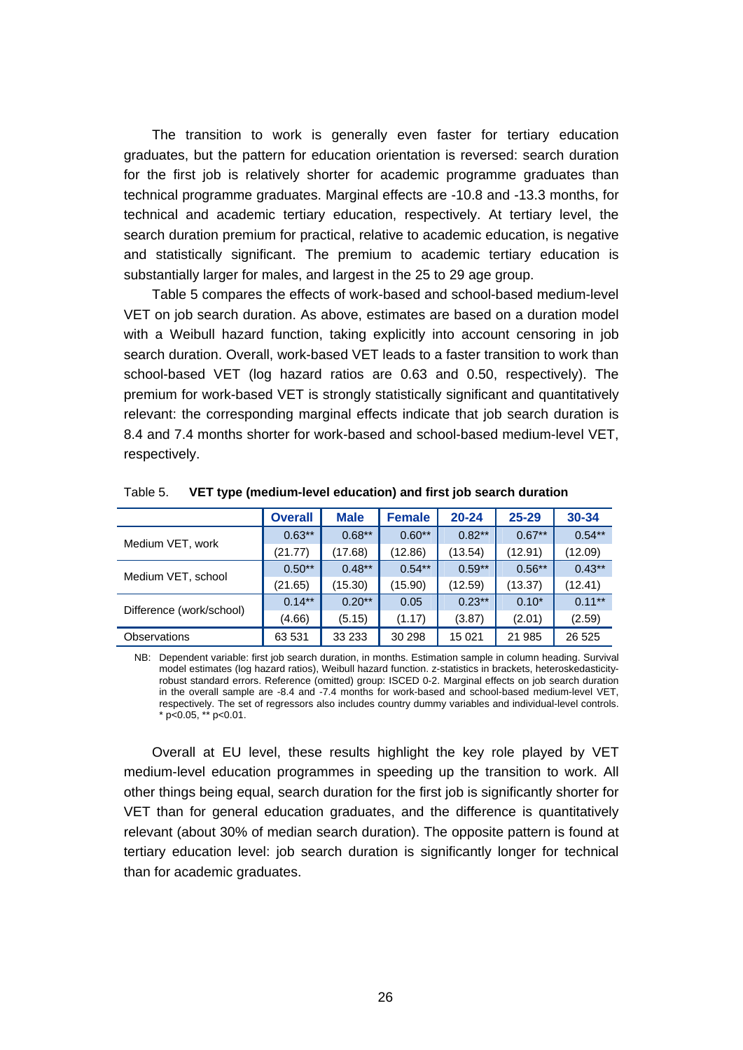The transition to work is generally even faster for tertiary education graduates, but the pattern for education orientation is reversed: search duration for the first job is relatively shorter for academic programme graduates than technical programme graduates. Marginal effects are -10.8 and -13.3 months, for technical and academic tertiary education, respectively. At tertiary level, the search duration premium for practical, relative to academic education, is negative and statistically significant. The premium to academic tertiary education is substantially larger for males, and largest in the 25 to 29 age group.

Table 5 compares the effects of work-based and school-based medium-level VET on job search duration. As above, estimates are based on a duration model with a Weibull hazard function, taking explicitly into account censoring in job search duration. Overall, work-based VET leads to a faster transition to work than school-based VET (log hazard ratios are 0.63 and 0.50, respectively). The premium for work-based VET is strongly statistically significant and quantitatively relevant: the corresponding marginal effects indicate that job search duration is 8.4 and 7.4 months shorter for work-based and school-based medium-level VET, respectively.

Table 5. **VET type (medium-level education) and first job search duration**

| | Overall | Male | Female | 20-24 | 25-29 | 30-34 |
|---|---|---|---|---|---|---|
| Medium VET, work | 0.63** | 0.68** | 0.60** | 0.82** | 0.67** | 0.54** |
| | (21.77) | (17.68) | (12.86) | (13.54) | (12.91) | (12.09) |
| Medium VET, school | 0.50** | 0.48** | 0.54** | 0.59** | 0.56** | 0.43** |
| | (21.65) | (15.30) | (15.90) | (12.59) | (13.37) | (12.41) |
| Difference (work/school) | 0.14** | 0.20** | 0.05 | 0.23** | 0.10* | 0.11** |
| | (4.66) | (5.15) | (1.17) | (3.87) | (2.01) | (2.59) |
| Observations | 63 531 | 33 233 | 30 298 | 15 021 | 21 985 | 26 525 |

NB: Dependent variable: first job search duration, in months. Estimation sample in column heading. Survival model estimates (log hazard ratios), Weibull hazard function. z-statistics in brackets, heteroskedasticity-robust standard errors. Reference (omitted) group: ISCED 0-2. Marginal effects on job search duration in the overall sample are -8.4 and -7.4 months for work-based and school-based medium-level VET, respectively. The set of regressors also includes country dummy variables and individual-level controls. * $p<0.05$, ** $p<0.01$.

Overall at EU level, these results highlight the key role played by VET medium-level education programmes in speeding up the transition to work. All other things being equal, search duration for the first job is significantly shorter for VET than for general education graduates, and the difference is quantitatively relevant (about 30% of median search duration). The opposite pattern is found at tertiary education level: job search duration is significantly longer for technical than for academic graduates.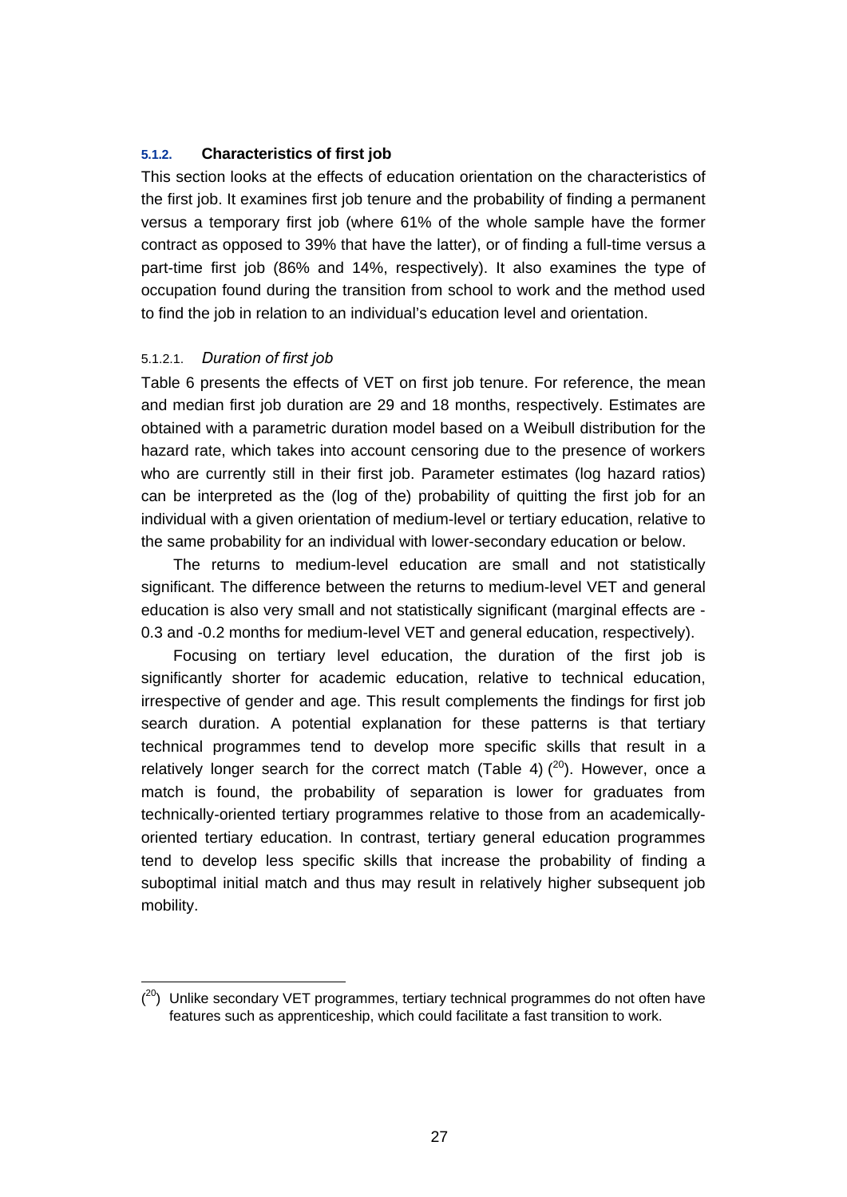### 5.1.2. Characteristics of first job

This section looks at the effects of education orientation on the characteristics of the first job. It examines first job tenure and the probability of finding a permanent versus a temporary first job (where 61% of the whole sample have the former contract as opposed to 39% that have the latter), or of finding a full-time versus a part-time first job (86% and 14%, respectively). It also examines the type of occupation found during the transition from school to work and the method used to find the job in relation to an individual's education level and orientation.

#### 5.1.2.1. *Duration of first job*

Table 6 presents the effects of VET on first job tenure. For reference, the mean and median first job duration are 29 and 18 months, respectively. Estimates are obtained with a parametric duration model based on a Weibull distribution for the hazard rate, which takes into account censoring due to the presence of workers who are currently still in their first job. Parameter estimates (log hazard ratios) can be interpreted as the (log of the) probability of quitting the first job for an individual with a given orientation of medium-level or tertiary education, relative to the same probability for an individual with lower-secondary education or below.

The returns to medium-level education are small and not statistically significant. The difference between the returns to medium-level VET and general education is also very small and not statistically significant (marginal effects are -0.3 and -0.2 months for medium-level VET and general education, respectively).

Focusing on tertiary level education, the duration of the first job is significantly shorter for academic education, relative to technical education, irrespective of gender and age. This result complements the findings for first job search duration. A potential explanation for these patterns is that tertiary technical programmes tend to develop more specific skills that result in a relatively longer search for the correct match (Table 4) ([20]). However, once a match is found, the probability of separation is lower for graduates from technically-oriented tertiary programmes relative to those from an academically-oriented tertiary education. In contrast, tertiary general education programmes tend to develop less specific skills that increase the probability of finding a suboptimal initial match and thus may result in relatively higher subsequent job mobility.

([20]) Unlike secondary VET programmes, tertiary technical programmes do not often have features such as apprenticeship, which could facilitate a fast transition to work.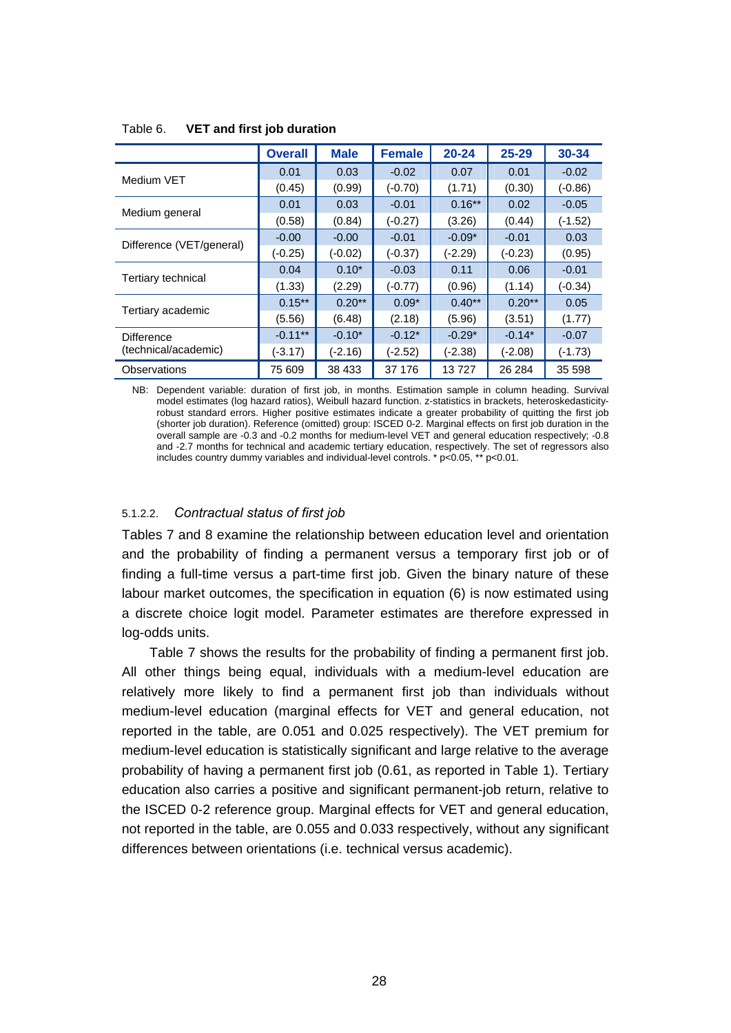Table 6. **VET and first job duration**

| | Overall | Male | Female | 20-24 | 25-29 | 30-34 |
|---|---|---|---|---|---|---|
| Medium VET | 0.01 | 0.03 | -0.02 | 0.07 | 0.01 | -0.02 |
| | (0.45) | (0.99) | (-0.70) | (1.71) | (0.30) | (-0.86) |
| Medium general | 0.01 | 0.03 | -0.01 | 0.16** | 0.02 | -0.05 |
| | (0.58) | (0.84) | (-0.27) | (3.26) | (0.44) | (-1.52) |
| Difference (VET/general) | -0.00 | -0.00 | -0.01 | -0.09* | -0.01 | 0.03 |
| | (-0.25) | (-0.02) | (-0.37) | (-2.29) | (-0.23) | (0.95) |
| Tertiary technical | 0.04 | 0.10* | -0.03 | 0.11 | 0.06 | -0.01 |
| | (1.33) | (2.29) | (-0.77) | (0.96) | (1.14) | (-0.34) |
| Tertiary academic | 0.15** | 0.20** | 0.09* | 0.40** | 0.20** | 0.05 |
| | (5.56) | (6.48) | (2.18) | (5.96) | (3.51) | (1.77) |
| Difference (technical/academic) | -0.11** | -0.10* | -0.12* | -0.29* | -0.14* | -0.07 |
| | (-3.17) | (-2.16) | (-2.52) | (-2.38) | (-2.08) | (-1.73) |
| Observations | 75 609 | 38 433 | 37 176 | 13 727 | 26 284 | 35 598 |

NB: Dependent variable: duration of first job, in months. Estimation sample in column heading. Survival model estimates (log hazard ratios), Weibull hazard function. z-statistics in brackets, heteroskedasticity-robust standard errors. Higher positive estimates indicate a greater probability of quitting the first job (shorter job duration). Reference (omitted) group: ISCED 0-2. Marginal effects on first job duration in the overall sample are -0.3 and -0.2 months for medium-level VET and general education respectively; -0.8 and -2.7 months for technical and academic tertiary education, respectively. The set of regressors also includes country dummy variables and individual-level controls. * p<0.05, ** p<0.01.

#### 5.1.2.2. *Contractual status of first job*

Tables 7 and 8 examine the relationship between education level and orientation and the probability of finding a permanent versus a temporary first job or of finding a full-time versus a part-time first job. Given the binary nature of these labour market outcomes, the specification in equation (6) is now estimated using a discrete choice logit model. Parameter estimates are therefore expressed in log-odds units.

Table 7 shows the results for the probability of finding a permanent first job. All other things being equal, individuals with a medium-level education are relatively more likely to find a permanent first job than individuals without medium-level education (marginal effects for VET and general education, not reported in the table, are 0.051 and 0.025 respectively). The VET premium for medium-level education is statistically significant and large relative to the average probability of having a permanent first job (0.61, as reported in Table 1). Tertiary education also carries a positive and significant permanent-job return, relative to the ISCED 0-2 reference group. Marginal effects for VET and general education, not reported in the table, are 0.055 and 0.033 respectively, without any significant differences between orientations (i.e. technical versus academic).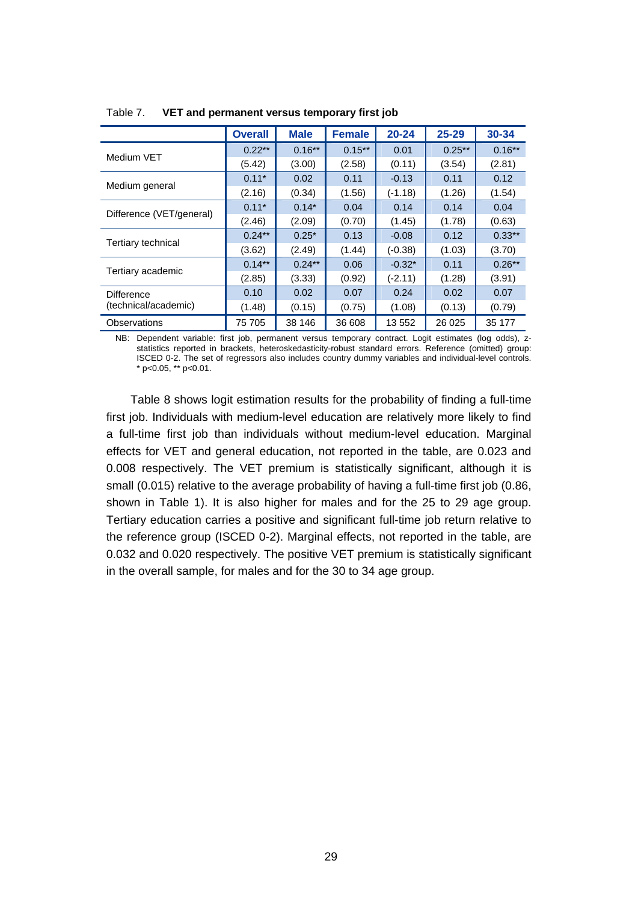Table 7. **VET and permanent versus temporary first job**

| | Overall | Male | Female | 20-24 | 25-29 | 30-34 |
|---|---|---|---|---|---|---|
| Medium VET | 0.22** | 0.16** | 0.15** | 0.01 | 0.25** | 0.16** |
| | (5.42) | (3.00) | (2.58) | (0.11) | (3.54) | (2.81) |
| Medium general | 0.11* | 0.02 | 0.11 | -0.13 | 0.11 | 0.12 |
| | (2.16) | (0.34) | (1.56) | (-1.18) | (1.26) | (1.54) |
| Difference (VET/general) | 0.11* | 0.14* | 0.04 | 0.14 | 0.14 | 0.04 |
| | (2.46) | (2.09) | (0.70) | (1.45) | (1.78) | (0.63) |
| Tertiary technical | 0.24** | 0.25* | 0.13 | -0.08 | 0.12 | 0.33** |
| | (3.62) | (2.49) | (1.44) | (-0.38) | (1.03) | (3.70) |
| Tertiary academic | 0.14** | 0.24** | 0.06 | -0.32* | 0.11 | 0.26** |
| | (2.85) | (3.33) | (0.92) | (-2.11) | (1.28) | (3.91) |
| Difference (technical/academic) | 0.10 | 0.02 | 0.07 | 0.24 | 0.02 | 0.07 |
| | (1.48) | (0.15) | (0.75) | (1.08) | (0.13) | (0.79) |
| Observations | 75 705 | 38 146 | 36 608 | 13 552 | 26 025 | 35 177 |

NB: Dependent variable: first job, permanent versus temporary contract. Logit estimates (log odds), z-statistics reported in brackets, heteroskedasticity-robust standard errors. Reference (omitted) group: ISCED 0-2. The set of regressors also includes country dummy variables and individual-level controls. * $p<0.05$, ** $p<0.01$.

Table 8 shows logit estimation results for the probability of finding a full-time first job. Individuals with medium-level education are relatively more likely to find a full-time first job than individuals without medium-level education. Marginal effects for VET and general education, not reported in the table, are 0.023 and 0.008 respectively. The VET premium is statistically significant, although it is small (0.015) relative to the average probability of having a full-time first job (0.86, shown in Table 1). It is also higher for males and for the 25 to 29 age group. Tertiary education carries a positive and significant full-time job return relative to the reference group (ISCED 0-2). Marginal effects, not reported in the table, are 0.032 and 0.020 respectively. The positive VET premium is statistically significant in the overall sample, for males and for the 30 to 34 age group.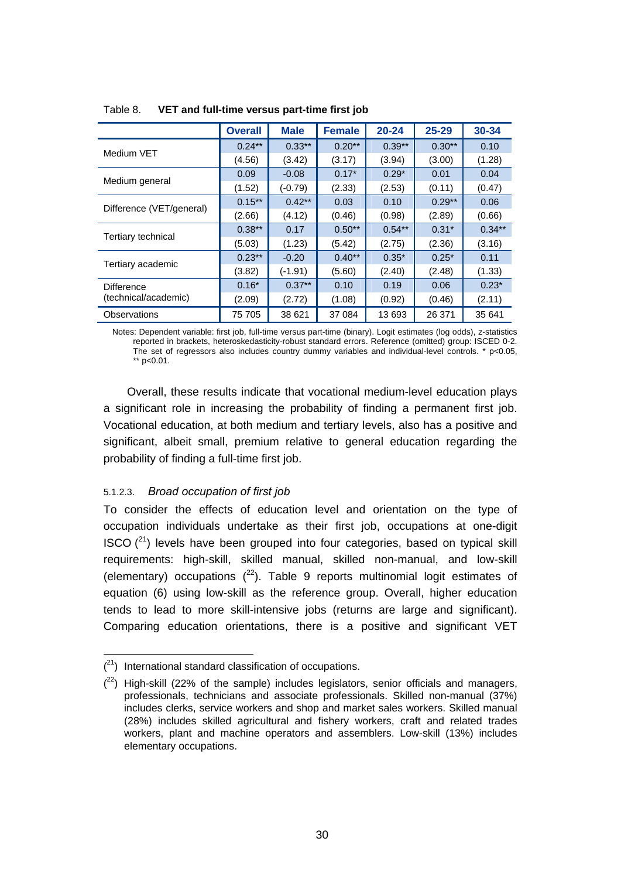Table 8. **VET and full-time versus part-time first job**

| | Overall | Male | Female | 20-24 | 25-29 | 30-34 |
|---|---|---|---|---|---|---|
| Medium VET | 0.24** | 0.33** | 0.20** | 0.39** | 0.30** | 0.10 |
| | (4.56) | (3.42) | (3.17) | (3.94) | (3.00) | (1.28) |
| Medium general | 0.09 | -0.08 | 0.17* | 0.29* | 0.01 | 0.04 |
| | (1.52) | (-0.79) | (2.33) | (2.53) | (0.11) | (0.47) |
| Difference (VET/general) | 0.15** | 0.42** | 0.03 | 0.10 | 0.29** | 0.06 |
| | (2.66) | (4.12) | (0.46) | (0.98) | (2.89) | (0.66) |
| Tertiary technical | 0.38** | 0.17 | 0.50** | 0.54** | 0.31* | 0.34** |
| | (5.03) | (1.23) | (5.42) | (2.75) | (2.36) | (3.16) |
| Tertiary academic | 0.23** | -0.20 | 0.40** | 0.35* | 0.25* | 0.11 |
| | (3.82) | (-1.91) | (5.60) | (2.40) | (2.48) | (1.33) |
| Difference (technical/academic) | 0.16* | 0.37** | 0.10 | 0.19 | 0.06 | 0.23* |
| | (2.09) | (2.72) | (1.08) | (0.92) | (0.46) | (2.11) |
| Observations | 75 705 | 38 621 | 37 084 | 13 693 | 26 371 | 35 641 |

Notes: Dependent variable: first job, full-time versus part-time (binary). Logit estimates (log odds), z-statistics reported in brackets, heteroskedasticity-robust standard errors. Reference (omitted) group: ISCED 0-2. The set of regressors also includes country dummy variables and individual-level controls. * p<0.05, ** p<0.01.

Overall, these results indicate that vocational medium-level education plays a significant role in increasing the probability of finding a permanent first job. Vocational education, at both medium and tertiary levels, also has a positive and significant, albeit small, premium relative to general education regarding the probability of finding a full-time first job.

#### 5.1.2.3. *Broad occupation of first job*

To consider the effects of education level and orientation on the type of occupation individuals undertake as their first job, occupations at one-digit ISCO ([21]) levels have been grouped into four categories, based on typical skill requirements: high-skill, skilled manual, skilled non-manual, and low-skill (elementary) occupations ([22]). Table 9 reports multinomial logit estimates of equation (6) using low-skill as the reference group. Overall, higher education tends to lead to more skill-intensive jobs (returns are large and significant). Comparing education orientations, there is a positive and significant VET

([21]) International standard classification of occupations.

([22]) High-skill (22% of the sample) includes legislators, senior officials and managers, professionals, technicians and associate professionals. Skilled non-manual (37%) includes clerks, service workers and shop and market sales workers. Skilled manual (28%) includes skilled agricultural and fishery workers, craft and related trades workers, plant and machine operators and assemblers. Low-skill (13%) includes elementary occupations.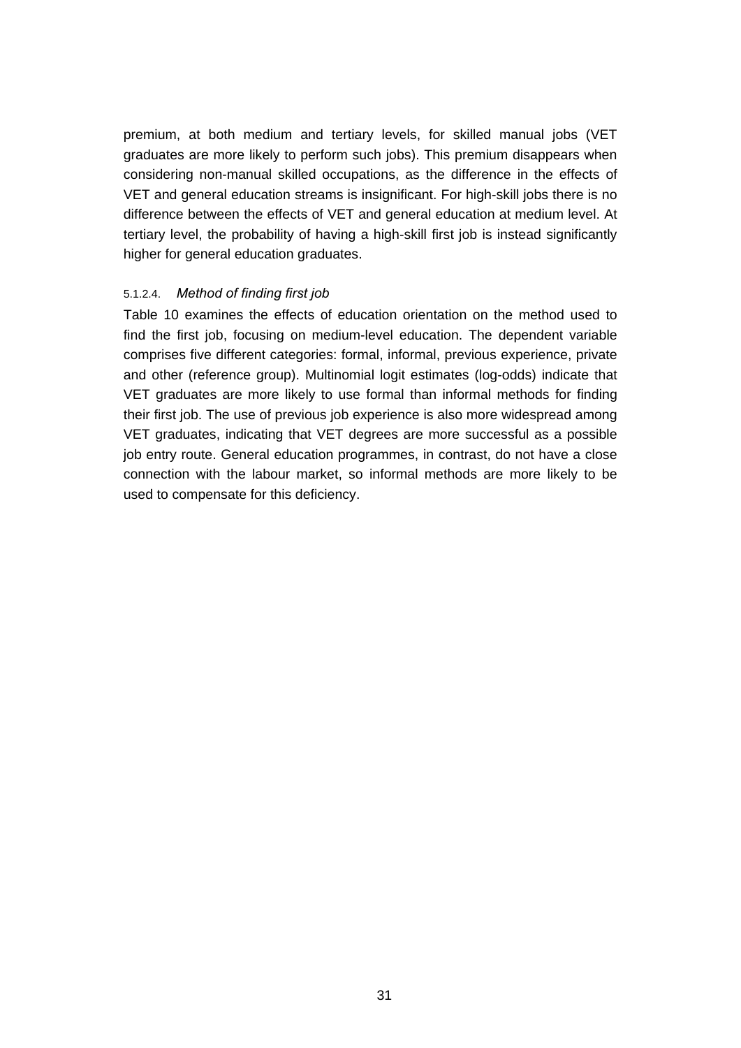premium, at both medium and tertiary levels, for skilled manual jobs (VET graduates are more likely to perform such jobs). This premium disappears when considering non-manual skilled occupations, as the difference in the effects of VET and general education streams is insignificant. For high-skill jobs there is no difference between the effects of VET and general education at medium level. At tertiary level, the probability of having a high-skill first job is instead significantly higher for general education graduates.

#### 5.1.2.4. *Method of finding first job*

Table 10 examines the effects of education orientation on the method used to find the first job, focusing on medium-level education. The dependent variable comprises five different categories: formal, informal, previous experience, private and other (reference group). Multinomial logit estimates (log-odds) indicate that VET graduates are more likely to use formal than informal methods for finding their first job. The use of previous job experience is also more widespread among VET graduates, indicating that VET degrees are more successful as a possible job entry route. General education programmes, in contrast, do not have a close connection with the labour market, so informal methods are more likely to be used to compensate for this deficiency.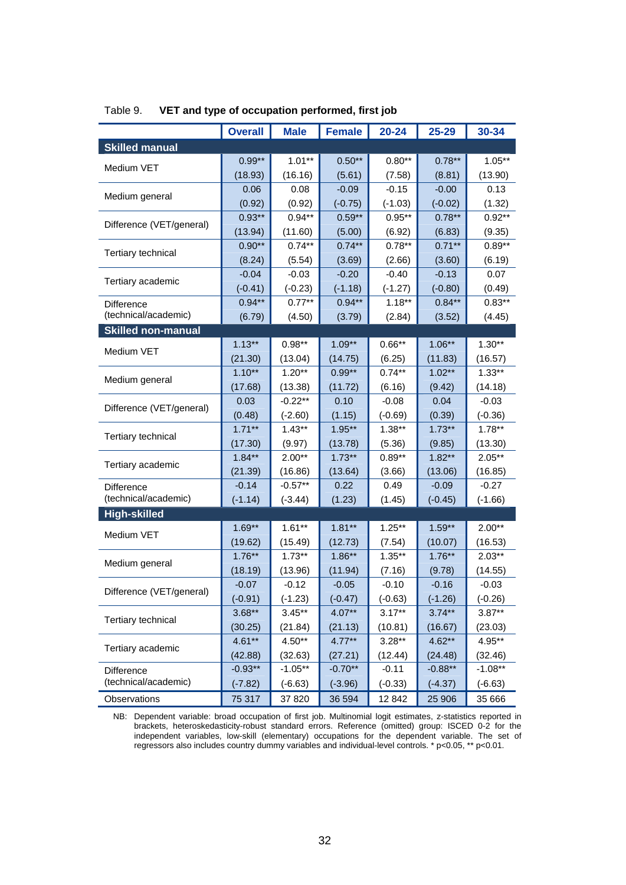Table 9. **VET and type of occupation performed, first job**

| | Overall | Male | Female | 20-24 | 25-29 | 30-34 |
|---|---|---|---|---|---|---|
| **Skilled manual** | | | | | | |
| Medium VET | 0.99** | 1.01** | 0.50** | 0.80** | 0.78** | 1.05** |
| | (18.93) | (16.16) | (5.61) | (7.58) | (8.81) | (13.90) |
| Medium general | 0.06 | 0.08 | -0.09 | -0.15 | -0.00 | 0.13 |
| | (0.92) | (0.92) | (-0.75) | (-1.03) | (-0.02) | (1.32) |
| Difference (VET/general) | 0.93** | 0.94** | 0.59** | 0.95** | 0.78** | 0.92** |
| | (13.94) | (11.60) | (5.00) | (6.92) | (6.83) | (9.35) |
| Tertiary technical | 0.90** | 0.74** | 0.74** | 0.78** | 0.71** | 0.89** |
| | (8.24) | (5.54) | (3.69) | (2.66) | (3.60) | (6.19) |
| Tertiary academic | -0.04 | -0.03 | -0.20 | -0.40 | -0.13 | 0.07 |
| | (-0.41) | (-0.23) | (-1.18) | (-1.27) | (-0.80) | (0.49) |
| Difference (technical/academic) | 0.94** | 0.77** | 0.94** | 1.18** | 0.84** | 0.83** |
| | (6.79) | (4.50) | (3.79) | (2.84) | (3.52) | (4.45) |
| **Skilled non-manual** | | | | | | |
| Medium VET | 1.13** | 0.98** | 1.09** | 0.66** | 1.06** | 1.30** |
| | (21.30) | (13.04) | (14.75) | (6.25) | (11.83) | (16.57) |
| Medium general | 1.10** | 1.20** | 0.99** | 0.74** | 1.02** | 1.33** |
| | (17.68) | (13.38) | (11.72) | (6.16) | (9.42) | (14.18) |
| Difference (VET/general) | 0.03 | -0.22** | 0.10 | -0.08 | 0.04 | -0.03 |
| | (0.48) | (-2.60) | (1.15) | (-0.69) | (0.39) | (-0.36) |
| Tertiary technical | 1.71** | 1.43** | 1.95** | 1.38** | 1.73** | 1.78** |
| | (17.30) | (9.97) | (13.78) | (5.36) | (9.85) | (13.30) |
| Tertiary academic | 1.84** | 2.00** | 1.73** | 0.89** | 1.82** | 2.05** |
| | (21.39) | (16.86) | (13.64) | (3.66) | (13.06) | (16.85) |
| Difference (technical/academic) | -0.14 | -0.57** | 0.22 | 0.49 | -0.09 | -0.27 |
| | (-1.14) | (-3.44) | (1.23) | (1.45) | (-0.45) | (-1.66) |
| **High-skilled** | | | | | | |
| Medium VET | 1.69** | 1.61** | 1.81** | 1.25** | 1.59** | 2.00** |
| | (19.62) | (15.49) | (12.73) | (7.54) | (10.07) | (16.53) |
| Medium general | 1.76** | 1.73** | 1.86** | 1.35** | 1.76** | 2.03** |
| | (18.19) | (13.96) | (11.94) | (7.16) | (9.78) | (14.55) |
| Difference (VET/general) | -0.07 | -0.12 | -0.05 | -0.10 | -0.16 | -0.03 |
| | (-0.91) | (-1.23) | (-0.47) | (-0.63) | (-1.26) | (-0.26) |
| Tertiary technical | 3.68** | 3.45** | 4.07** | 3.17** | 3.74** | 3.87** |
| | (30.25) | (21.84) | (21.13) | (10.81) | (16.67) | (23.03) |
| Tertiary academic | 4.61** | 4.50** | 4.77** | 3.28** | 4.62** | 4.95** |
| | (42.88) | (32.63) | (27.21) | (12.44) | (24.48) | (32.46) |
| Difference (technical/academic) | -0.93** | -1.05** | -0.70** | -0.11 | -0.88** | -1.08** |
| | (-7.82) | (-6.63) | (-3.96) | (-0.33) | (-4.37) | (-6.63) |
| Observations | 75 317 | 37 820 | 36 594 | 12 842 | 25 906 | 35 666 |

NB: Dependent variable: broad occupation of first job. Multinomial logit estimates, z-statistics reported in brackets, heteroskedasticity-robust standard errors. Reference (omitted) group: ISCED 0-2 for the independent variables, low-skill (elementary) occupations for the dependent variable. The set of regressors also includes country dummy variables and individual-level controls. * $p<0.05$, ** $p<0.01$.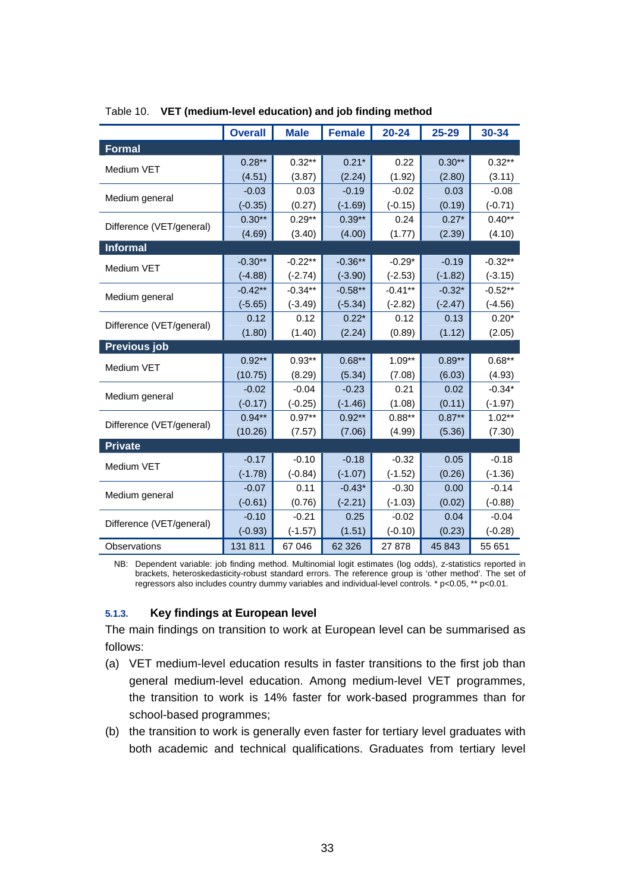Table 10. **VET (medium-level education) and job finding method**

| | Overall | Male | Female | 20-24 | 25-29 | 30-34 |
|---|---|---|---|---|---|---|
| **Formal** | | | | | | |
| Medium VET | 0.28** | 0.32** | 0.21* | 0.22 | 0.30** | 0.32** |
| | (4.51) | (3.87) | (2.24) | (1.92) | (2.80) | (3.11) |
| Medium general | -0.03 | 0.03 | -0.19 | -0.02 | 0.03 | -0.08 |
| | (-0.35) | (0.27) | (-1.69) | (-0.15) | (0.19) | (-0.71) |
| Difference (VET/general) | 0.30** | 0.29** | 0.39** | 0.24 | 0.27* | 0.40** |
| | (4.69) | (3.40) | (4.00) | (1.77) | (2.39) | (4.10) |
| **Informal** | | | | | | |
| Medium VET | -0.30** | -0.22** | -0.36** | -0.29* | -0.19 | -0.32** |
| | (-4.88) | (-2.74) | (-3.90) | (-2.53) | (-1.82) | (-3.15) |
| Medium general | -0.42** | -0.34** | -0.58** | -0.41** | -0.32* | -0.52** |
| | (-5.65) | (-3.49) | (-5.34) | (-2.82) | (-2.47) | (-4.56) |
| Difference (VET/general) | 0.12 | 0.12 | 0.22* | 0.12 | 0.13 | 0.20* |
| | (1.80) | (1.40) | (2.24) | (0.89) | (1.12) | (2.05) |
| **Previous job** | | | | | | |
| Medium VET | 0.92** | 0.93** | 0.68** | 1.09** | 0.89** | 0.68** |
| | (10.75) | (8.29) | (5.34) | (7.08) | (6.03) | (4.93) |
| Medium general | -0.02 | -0.04 | -0.23 | 0.21 | 0.02 | -0.34* |
| | (-0.17) | (-0.25) | (-1.46) | (1.08) | (0.11) | (-1.97) |
| Difference (VET/general) | 0.94** | 0.97** | 0.92** | 0.88** | 0.87** | 1.02** |
| | (10.26) | (7.57) | (7.06) | (4.99) | (5.36) | (7.30) |
| **Private** | | | | | | |
| Medium VET | -0.17 | -0.10 | -0.18 | -0.32 | 0.05 | -0.18 |
| | (-1.78) | (-0.84) | (-1.07) | (-1.52) | (0.26) | (-1.36) |
| Medium general | -0.07 | 0.11 | -0.43* | -0.30 | 0.00 | -0.14 |
| | (-0.61) | (0.76) | (-2.21) | (-1.03) | (0.02) | (-0.88) |
| Difference (VET/general) | -0.10 | -0.21 | 0.25 | -0.02 | 0.04 | -0.04 |
| | (-0.93) | (-1.57) | (1.51) | (-0.10) | (0.23) | (-0.28) |
| Observations | 131 811 | 67 046 | 62 326 | 27 878 | 45 843 | 55 651 |

NB: Dependent variable: job finding method. Multinomial logit estimates (log odds), z-statistics reported in brackets, heteroskedasticity-robust standard errors. The reference group is 'other method'. The set of regressors also includes country dummy variables and individual-level controls. * p<0.05, ** p<0.01.

#### 5.1.3. Key findings at European level

The main findings on transition to work at European level can be summarised as follows:

(a) VET medium-level education results in faster transitions to the first job than general medium-level education. Among medium-level VET programmes, the transition to work is 14% faster for work-based programmes than for school-based programmes;

(b) the transition to work is generally even faster for tertiary level graduates with both academic and technical qualifications. Graduates from tertiary level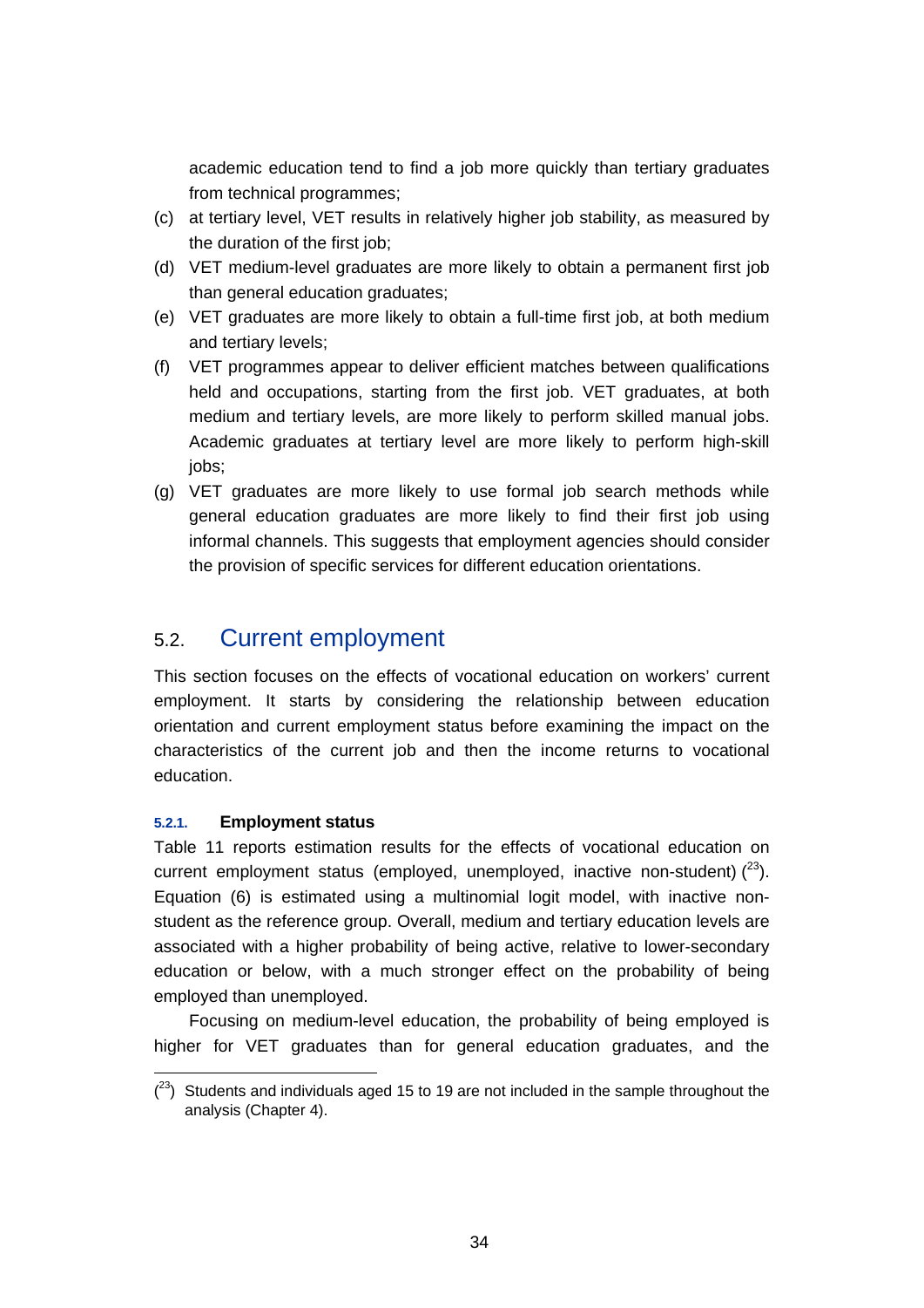academic education tend to find a job more quickly than tertiary graduates from technical programmes;

(c) at tertiary level, VET results in relatively higher job stability, as measured by the duration of the first job;

(d) VET medium-level graduates are more likely to obtain a permanent first job than general education graduates;

(e) VET graduates are more likely to obtain a full-time first job, at both medium and tertiary levels;

(f) VET programmes appear to deliver efficient matches between qualifications held and occupations, starting from the first job. VET graduates, at both medium and tertiary levels, are more likely to perform skilled manual jobs. Academic graduates at tertiary level are more likely to perform high-skill jobs;

(g) VET graduates are more likely to use formal job search methods while general education graduates are more likely to find their first job using informal channels. This suggests that employment agencies should consider the provision of specific services for different education orientations.

## 5.2. Current employment

This section focuses on the effects of vocational education on workers' current employment. It starts by considering the relationship between education orientation and current employment status before examining the impact on the characteristics of the current job and then the income returns to vocational education.

### 5.2.1. Employment status

Table 11 reports estimation results for the effects of vocational education on current employment status (employed, unemployed, inactive non-student) ([23]). Equation (6) is estimated using a multinomial logit model, with inactive non-student as the reference group. Overall, medium and tertiary education levels are associated with a higher probability of being active, relative to lower-secondary education or below, with a much stronger effect on the probability of being employed than unemployed.

Focusing on medium-level education, the probability of being employed is higher for VET graduates than for general education graduates, and the

([23]) Students and individuals aged 15 to 19 are not included in the sample throughout the analysis (Chapter 4).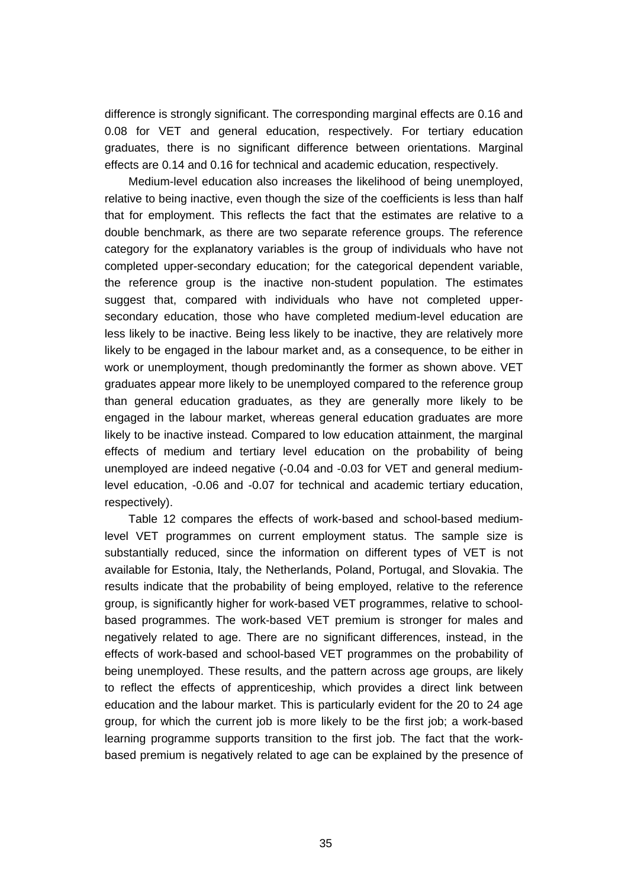difference is strongly significant. The corresponding marginal effects are 0.16 and 0.08 for VET and general education, respectively. For tertiary education graduates, there is no significant difference between orientations. Marginal effects are 0.14 and 0.16 for technical and academic education, respectively.

Medium-level education also increases the likelihood of being unemployed, relative to being inactive, even though the size of the coefficients is less than half that for employment. This reflects the fact that the estimates are relative to a double benchmark, as there are two separate reference groups. The reference category for the explanatory variables is the group of individuals who have not completed upper-secondary education; for the categorical dependent variable, the reference group is the inactive non-student population. The estimates suggest that, compared with individuals who have not completed upper-secondary education, those who have completed medium-level education are less likely to be inactive. Being less likely to be inactive, they are relatively more likely to be engaged in the labour market and, as a consequence, to be either in work or unemployment, though predominantly the former as shown above. VET graduates appear more likely to be unemployed compared to the reference group than general education graduates, as they are generally more likely to be engaged in the labour market, whereas general education graduates are more likely to be inactive instead. Compared to low education attainment, the marginal effects of medium and tertiary level education on the probability of being unemployed are indeed negative (-0.04 and -0.03 for VET and general medium-level education, -0.06 and -0.07 for technical and academic tertiary education, respectively).

Table 12 compares the effects of work-based and school-based medium-level VET programmes on current employment status. The sample size is substantially reduced, since the information on different types of VET is not available for Estonia, Italy, the Netherlands, Poland, Portugal, and Slovakia. The results indicate that the probability of being employed, relative to the reference group, is significantly higher for work-based VET programmes, relative to school-based programmes. The work-based VET premium is stronger for males and negatively related to age. There are no significant differences, instead, in the effects of work-based and school-based VET programmes on the probability of being unemployed. These results, and the pattern across age groups, are likely to reflect the effects of apprenticeship, which provides a direct link between education and the labour market. This is particularly evident for the 20 to 24 age group, for which the current job is more likely to be the first job; a work-based learning programme supports transition to the first job. The fact that the work-based premium is negatively related to age can be explained by the presence of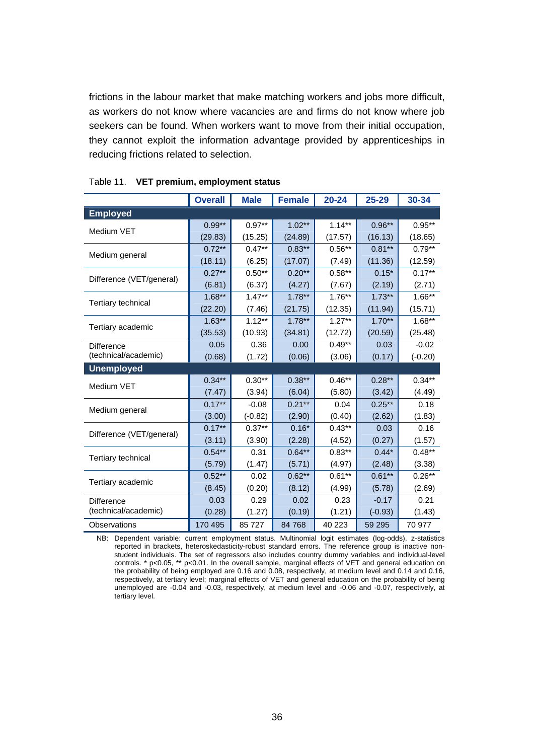frictions in the labour market that make matching workers and jobs more difficult, as workers do not know where vacancies are and firms do not know where job seekers can be found. When workers want to move from their initial occupation, they cannot exploit the information advantage provided by apprenticeships in reducing frictions related to selection.

Table 11. **VET premium, employment status**

| | Overall | Male | Female | 20-24 | 25-29 | 30-34 |
|---|---|---|---|---|---|---|
| **Employed** | | | | | | |
| Medium VET | 0.99** | 0.97** | 1.02** | 1.14** | 0.96** | 0.95** |
| | (29.83) | (15.25) | (24.89) | (17.57) | (16.13) | (18.65) |
| Medium general | 0.72** | 0.47** | 0.83** | 0.56** | 0.81** | 0.79** |
| | (18.11) | (6.25) | (17.07) | (7.49) | (11.36) | (12.59) |
| Difference (VET/general) | 0.27** | 0.50** | 0.20** | 0.58** | 0.15* | 0.17** |
| | (6.81) | (6.37) | (4.27) | (7.67) | (2.19) | (2.71) |
| Tertiary technical | 1.68** | 1.47** | 1.78** | 1.76** | 1.73** | 1.66** |
| | (22.20) | (7.46) | (21.75) | (12.35) | (11.94) | (15.71) |
| Tertiary academic | 1.63** | 1.12** | 1.78** | 1.27** | 1.70** | 1.68** |
| | (35.53) | (10.93) | (34.81) | (12.72) | (20.59) | (25.48) |
| Difference (technical/academic) | 0.05 | 0.36 | 0.00 | 0.49** | 0.03 | -0.02 |
| | (0.68) | (1.72) | (0.06) | (3.06) | (0.17) | (-0.20) |
| **Unemployed** | | | | | | |
| Medium VET | 0.34** | 0.30** | 0.38** | 0.46** | 0.28** | 0.34** |
| | (7.47) | (3.94) | (6.04) | (5.80) | (3.42) | (4.49) |
| Medium general | 0.17** | -0.08 | 0.21** | 0.04 | 0.25** | 0.18 |
| | (3.00) | (-0.82) | (2.90) | (0.40) | (2.62) | (1.83) |
| Difference (VET/general) | 0.17** | 0.37** | 0.16* | 0.43** | 0.03 | 0.16 |
| | (3.11) | (3.90) | (2.28) | (4.52) | (0.27) | (1.57) |
| Tertiary technical | 0.54** | 0.31 | 0.64** | 0.83** | 0.44* | 0.48** |
| | (5.79) | (1.47) | (5.71) | (4.97) | (2.48) | (3.38) |
| Tertiary academic | 0.52** | 0.02 | 0.62** | 0.61** | 0.61** | 0.26** |
| | (8.45) | (0.20) | (8.12) | (4.99) | (5.78) | (2.69) |
| Difference (technical/academic) | 0.03 | 0.29 | 0.02 | 0.23 | -0.17 | 0.21 |
| | (0.28) | (1.27) | (0.19) | (1.21) | (-0.93) | (1.43) |
| Observations | 170 495 | 85 727 | 84 768 | 40 223 | 59 295 | 70 977 |

NB: Dependent variable: current employment status. Multinomial logit estimates (log-odds), z-statistics reported in brackets, heteroskedasticity-robust standard errors. The reference group is inactive non-student individuals. The set of regressors also includes country dummy variables and individual-level controls. * p<0.05, ** p<0.01. In the overall sample, marginal effects of VET and general education on the probability of being employed are 0.16 and 0.08, respectively, at medium level and 0.14 and 0.16, respectively, at tertiary level; marginal effects of VET and general education on the probability of being unemployed are -0.04 and -0.03, respectively, at medium level and -0.06 and -0.07, respectively, at tertiary level.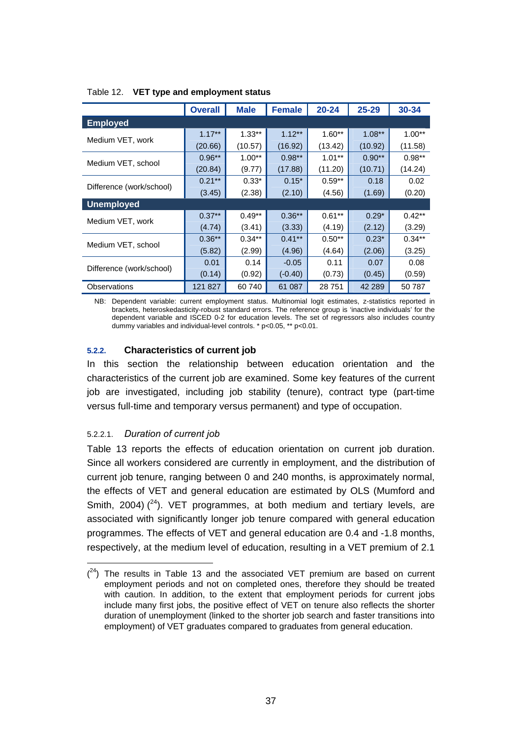Table 12. **VET type and employment status**

| | Overall | Male | Female | 20-24 | 25-29 | 30-34 |
|---|---|---|---|---|---|---|
| **Employed** | | | | | | |
| Medium VET, work | 1.17** | 1.33** | 1.12** | 1.60** | 1.08** | 1.00** |
| | (20.66) | (10.57) | (16.92) | (13.42) | (10.92) | (11.58) |
| Medium VET, school | 0.96** | 1.00** | 0.98** | 1.01** | 0.90** | 0.98** |
| | (20.84) | (9.77) | (17.88) | (11.20) | (10.71) | (14.24) |
| Difference (work/school) | 0.21** | 0.33* | 0.15* | 0.59** | 0.18 | 0.02 |
| | (3.45) | (2.38) | (2.10) | (4.56) | (1.69) | (0.20) |
| **Unemployed** | | | | | | |
| Medium VET, work | 0.37** | 0.49** | 0.36** | 0.61** | 0.29* | 0.42** |
| | (4.74) | (3.41) | (3.33) | (4.19) | (2.12) | (3.29) |
| Medium VET, school | 0.36** | 0.34** | 0.41** | 0.50** | 0.23* | 0.34** |
| | (5.82) | (2.99) | (4.96) | (4.64) | (2.06) | (3.25) |
| Difference (work/school) | 0.01 | 0.14 | -0.05 | 0.11 | 0.07 | 0.08 |
| | (0.14) | (0.92) | (-0.40) | (0.73) | (0.45) | (0.59) |
| Observations | 121 827 | 60 740 | 61 087 | 28 751 | 42 289 | 50 787 |

NB: Dependent variable: current employment status. Multinomial logit estimates, z-statistics reported in brackets, heteroskedasticity-robust standard errors. The reference group is 'inactive individuals' for the dependent variable and ISCED 0-2 for education levels. The set of regressors also includes country dummy variables and individual-level controls. * p<0.05, ** p<0.01.

#### 5.2.2. Characteristics of current job

In this section the relationship between education orientation and the characteristics of the current job are examined. Some key features of the current job are investigated, including job stability (tenure), contract type (part-time versus full-time and temporary versus permanent) and type of occupation.

##### 5.2.2.1. *Duration of current job*

Table 13 reports the effects of education orientation on current job duration. Since all workers considered are currently in employment, and the distribution of current job tenure, ranging between 0 and 240 months, is approximately normal, the effects of VET and general education are estimated by OLS (Mumford and Smith, 2004) ([24]). VET programmes, at both medium and tertiary levels, are associated with significantly longer job tenure compared with general education programmes. The effects of VET and general education are 0.4 and -1.8 months, respectively, at the medium level of education, resulting in a VET premium of 2.1

([24]) The results in Table 13 and the associated VET premium are based on current employment periods and not on completed ones, therefore they should be treated with caution. In addition, to the extent that employment periods for current jobs include many first jobs, the positive effect of VET on tenure also reflects the shorter duration of unemployment (linked to the shorter job search and faster transitions into employment) of VET graduates compared to graduates from general education.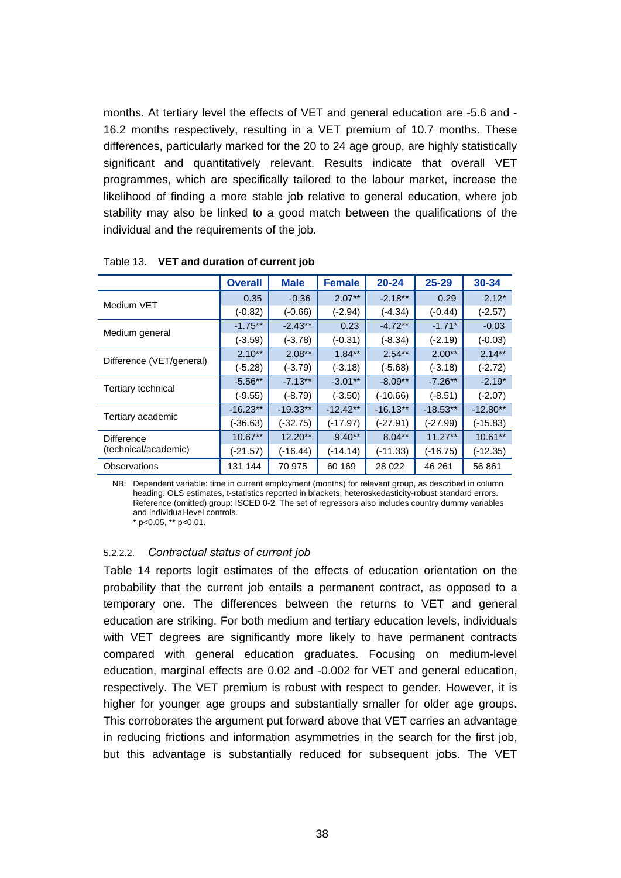months. At tertiary level the effects of VET and general education are -5.6 and -16.2 months respectively, resulting in a VET premium of 10.7 months. These differences, particularly marked for the 20 to 24 age group, are highly statistically significant and quantitatively relevant. Results indicate that overall VET programmes, which are specifically tailored to the labour market, increase the likelihood of finding a more stable job relative to general education, where job stability may also be linked to a good match between the qualifications of the individual and the requirements of the job.

Table 13. **VET and duration of current job**

| | Overall | Male | Female | 20-24 | 25-29 | 30-34 |
|---|---|---|---|---|---|---|
| Medium VET | 0.35 | -0.36 | 2.07** | -2.18** | 0.29 | 2.12* |
| | (-0.82) | (-0.66) | (-2.94) | (-4.34) | (-0.44) | (-2.57) |
| Medium general | -1.75** | -2.43** | 0.23 | -4.72** | -1.71* | -0.03 |
| | (-3.59) | (-3.78) | (-0.31) | (-8.34) | (-2.19) | (-0.03) |
| Difference (VET/general) | 2.10** | 2.08** | 1.84** | 2.54** | 2.00** | 2.14** |
| | (-5.28) | (-3.79) | (-3.18) | (-5.68) | (-3.18) | (-2.72) |
| Tertiary technical | -5.56** | -7.13** | -3.01** | -8.09** | -7.26** | -2.19* |
| | (-9.55) | (-8.79) | (-3.50) | (-10.66) | (-8.51) | (-2.07) |
| Tertiary academic | -16.23** | -19.33** | -12.42** | -16.13** | -18.53** | -12.80** |
| | (-36.63) | (-32.75) | (-17.97) | (-27.91) | (-27.99) | (-15.83) |
| Difference (technical/academic) | 10.67** | 12.20** | 9.40** | 8.04** | 11.27** | 10.61** |
| | (-21.57) | (-16.44) | (-14.14) | (-11.33) | (-16.75) | (-12.35) |
| Observations | 131 144 | 70 975 | 60 169 | 28 022 | 46 261 | 56 861 |

NB: Dependent variable: time in current employment (months) for relevant group, as described in column heading. OLS estimates, t-statistics reported in brackets, heteroskedasticity-robust standard errors. Reference (omitted) group: ISCED 0-2. The set of regressors also includes country dummy variables and individual-level controls.
* p<0.05, ** p<0.01.

#### 5.2.2.2. *Contractual status of current job*

Table 14 reports logit estimates of the effects of education orientation on the probability that the current job entails a permanent contract, as opposed to a temporary one. The differences between the returns to VET and general education are striking. For both medium and tertiary education levels, individuals with VET degrees are significantly more likely to have permanent contracts compared with general education graduates. Focusing on medium-level education, marginal effects are 0.02 and -0.002 for VET and general education, respectively. The VET premium is robust with respect to gender. However, it is higher for younger age groups and substantially smaller for older age groups. This corroborates the argument put forward above that VET carries an advantage in reducing frictions and information asymmetries in the search for the first job, but this advantage is substantially reduced for subsequent jobs. The VET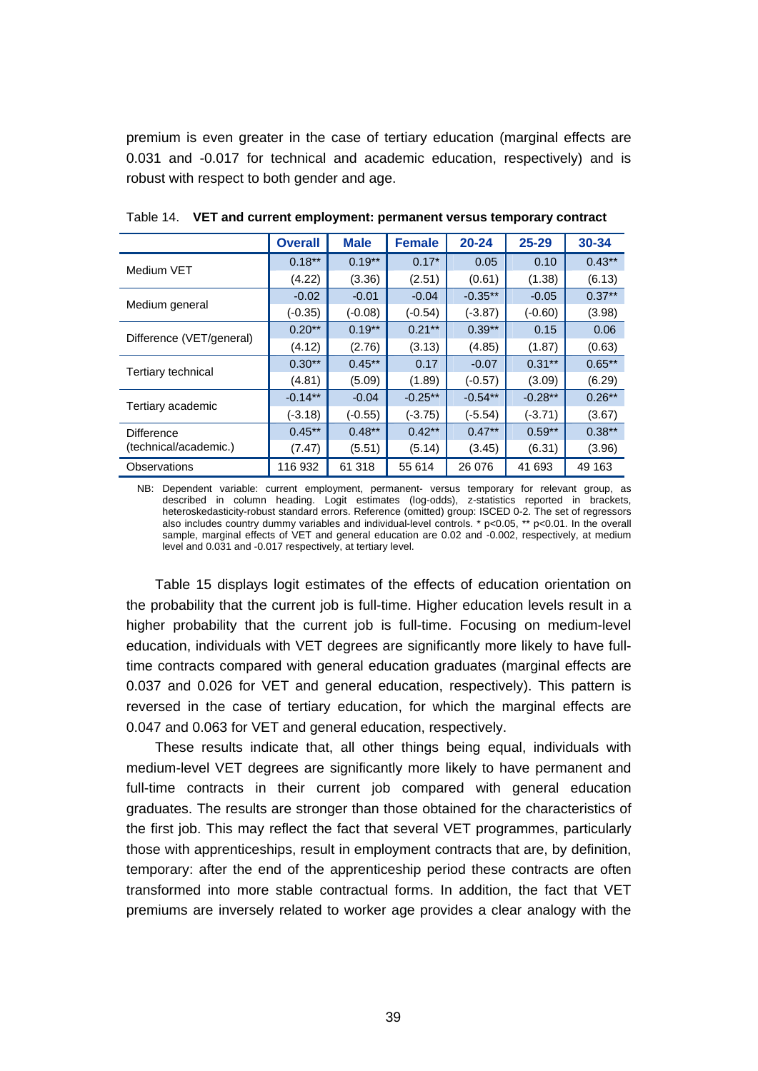premium is even greater in the case of tertiary education (marginal effects are 0.031 and -0.017 for technical and academic education, respectively) and is robust with respect to both gender and age.

Table 14. **VET and current employment: permanent versus temporary contract**

| | Overall | Male | Female | 20-24 | 25-29 | 30-34 |
|---|---|---|---|---|---|---|
| Medium VET | 0.18** | 0.19** | 0.17* | 0.05 | 0.10 | 0.43** |
| | (4.22) | (3.36) | (2.51) | (0.61) | (1.38) | (6.13) |
| Medium general | -0.02 | -0.01 | -0.04 | -0.35** | -0.05 | 0.37** |
| | (-0.35) | (-0.08) | (-0.54) | (-3.87) | (-0.60) | (3.98) |
| Difference (VET/general) | 0.20** | 0.19** | 0.21** | 0.39** | 0.15 | 0.06 |
| | (4.12) | (2.76) | (3.13) | (4.85) | (1.87) | (0.63) |
| Tertiary technical | 0.30** | 0.45** | 0.17 | -0.07 | 0.31** | 0.65** |
| | (4.81) | (5.09) | (1.89) | (-0.57) | (3.09) | (6.29) |
| Tertiary academic | -0.14** | -0.04 | -0.25** | -0.54** | -0.28** | 0.26** |
| | (-3.18) | (-0.55) | (-3.75) | (-5.54) | (-3.71) | (3.67) |
| Difference (technical/academic.) | 0.45** | 0.48** | 0.42** | 0.47** | 0.59** | 0.38** |
| | (7.47) | (5.51) | (5.14) | (3.45) | (6.31) | (3.96) |
| Observations | 116 932 | 61 318 | 55 614 | 26 076 | 41 693 | 49 163 |

NB: Dependent variable: current employment, permanent- versus temporary for relevant group, as described in column heading. Logit estimates (log-odds), z-statistics reported in brackets, heteroskedasticity-robust standard errors. Reference (omitted) group: ISCED 0-2. The set of regressors also includes country dummy variables and individual-level controls. * p<0.05, ** p<0.01. In the overall sample, marginal effects of VET and general education are 0.02 and -0.002, respectively, at medium level and 0.031 and -0.017 respectively, at tertiary level.

Table 15 displays logit estimates of the effects of education orientation on the probability that the current job is full-time. Higher education levels result in a higher probability that the current job is full-time. Focusing on medium-level education, individuals with VET degrees are significantly more likely to have full-time contracts compared with general education graduates (marginal effects are 0.037 and 0.026 for VET and general education, respectively). This pattern is reversed in the case of tertiary education, for which the marginal effects are 0.047 and 0.063 for VET and general education, respectively.

These results indicate that, all other things being equal, individuals with medium-level VET degrees are significantly more likely to have permanent and full-time contracts in their current job compared with general education graduates. The results are stronger than those obtained for the characteristics of the first job. This may reflect the fact that several VET programmes, particularly those with apprenticeships, result in employment contracts that are, by definition, temporary: after the end of the apprenticeship period these contracts are often transformed into more stable contractual forms. In addition, the fact that VET premiums are inversely related to worker age provides a clear analogy with the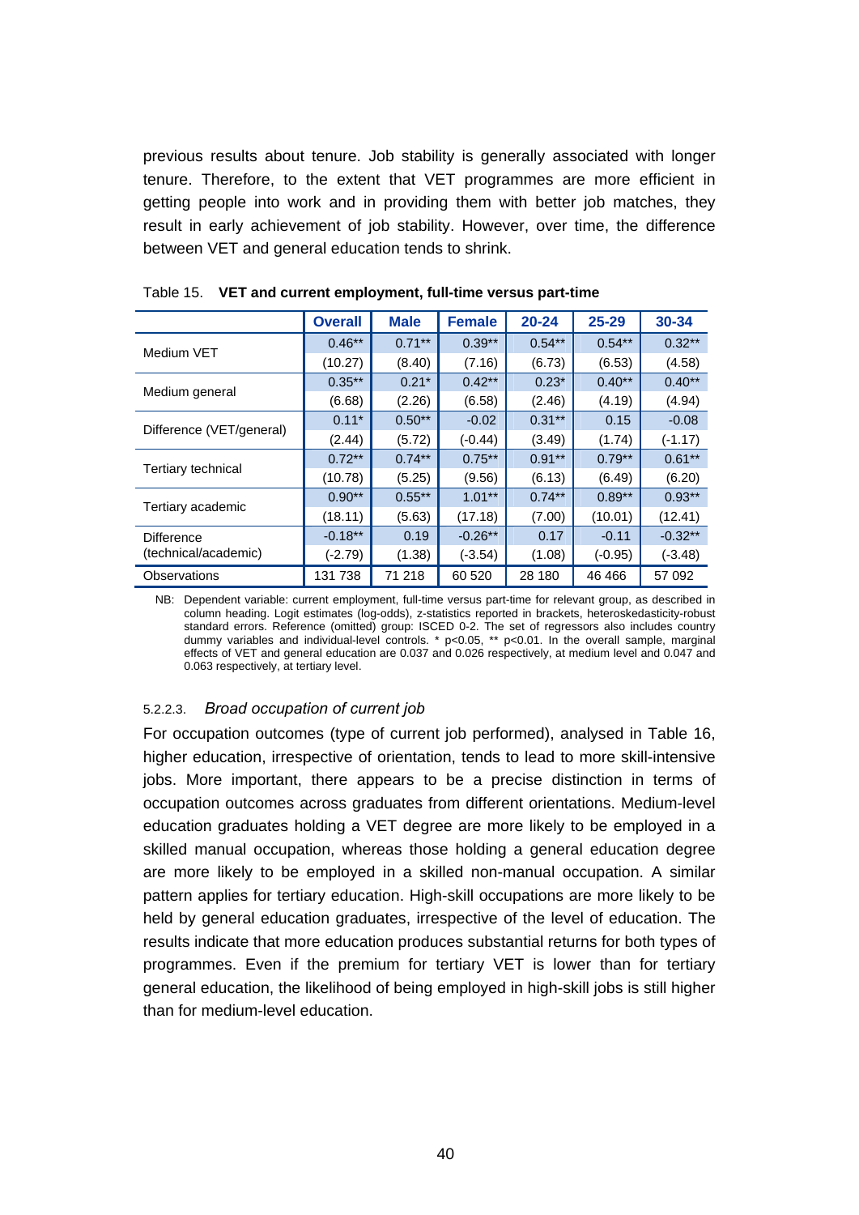previous results about tenure. Job stability is generally associated with longer tenure. Therefore, to the extent that VET programmes are more efficient in getting people into work and in providing them with better job matches, they result in early achievement of job stability. However, over time, the difference between VET and general education tends to shrink.

Table 15. **VET and current employment, full-time versus part-time**

| | Overall | Male | Female | 20-24 | 25-29 | 30-34 |
|---|---|---|---|---|---|---|
| Medium VET | 0.46** | 0.71** | 0.39** | 0.54** | 0.54** | 0.32** |
| | (10.27) | (8.40) | (7.16) | (6.73) | (6.53) | (4.58) |
| Medium general | 0.35** | 0.21* | 0.42** | 0.23* | 0.40** | 0.40** |
| | (6.68) | (2.26) | (6.58) | (2.46) | (4.19) | (4.94) |
| Difference (VET/general) | 0.11* | 0.50** | -0.02 | 0.31** | 0.15 | -0.08 |
| | (2.44) | (5.72) | (-0.44) | (3.49) | (1.74) | (-1.17) |
| Tertiary technical | 0.72** | 0.74** | 0.75** | 0.91** | 0.79** | 0.61** |
| | (10.78) | (5.25) | (9.56) | (6.13) | (6.49) | (6.20) |
| Tertiary academic | 0.90** | 0.55** | 1.01** | 0.74** | 0.89** | 0.93** |
| | (18.11) | (5.63) | (17.18) | (7.00) | (10.01) | (12.41) |
| Difference (technical/academic) | -0.18** | 0.19 | -0.26** | 0.17 | -0.11 | -0.32** |
| | (-2.79) | (1.38) | (-3.54) | (1.08) | (-0.95) | (-3.48) |
| Observations | 131 738 | 71 218 | 60 520 | 28 180 | 46 466 | 57 092 |

NB: Dependent variable: current employment, full-time versus part-time for relevant group, as described in column heading. Logit estimates (log-odds), z-statistics reported in brackets, heteroskedasticity-robust standard errors. Reference (omitted) group: ISCED 0-2. The set of regressors also includes country dummy variables and individual-level controls. * $p<0.05$, ** $p<0.01$. In the overall sample, marginal effects of VET and general education are 0.037 and 0.026 respectively, at medium level and 0.047 and 0.063 respectively, at tertiary level.

#### 5.2.2.3. *Broad occupation of current job*

For occupation outcomes (type of current job performed), analysed in Table 16, higher education, irrespective of orientation, tends to lead to more skill-intensive jobs. More important, there appears to be a precise distinction in terms of occupation outcomes across graduates from different orientations. Medium-level education graduates holding a VET degree are more likely to be employed in a skilled manual occupation, whereas those holding a general education degree are more likely to be employed in a skilled non-manual occupation. A similar pattern applies for tertiary education. High-skill occupations are more likely to be held by general education graduates, irrespective of the level of education. The results indicate that more education produces substantial returns for both types of programmes. Even if the premium for tertiary VET is lower than for tertiary general education, the likelihood of being employed in high-skill jobs is still higher than for medium-level education.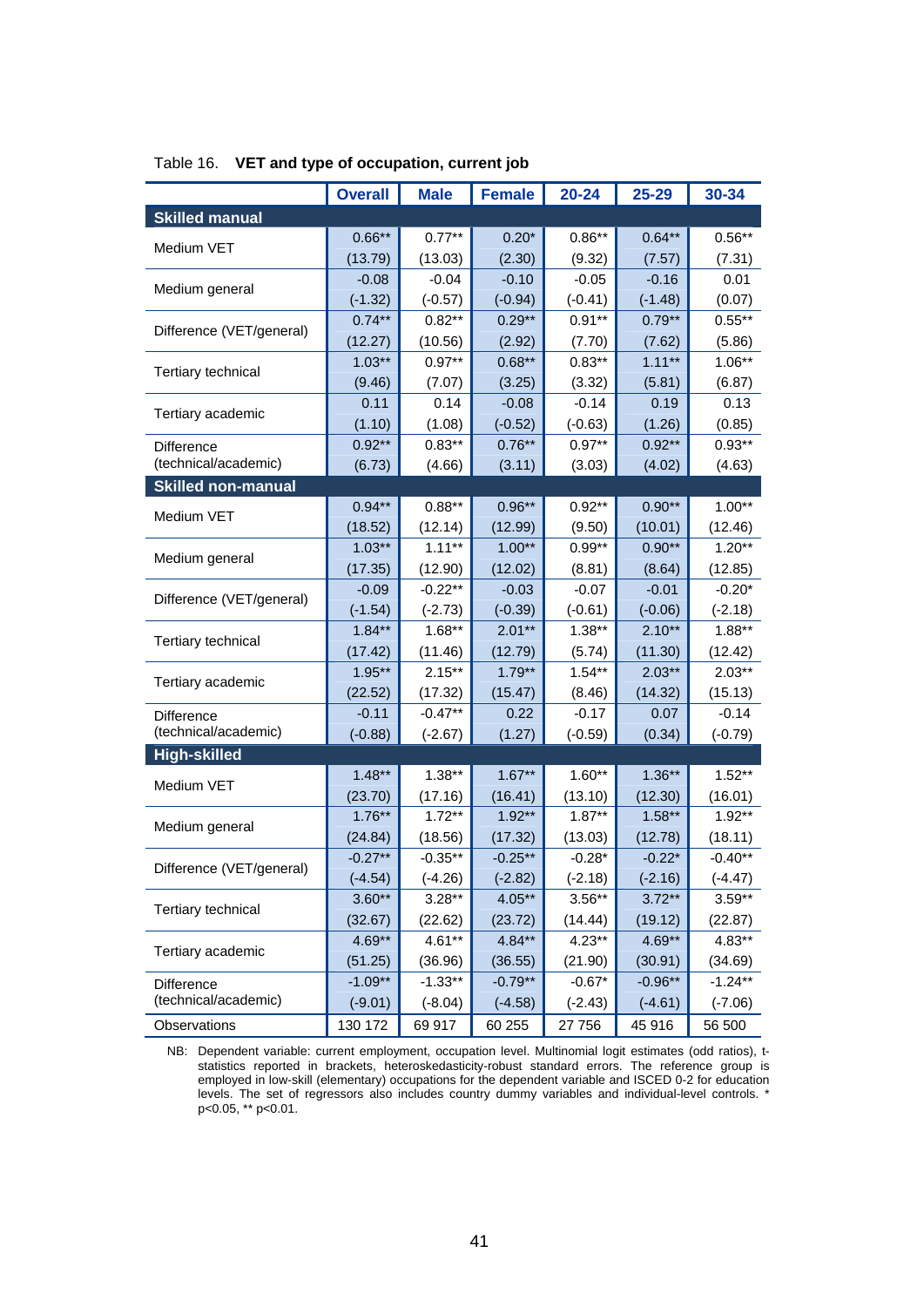Table 16. **VET and type of occupation, current job**

| | Overall | Male | Female | 20-24 | 25-29 | 30-34 |
|---|---|---|---|---|---|---|
| **Skilled manual** | | | | | | |
| Medium VET | 0.66** | 0.77** | 0.20* | 0.86** | 0.64** | 0.56** |
| | (13.79) | (13.03) | (2.30) | (9.32) | (7.57) | (7.31) |
| Medium general | -0.08 | -0.04 | -0.10 | -0.05 | -0.16 | 0.01 |
| | (-1.32) | (-0.57) | (-0.94) | (-0.41) | (-1.48) | (0.07) |
| Difference (VET/general) | 0.74** | 0.82** | 0.29** | 0.91** | 0.79** | 0.55** |
| | (12.27) | (10.56) | (2.92) | (7.70) | (7.62) | (5.86) |
| Tertiary technical | 1.03** | 0.97** | 0.68** | 0.83** | 1.11** | 1.06** |
| | (9.46) | (7.07) | (3.25) | (3.32) | (5.81) | (6.87) |
| Tertiary academic | 0.11 | 0.14 | -0.08 | -0.14 | 0.19 | 0.13 |
| | (1.10) | (1.08) | (-0.52) | (-0.63) | (1.26) | (0.85) |
| Difference (technical/academic) | 0.92** | 0.83** | 0.76** | 0.97** | 0.92** | 0.93** |
| | (6.73) | (4.66) | (3.11) | (3.03) | (4.02) | (4.63) |
| **Skilled non-manual** | | | | | | |
| Medium VET | 0.94** | 0.88** | 0.96** | 0.92** | 0.90** | 1.00** |
| | (18.52) | (12.14) | (12.99) | (9.50) | (10.01) | (12.46) |
| Medium general | 1.03** | 1.11** | 1.00** | 0.99** | 0.90** | 1.20** |
| | (17.35) | (12.90) | (12.02) | (8.81) | (8.64) | (12.85) |
| Difference (VET/general) | -0.09 | -0.22** | -0.03 | -0.07 | -0.01 | -0.20* |
| | (-1.54) | (-2.73) | (-0.39) | (-0.61) | (-0.06) | (-2.18) |
| Tertiary technical | 1.84** | 1.68** | 2.01** | 1.38** | 2.10** | 1.88** |
| | (17.42) | (11.46) | (12.79) | (5.74) | (11.30) | (12.42) |
| Tertiary academic | 1.95** | 2.15** | 1.79** | 1.54** | 2.03** | 2.03** |
| | (22.52) | (17.32) | (15.47) | (8.46) | (14.32) | (15.13) |
| Difference (technical/academic) | -0.11 | -0.47** | 0.22 | -0.17 | 0.07 | -0.14 |
| | (-0.88) | (-2.67) | (1.27) | (-0.59) | (0.34) | (-0.79) |
| **High-skilled** | | | | | | |
| Medium VET | 1.48** | 1.38** | 1.67** | 1.60** | 1.36** | 1.52** |
| | (23.70) | (17.16) | (16.41) | (13.10) | (12.30) | (16.01) |
| Medium general | 1.76** | 1.72** | 1.92** | 1.87** | 1.58** | 1.92** |
| | (24.84) | (18.56) | (17.32) | (13.03) | (12.78) | (18.11) |
| Difference (VET/general) | -0.27** | -0.35** | -0.25** | -0.28* | -0.22* | -0.40** |
| | (-4.54) | (-4.26) | (-2.82) | (-2.18) | (-2.16) | (-4.47) |
| Tertiary technical | 3.60** | 3.28** | 4.05** | 3.56** | 3.72** | 3.59** |
| | (32.67) | (22.62) | (23.72) | (14.44) | (19.12) | (22.87) |
| Tertiary academic | 4.69** | 4.61** | 4.84** | 4.23** | 4.69** | 4.83** |
| | (51.25) | (36.96) | (36.55) | (21.90) | (30.91) | (34.69) |
| Difference (technical/academic) | -1.09** | -1.33** | -0.79** | -0.67* | -0.96** | -1.24** |
| | (-9.01) | (-8.04) | (-4.58) | (-2.43) | (-4.61) | (-7.06) |
| Observations | 130 172 | 69 917 | 60 255 | 27 756 | 45 916 | 56 500 |

NB: Dependent variable: current employment, occupation level. Multinomial logit estimates (odd ratios), t-statistics reported in brackets, heteroskedasticity-robust standard errors. The reference group is employed in low-skill (elementary) occupations for the dependent variable and ISCED 0-2 for education levels. The set of regressors also includes country dummy variables and individual-level controls. * $p<0.05$, ** $p<0.01$.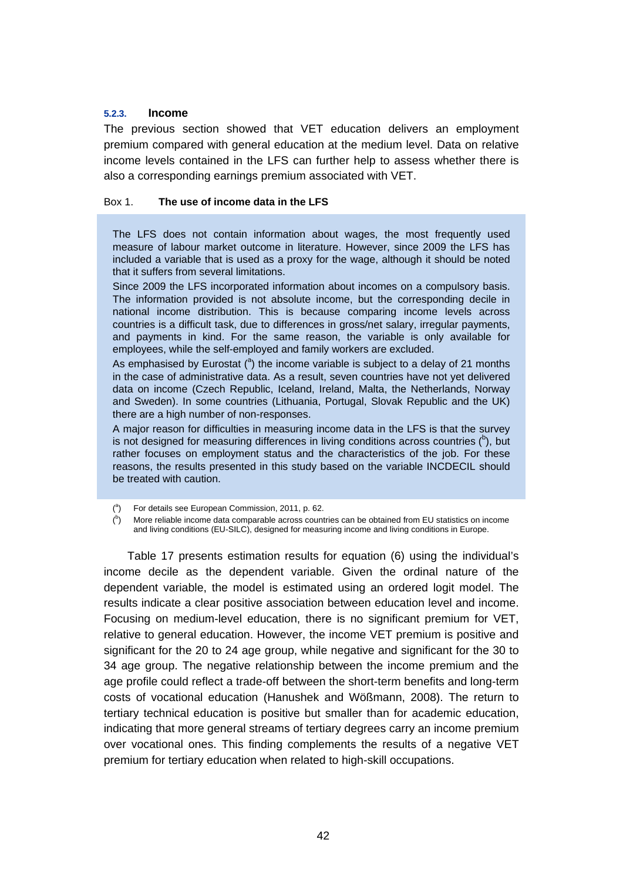#### 5.2.3. Income

The previous section showed that VET education delivers an employment premium compared with general education at the medium level. Data on relative income levels contained in the LFS can further help to assess whether there is also a corresponding earnings premium associated with VET.

Box 1. **The use of income data in the LFS**

> The LFS does not contain information about wages, the most frequently used measure of labour market outcome in literature. However, since 2009 the LFS has included a variable that is used as a proxy for the wage, although it should be noted that it suffers from several limitations.
>
> Since 2009 the LFS incorporated information about incomes on a compulsory basis. The information provided is not absolute income, but the corresponding decile in national income distribution. This is because comparing income levels across countries is a difficult task, due to differences in gross/net salary, irregular payments, and payments in kind. For the same reason, the variable is only available for employees, while the self-employed and family workers are excluded.
>
> As emphasised by Eurostat ([a]) the income variable is subject to a delay of 21 months in the case of administrative data. As a result, seven countries have not yet delivered data on income (Czech Republic, Iceland, Ireland, Malta, the Netherlands, Norway and Sweden). In some countries (Lithuania, Portugal, Slovak Republic and the UK) there are a high number of non-responses.
>
> A major reason for difficulties in measuring income data in the LFS is that the survey is not designed for measuring differences in living conditions across countries ([b]), but rather focuses on employment status and the characteristics of the job. For these reasons, the results presented in this study based on the variable INCDECIL should be treated with caution.

([a]) For details see European Commission, 2011, p. 62.

([b]) More reliable income data comparable across countries can be obtained from EU statistics on income and living conditions (EU-SILC), designed for measuring income and living conditions in Europe.

Table 17 presents estimation results for equation (6) using the individual's income decile as the dependent variable. Given the ordinal nature of the dependent variable, the model is estimated using an ordered logit model. The results indicate a clear positive association between education level and income. Focusing on medium-level education, there is no significant premium for VET, relative to general education. However, the income VET premium is positive and significant for the 20 to 24 age group, while negative and significant for the 30 to 34 age group. The negative relationship between the income premium and the age profile could reflect a trade-off between the short-term benefits and long-term costs of vocational education (Hanushek and Wößmann, 2008). The return to tertiary technical education is positive but smaller than for academic education, indicating that more general streams of tertiary degrees carry an income premium over vocational ones. This finding complements the results of a negative VET premium for tertiary education when related to high-skill occupations.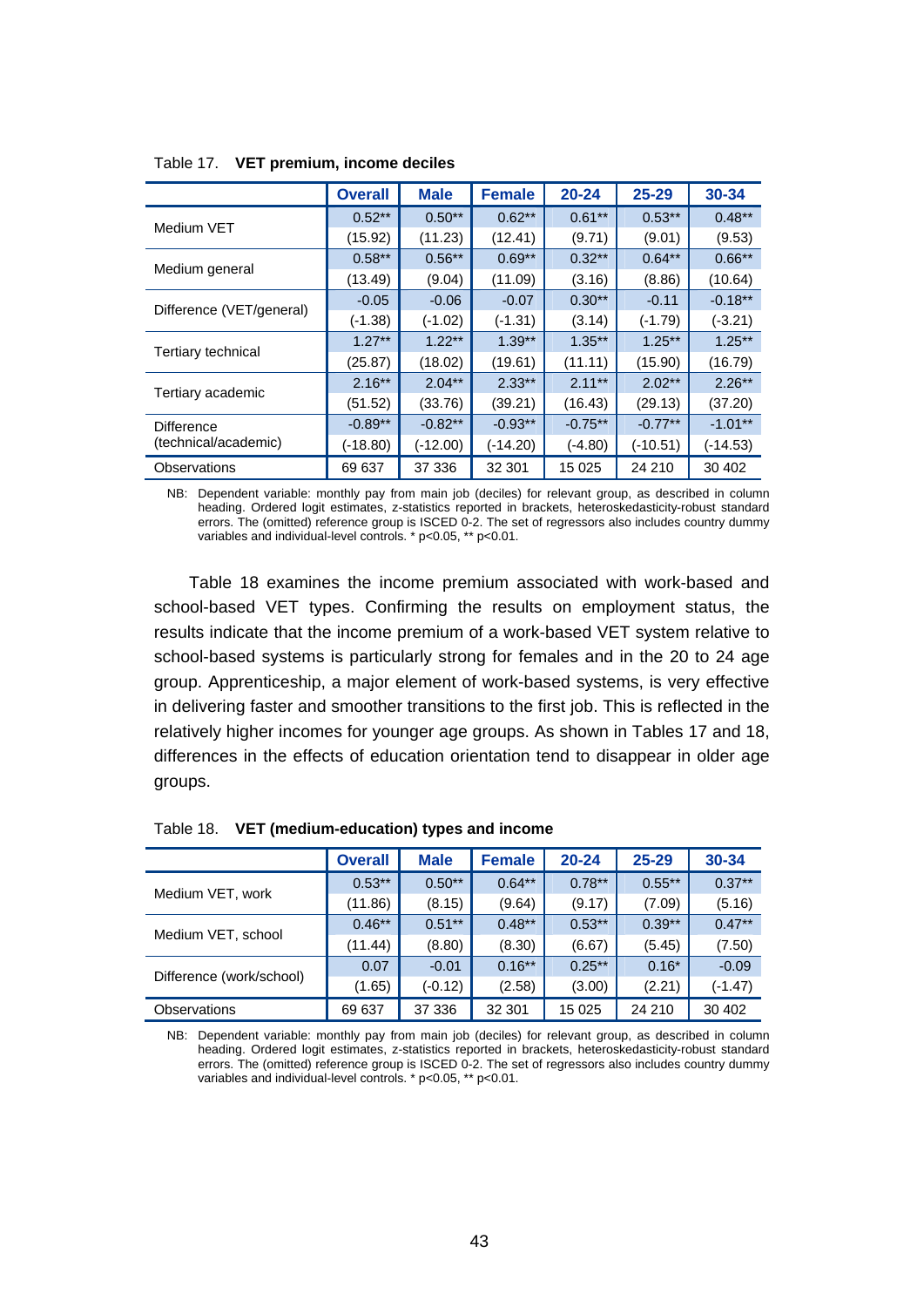Table 17. **VET premium, income deciles**

| | Overall | Male | Female | 20-24 | 25-29 | 30-34 |
|---|---|---|---|---|---|---|
| Medium VET | 0.52** | 0.50** | 0.62** | 0.61** | 0.53** | 0.48** |
| | (15.92) | (11.23) | (12.41) | (9.71) | (9.01) | (9.53) |
| Medium general | 0.58** | 0.56** | 0.69** | 0.32** | 0.64** | 0.66** |
| | (13.49) | (9.04) | (11.09) | (3.16) | (8.86) | (10.64) |
| Difference (VET/general) | -0.05 | -0.06 | -0.07 | 0.30** | -0.11 | -0.18** |
| | (-1.38) | (-1.02) | (-1.31) | (3.14) | (-1.79) | (-3.21) |
| Tertiary technical | 1.27** | 1.22** | 1.39** | 1.35** | 1.25** | 1.25** |
| | (25.87) | (18.02) | (19.61) | (11.11) | (15.90) | (16.79) |
| Tertiary academic | 2.16** | 2.04** | 2.33** | 2.11** | 2.02** | 2.26** |
| | (51.52) | (33.76) | (39.21) | (16.43) | (29.13) | (37.20) |
| Difference (technical/academic) | -0.89** | -0.82** | -0.93** | -0.75** | -0.77** | -1.01** |
| | (-18.80) | (-12.00) | (-14.20) | (-4.80) | (-10.51) | (-14.53) |
| Observations | 69 637 | 37 336 | 32 301 | 15 025 | 24 210 | 30 402 |

NB: Dependent variable: monthly pay from main job (deciles) for relevant group, as described in column heading. Ordered logit estimates, z-statistics reported in brackets, heteroskedasticity-robust standard errors. The (omitted) reference group is ISCED 0-2. The set of regressors also includes country dummy variables and individual-level controls. * p<0.05, ** p<0.01.

Table 18 examines the income premium associated with work-based and school-based VET types. Confirming the results on employment status, the results indicate that the income premium of a work-based VET system relative to school-based systems is particularly strong for females and in the 20 to 24 age group. Apprenticeship, a major element of work-based systems, is very effective in delivering faster and smoother transitions to the first job. This is reflected in the relatively higher incomes for younger age groups. As shown in Tables 17 and 18, differences in the effects of education orientation tend to disappear in older age groups.

Table 18. **VET (medium-education) types and income**

| | Overall | Male | Female | 20-24 | 25-29 | 30-34 |
|---|---|---|---|---|---|---|
| Medium VET, work | 0.53** | 0.50** | 0.64** | 0.78** | 0.55** | 0.37** |
| | (11.86) | (8.15) | (9.64) | (9.17) | (7.09) | (5.16) |
| Medium VET, school | 0.46** | 0.51** | 0.48** | 0.53** | 0.39** | 0.47** |
| | (11.44) | (8.80) | (8.30) | (6.67) | (5.45) | (7.50) |
| Difference (work/school) | 0.07 | -0.01 | 0.16** | 0.25** | 0.16* | -0.09 |
| | (1.65) | (-0.12) | (2.58) | (3.00) | (2.21) | (-1.47) |
| Observations | 69 637 | 37 336 | 32 301 | 15 025 | 24 210 | 30 402 |

NB: Dependent variable: monthly pay from main job (deciles) for relevant group, as described in column heading. Ordered logit estimates, z-statistics reported in brackets, heteroskedasticity-robust standard errors. The (omitted) reference group is ISCED 0-2. The set of regressors also includes country dummy variables and individual-level controls. * p<0.05, ** p<0.01.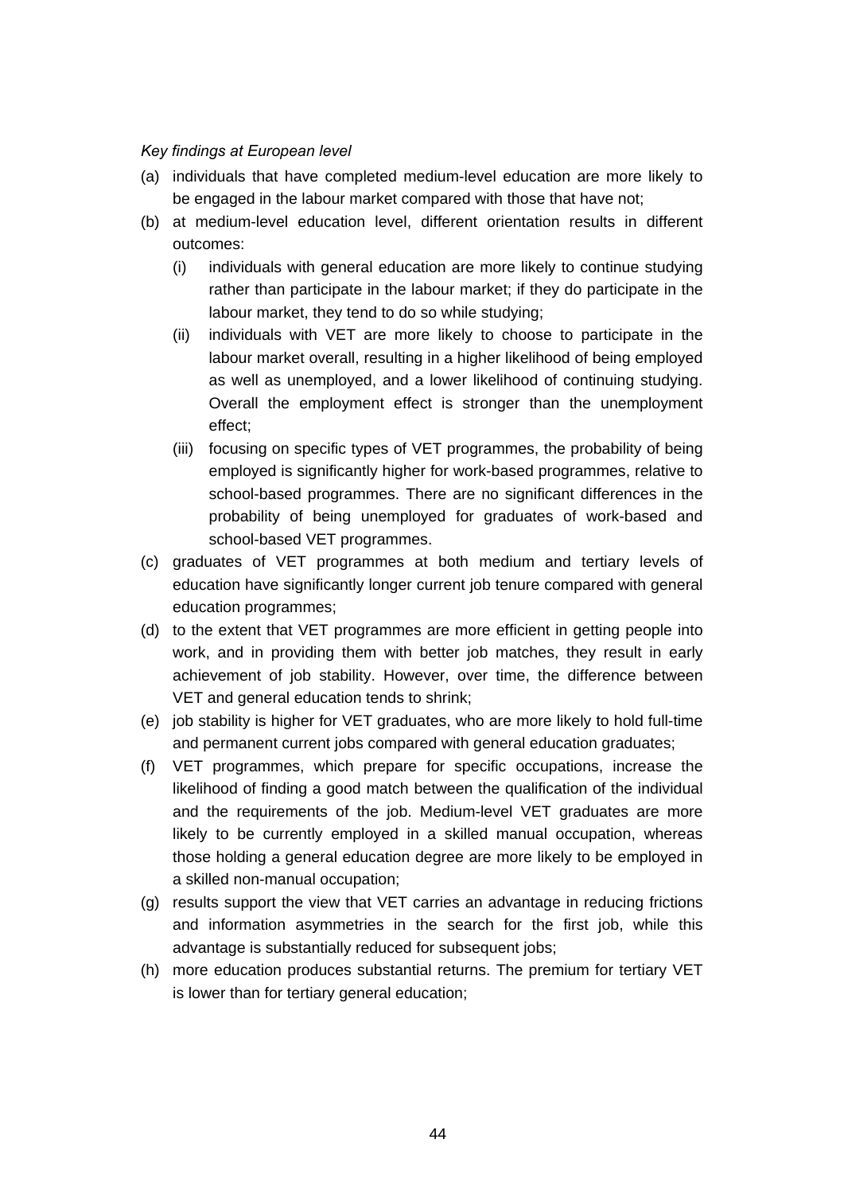*Key findings at European level*

(a) individuals that have completed medium-level education are more likely to be engaged in the labour market compared with those that have not;

(b) at medium-level education level, different orientation results in different outcomes:

   (i) individuals with general education are more likely to continue studying rather than participate in the labour market; if they do participate in the labour market, they tend to do so while studying;

   (ii) individuals with VET are more likely to choose to participate in the labour market overall, resulting in a higher likelihood of being employed as well as unemployed, and a lower likelihood of continuing studying. Overall the employment effect is stronger than the unemployment effect;

   (iii) focusing on specific types of VET programmes, the probability of being employed is significantly higher for work-based programmes, relative to school-based programmes. There are no significant differences in the probability of being unemployed for graduates of work-based and school-based VET programmes.

(c) graduates of VET programmes at both medium and tertiary levels of education have significantly longer current job tenure compared with general education programmes;

(d) to the extent that VET programmes are more efficient in getting people into work, and in providing them with better job matches, they result in early achievement of job stability. However, over time, the difference between VET and general education tends to shrink;

(e) job stability is higher for VET graduates, who are more likely to hold full-time and permanent current jobs compared with general education graduates;

(f) VET programmes, which prepare for specific occupations, increase the likelihood of finding a good match between the qualification of the individual and the requirements of the job. Medium-level VET graduates are more likely to be currently employed in a skilled manual occupation, whereas those holding a general education degree are more likely to be employed in a skilled non-manual occupation;

(g) results support the view that VET carries an advantage in reducing frictions and information asymmetries in the search for the first job, while this advantage is substantially reduced for subsequent jobs;

(h) more education produces substantial returns. The premium for tertiary VET is lower than for tertiary general education;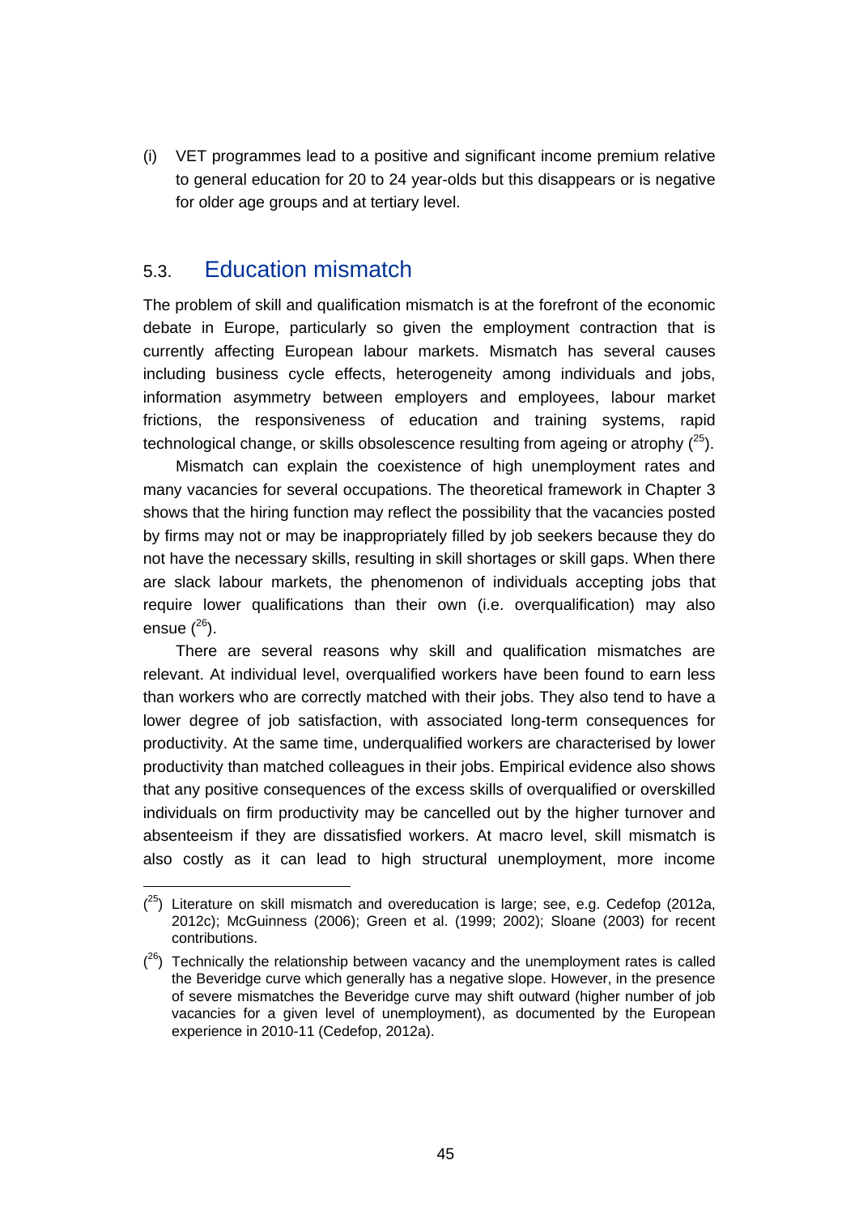(i) VET programmes lead to a positive and significant income premium relative to general education for 20 to 24 year-olds but this disappears or is negative for older age groups and at tertiary level.

## 5.3. Education mismatch

The problem of skill and qualification mismatch is at the forefront of the economic debate in Europe, particularly so given the employment contraction that is currently affecting European labour markets. Mismatch has several causes including business cycle effects, heterogeneity among individuals and jobs, information asymmetry between employers and employees, labour market frictions, the responsiveness of education and training systems, rapid technological change, or skills obsolescence resulting from ageing or atrophy ([25]).

Mismatch can explain the coexistence of high unemployment rates and many vacancies for several occupations. The theoretical framework in Chapter 3 shows that the hiring function may reflect the possibility that the vacancies posted by firms may not or may be inappropriately filled by job seekers because they do not have the necessary skills, resulting in skill shortages or skill gaps. When there are slack labour markets, the phenomenon of individuals accepting jobs that require lower qualifications than their own (i.e. overqualification) may also ensue ([26]).

There are several reasons why skill and qualification mismatches are relevant. At individual level, overqualified workers have been found to earn less than workers who are correctly matched with their jobs. They also tend to have a lower degree of job satisfaction, with associated long-term consequences for productivity. At the same time, underqualified workers are characterised by lower productivity than matched colleagues in their jobs. Empirical evidence also shows that any positive consequences of the excess skills of overqualified or overskilled individuals on firm productivity may be cancelled out by the higher turnover and absenteeism if they are dissatisfied workers. At macro level, skill mismatch is also costly as it can lead to high structural unemployment, more income

---

([25]) Literature on skill mismatch and overeducation is large; see, e.g. Cedefop (2012a, 2012c); McGuinness (2006); Green et al. (1999; 2002); Sloane (2003) for recent contributions.

([26]) Technically the relationship between vacancy and the unemployment rates is called the Beveridge curve which generally has a negative slope. However, in the presence of severe mismatches the Beveridge curve may shift outward (higher number of job vacancies for a given level of unemployment), as documented by the European experience in 2010-11 (Cedefop, 2012a).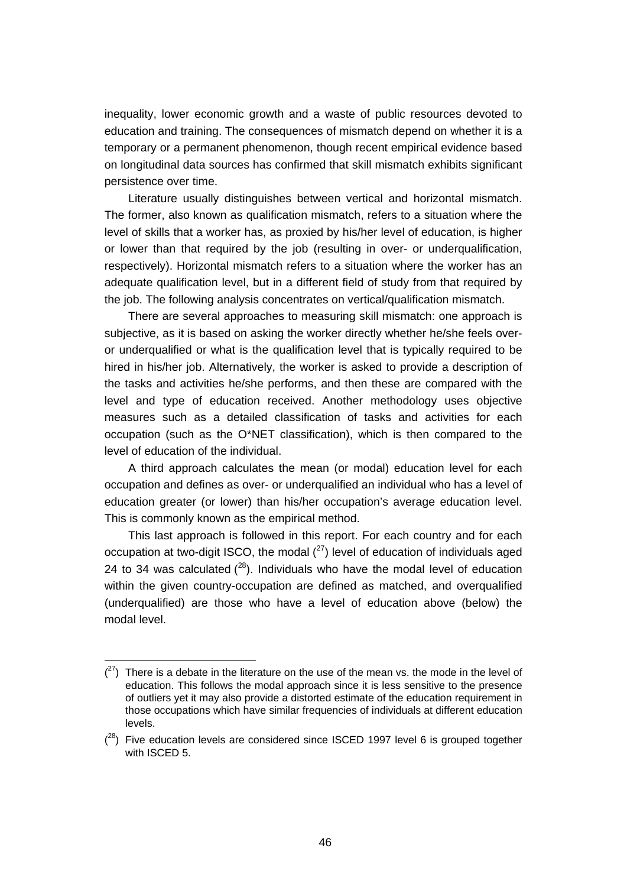inequality, lower economic growth and a waste of public resources devoted to education and training. The consequences of mismatch depend on whether it is a temporary or a permanent phenomenon, though recent empirical evidence based on longitudinal data sources has confirmed that skill mismatch exhibits significant persistence over time.

Literature usually distinguishes between vertical and horizontal mismatch. The former, also known as qualification mismatch, refers to a situation where the level of skills that a worker has, as proxied by his/her level of education, is higher or lower than that required by the job (resulting in over- or underqualification, respectively). Horizontal mismatch refers to a situation where the worker has an adequate qualification level, but in a different field of study from that required by the job. The following analysis concentrates on vertical/qualification mismatch.

There are several approaches to measuring skill mismatch: one approach is subjective, as it is based on asking the worker directly whether he/she feels over- or underqualified or what is the qualification level that is typically required to be hired in his/her job. Alternatively, the worker is asked to provide a description of the tasks and activities he/she performs, and then these are compared with the level and type of education received. Another methodology uses objective measures such as a detailed classification of tasks and activities for each occupation (such as the O*NET classification), which is then compared to the level of education of the individual.

A third approach calculates the mean (or modal) education level for each occupation and defines as over- or underqualified an individual who has a level of education greater (or lower) than his/her occupation's average education level. This is commonly known as the empirical method.

This last approach is followed in this report. For each country and for each occupation at two-digit ISCO, the modal ([27]) level of education of individuals aged 24 to 34 was calculated ([28]). Individuals who have the modal level of education within the given country-occupation are defined as matched, and overqualified (underqualified) are those who have a level of education above (below) the modal level.

---

([27]) There is a debate in the literature on the use of the mean vs. the mode in the level of education. This follows the modal approach since it is less sensitive to the presence of outliers yet it may also provide a distorted estimate of the education requirement in those occupations which have similar frequencies of individuals at different education levels.

([28]) Five education levels are considered since ISCED 1997 level 6 is grouped together with ISCED 5.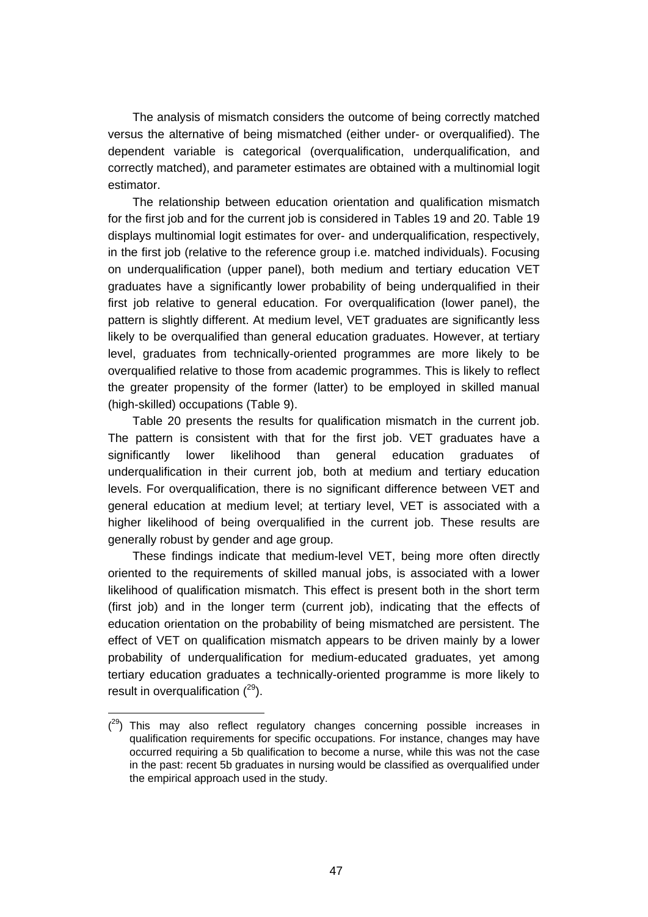The analysis of mismatch considers the outcome of being correctly matched versus the alternative of being mismatched (either under- or overqualified). The dependent variable is categorical (overqualification, underqualification, and correctly matched), and parameter estimates are obtained with a multinomial logit estimator.

The relationship between education orientation and qualification mismatch for the first job and for the current job is considered in Tables 19 and 20. Table 19 displays multinomial logit estimates for over- and underqualification, respectively, in the first job (relative to the reference group i.e. matched individuals). Focusing on underqualification (upper panel), both medium and tertiary education VET graduates have a significantly lower probability of being underqualified in their first job relative to general education. For overqualification (lower panel), the pattern is slightly different. At medium level, VET graduates are significantly less likely to be overqualified than general education graduates. However, at tertiary level, graduates from technically-oriented programmes are more likely to be overqualified relative to those from academic programmes. This is likely to reflect the greater propensity of the former (latter) to be employed in skilled manual (high-skilled) occupations (Table 9).

Table 20 presents the results for qualification mismatch in the current job. The pattern is consistent with that for the first job. VET graduates have a significantly lower likelihood than general education graduates of underqualification in their current job, both at medium and tertiary education levels. For overqualification, there is no significant difference between VET and general education at medium level; at tertiary level, VET is associated with a higher likelihood of being overqualified in the current job. These results are generally robust by gender and age group.

These findings indicate that medium-level VET, being more often directly oriented to the requirements of skilled manual jobs, is associated with a lower likelihood of qualification mismatch. This effect is present both in the short term (first job) and in the longer term (current job), indicating that the effects of education orientation on the probability of being mismatched are persistent. The effect of VET on qualification mismatch appears to be driven mainly by a lower probability of underqualification for medium-educated graduates, yet among tertiary education graduates a technically-oriented programme is more likely to result in overqualification ([29]).

---

([29]) This may also reflect regulatory changes concerning possible increases in qualification requirements for specific occupations. For instance, changes may have occurred requiring a 5b qualification to become a nurse, while this was not the case in the past: recent 5b graduates in nursing would be classified as overqualified under the empirical approach used in the study.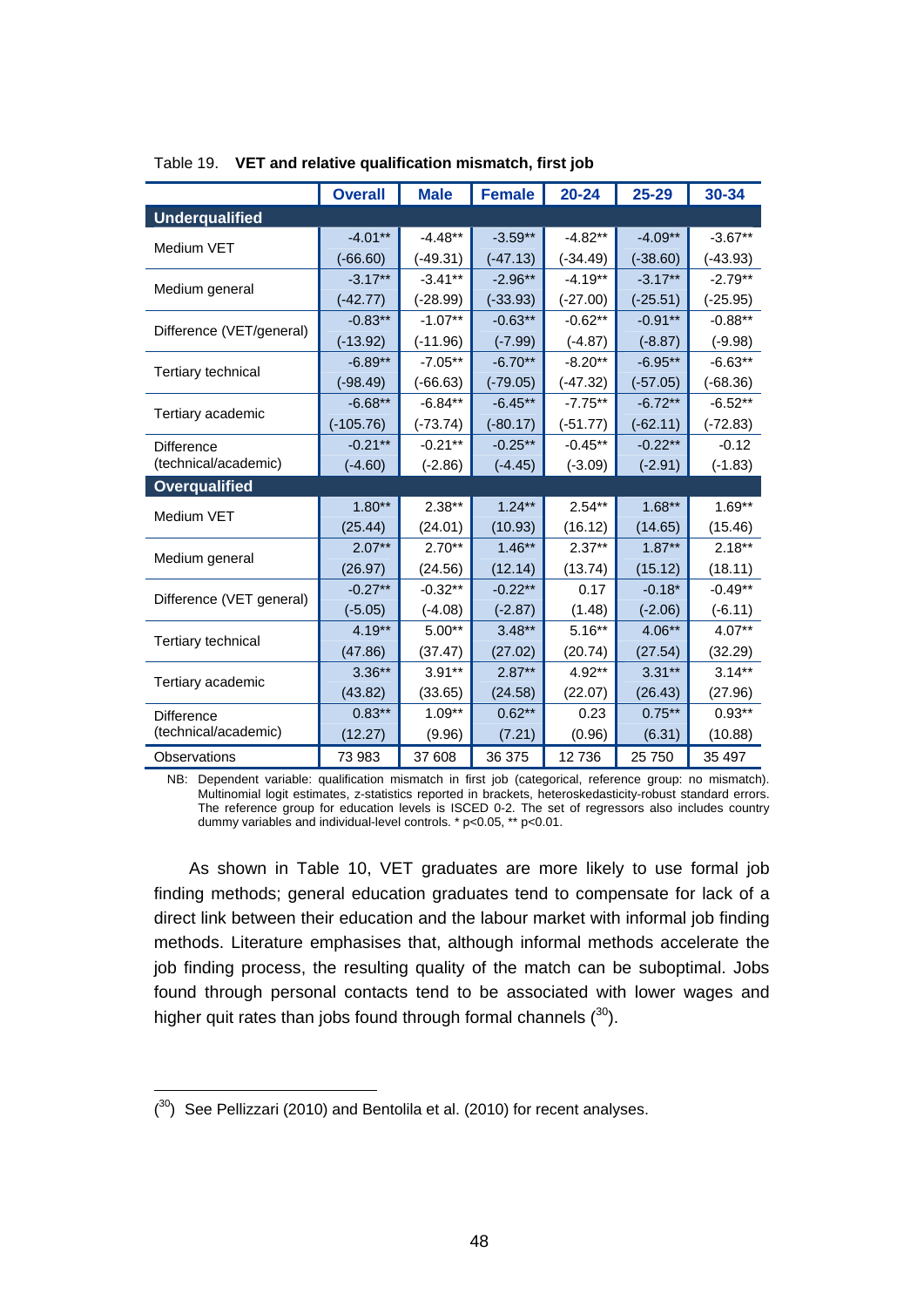Table 19. **VET and relative qualification mismatch, first job**

| | Overall | Male | Female | 20-24 | 25-29 | 30-34 |
|---|---|---|---|---|---|---|
| **Underqualified** | | | | | | |
| Medium VET | -4.01** | -4.48** | -3.59** | -4.82** | -4.09** | -3.67** |
| | (-66.60) | (-49.31) | (-47.13) | (-34.49) | (-38.60) | (-43.93) |
| Medium general | -3.17** | -3.41** | -2.96** | -4.19** | -3.17** | -2.79** |
| | (-42.77) | (-28.99) | (-33.93) | (-27.00) | (-25.51) | (-25.95) |
| Difference (VET/general) | -0.83** | -1.07** | -0.63** | -0.62** | -0.91** | -0.88** |
| | (-13.92) | (-11.96) | (-7.99) | (-4.87) | (-8.87) | (-9.98) |
| Tertiary technical | -6.89** | -7.05** | -6.70** | -8.20** | -6.95** | -6.63** |
| | (-98.49) | (-66.63) | (-79.05) | (-47.32) | (-57.05) | (-68.36) |
| Tertiary academic | -6.68** | -6.84** | -6.45** | -7.75** | -6.72** | -6.52** |
| | (-105.76) | (-73.74) | (-80.17) | (-51.77) | (-62.11) | (-72.83) |
| Difference (technical/academic) | -0.21** | -0.21** | -0.25** | -0.45** | -0.22** | -0.12 |
| | (-4.60) | (-2.86) | (-4.45) | (-3.09) | (-2.91) | (-1.83) |
| **Overqualified** | | | | | | |
| Medium VET | 1.80** | 2.38** | 1.24** | 2.54** | 1.68** | 1.69** |
| | (25.44) | (24.01) | (10.93) | (16.12) | (14.65) | (15.46) |
| Medium general | 2.07** | 2.70** | 1.46** | 2.37** | 1.87** | 2.18** |
| | (26.97) | (24.56) | (12.14) | (13.74) | (15.12) | (18.11) |
| Difference (VET general) | -0.27** | -0.32** | -0.22** | 0.17 | -0.18* | -0.49** |
| | (-5.05) | (-4.08) | (-2.87) | (1.48) | (-2.06) | (-6.11) |
| Tertiary technical | 4.19** | 5.00** | 3.48** | 5.16** | 4.06** | 4.07** |
| | (47.86) | (37.47) | (27.02) | (20.74) | (27.54) | (32.29) |
| Tertiary academic | 3.36** | 3.91** | 2.87** | 4.92** | 3.31** | 3.14** |
| | (43.82) | (33.65) | (24.58) | (22.07) | (26.43) | (27.96) |
| Difference (technical/academic) | 0.83** | 1.09** | 0.62** | 0.23 | 0.75** | 0.93** |
| | (12.27) | (9.96) | (7.21) | (0.96) | (6.31) | (10.88) |
| Observations | 73 983 | 37 608 | 36 375 | 12 736 | 25 750 | 35 497 |

NB: Dependent variable: qualification mismatch in first job (categorical, reference group: no mismatch). Multinomial logit estimates, z-statistics reported in brackets, heteroskedasticity-robust standard errors. The reference group for education levels is ISCED 0-2. The set of regressors also includes country dummy variables and individual-level controls. * p<0.05, ** p<0.01.

As shown in Table 10, VET graduates are more likely to use formal job finding methods; general education graduates tend to compensate for lack of a direct link between their education and the labour market with informal job finding methods. Literature emphasises that, although informal methods accelerate the job finding process, the resulting quality of the match can be suboptimal. Jobs found through personal contacts tend to be associated with lower wages and higher quit rates than jobs found through formal channels ([30]).

([30]) See Pellizzari (2010) and Bentolila et al. (2010) for recent analyses.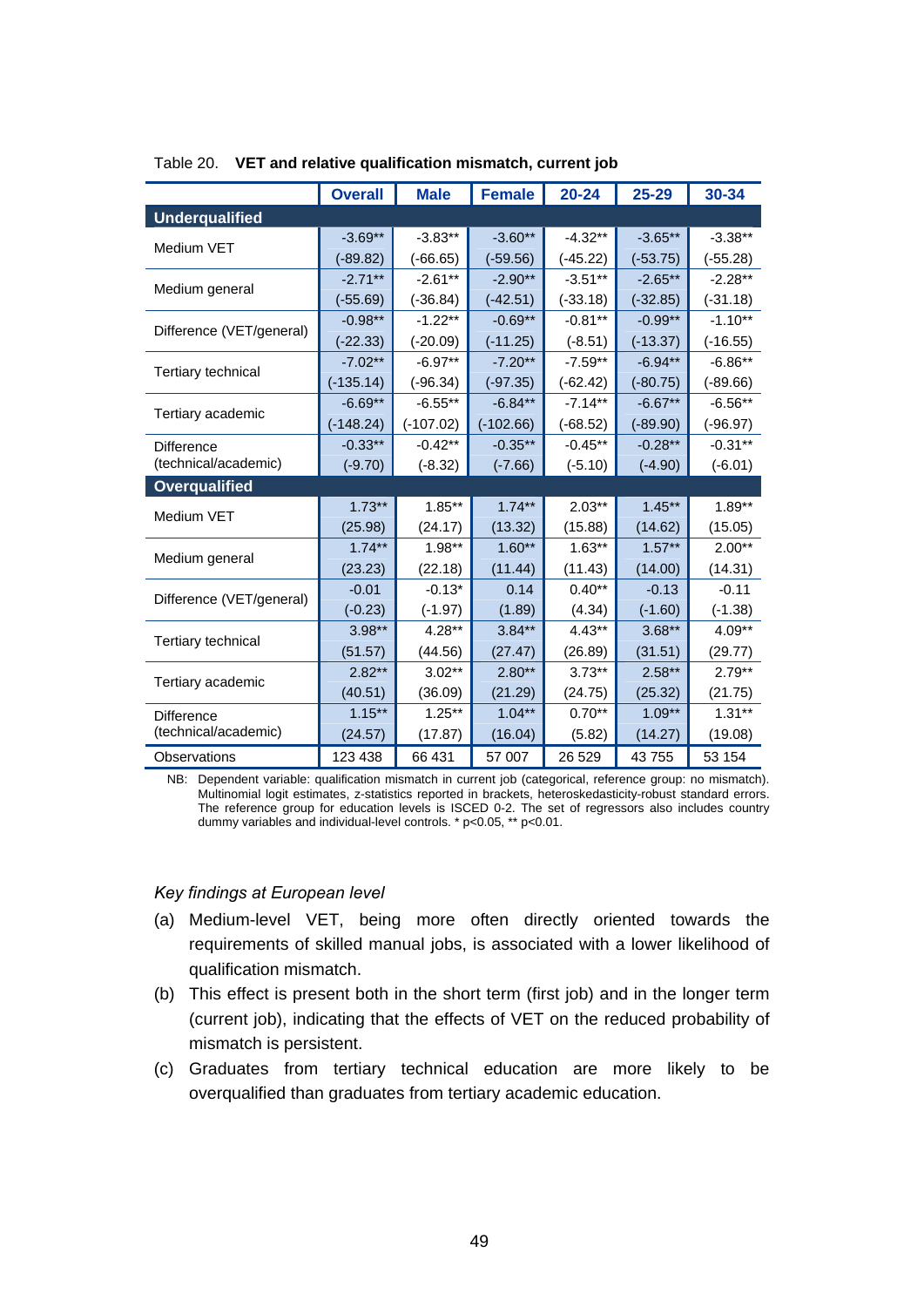Table 20. **VET and relative qualification mismatch, current job**

| | Overall | Male | Female | 20-24 | 25-29 | 30-34 |
|---|---|---|---|---|---|---|
| **Underqualified** | | | | | | |
| Medium VET | -3.69** | -3.83** | -3.60** | -4.32** | -3.65** | -3.38** |
| | (-89.82) | (-66.65) | (-59.56) | (-45.22) | (-53.75) | (-55.28) |
| Medium general | -2.71** | -2.61** | -2.90** | -3.51** | -2.65** | -2.28** |
| | (-55.69) | (-36.84) | (-42.51) | (-33.18) | (-32.85) | (-31.18) |
| Difference (VET/general) | -0.98** | -1.22** | -0.69** | -0.81** | -0.99** | -1.10** |
| | (-22.33) | (-20.09) | (-11.25) | (-8.51) | (-13.37) | (-16.55) |
| Tertiary technical | -7.02** | -6.97** | -7.20** | -7.59** | -6.94** | -6.86** |
| | (-135.14) | (-96.34) | (-97.35) | (-62.42) | (-80.75) | (-89.66) |
| Tertiary academic | -6.69** | -6.55** | -6.84** | -7.14** | -6.67** | -6.56** |
| | (-148.24) | (-107.02) | (-102.66) | (-68.52) | (-89.90) | (-96.97) |
| Difference (technical/academic) | -0.33** | -0.42** | -0.35** | -0.45** | -0.28** | -0.31** |
| | (-9.70) | (-8.32) | (-7.66) | (-5.10) | (-4.90) | (-6.01) |
| **Overqualified** | | | | | | |
| Medium VET | 1.73** | 1.85** | 1.74** | 2.03** | 1.45** | 1.89** |
| | (25.98) | (24.17) | (13.32) | (15.88) | (14.62) | (15.05) |
| Medium general | 1.74** | 1.98** | 1.60** | 1.63** | 1.57** | 2.00** |
| | (23.23) | (22.18) | (11.44) | (11.43) | (14.00) | (14.31) |
| Difference (VET/general) | -0.01 | -0.13* | 0.14 | 0.40** | -0.13 | -0.11 |
| | (-0.23) | (-1.97) | (1.89) | (4.34) | (-1.60) | (-1.38) |
| Tertiary technical | 3.98** | 4.28** | 3.84** | 4.43** | 3.68** | 4.09** |
| | (51.57) | (44.56) | (27.47) | (26.89) | (31.51) | (29.77) |
| Tertiary academic | 2.82** | 3.02** | 2.80** | 3.73** | 2.58** | 2.79** |
| | (40.51) | (36.09) | (21.29) | (24.75) | (25.32) | (21.75) |
| Difference (technical/academic) | 1.15** | 1.25** | 1.04** | 0.70** | 1.09** | 1.31** |
| | (24.57) | (17.87) | (16.04) | (5.82) | (14.27) | (19.08) |
| Observations | 123 438 | 66 431 | 57 007 | 26 529 | 43 755 | 53 154 |

NB: Dependent variable: qualification mismatch in current job (categorical, reference group: no mismatch). Multinomial logit estimates, z-statistics reported in brackets, heteroskedasticity-robust standard errors. The reference group for education levels is ISCED 0-2. The set of regressors also includes country dummy variables and individual-level controls. * p<0.05, ** p<0.01.

*Key findings at European level*

(a) Medium-level VET, being more often directly oriented towards the requirements of skilled manual jobs, is associated with a lower likelihood of qualification mismatch.

(b) This effect is present both in the short term (first job) and in the longer term (current job), indicating that the effects of VET on the reduced probability of mismatch is persistent.

(c) Graduates from tertiary technical education are more likely to be overqualified than graduates from tertiary academic education.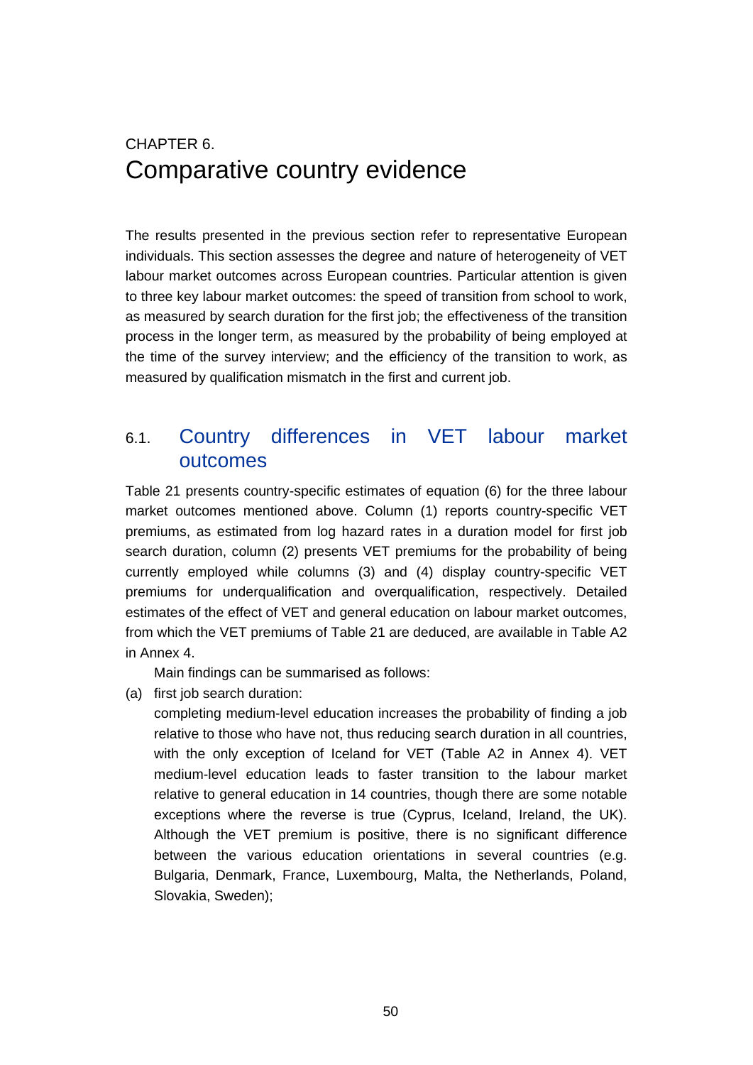# CHAPTER 6. Comparative country evidence

The results presented in the previous section refer to representative European individuals. This section assesses the degree and nature of heterogeneity of VET labour market outcomes across European countries. Particular attention is given to three key labour market outcomes: the speed of transition from school to work, as measured by search duration for the first job; the effectiveness of the transition process in the longer term, as measured by the probability of being employed at the time of the survey interview; and the efficiency of the transition to work, as measured by qualification mismatch in the first and current job.

## 6.1. Country differences in VET labour market outcomes

Table 21 presents country-specific estimates of equation (6) for the three labour market outcomes mentioned above. Column (1) reports country-specific VET premiums, as estimated from log hazard rates in a duration model for first job search duration, column (2) presents VET premiums for the probability of being currently employed while columns (3) and (4) display country-specific VET premiums for underqualification and overqualification, respectively. Detailed estimates of the effect of VET and general education on labour market outcomes, from which the VET premiums of Table 21 are deduced, are available in Table A2 in Annex 4.

Main findings can be summarised as follows:

(a) first job search duration:

completing medium-level education increases the probability of finding a job relative to those who have not, thus reducing search duration in all countries, with the only exception of Iceland for VET (Table A2 in Annex 4). VET medium-level education leads to faster transition to the labour market relative to general education in 14 countries, though there are some notable exceptions where the reverse is true (Cyprus, Iceland, Ireland, the UK). Although the VET premium is positive, there is no significant difference between the various education orientations in several countries (e.g. Bulgaria, Denmark, France, Luxembourg, Malta, the Netherlands, Poland, Slovakia, Sweden);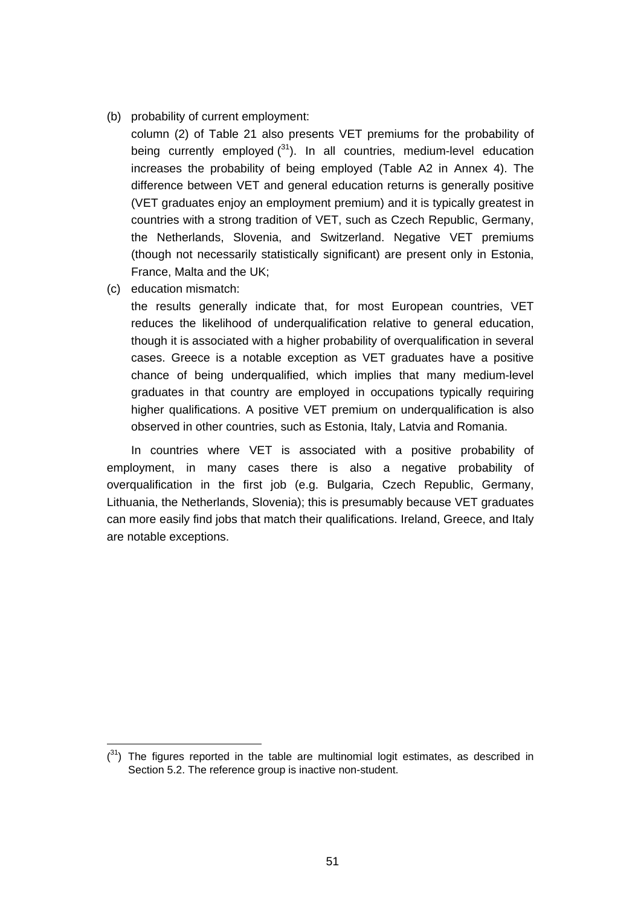(b) probability of current employment:

   column (2) of Table 21 also presents VET premiums for the probability of being currently employed [31]. In all countries, medium-level education increases the probability of being employed (Table A2 in Annex 4). The difference between VET and general education returns is generally positive (VET graduates enjoy an employment premium) and it is typically greatest in countries with a strong tradition of VET, such as Czech Republic, Germany, the Netherlands, Slovenia, and Switzerland. Negative VET premiums (though not necessarily statistically significant) are present only in Estonia, France, Malta and the UK;

(c) education mismatch:

   the results generally indicate that, for most European countries, VET reduces the likelihood of underqualification relative to general education, though it is associated with a higher probability of overqualification in several cases. Greece is a notable exception as VET graduates have a positive chance of being underqualified, which implies that many medium-level graduates in that country are employed in occupations typically requiring higher qualifications. A positive VET premium on underqualification is also observed in other countries, such as Estonia, Italy, Latvia and Romania.

In countries where VET is associated with a positive probability of employment, in many cases there is also a negative probability of overqualification in the first job (e.g. Bulgaria, Czech Republic, Germany, Lithuania, the Netherlands, Slovenia); this is presumably because VET graduates can more easily find jobs that match their qualifications. Ireland, Greece, and Italy are notable exceptions.

---

([31]) The figures reported in the table are multinomial logit estimates, as described in Section 5.2. The reference group is inactive non-student.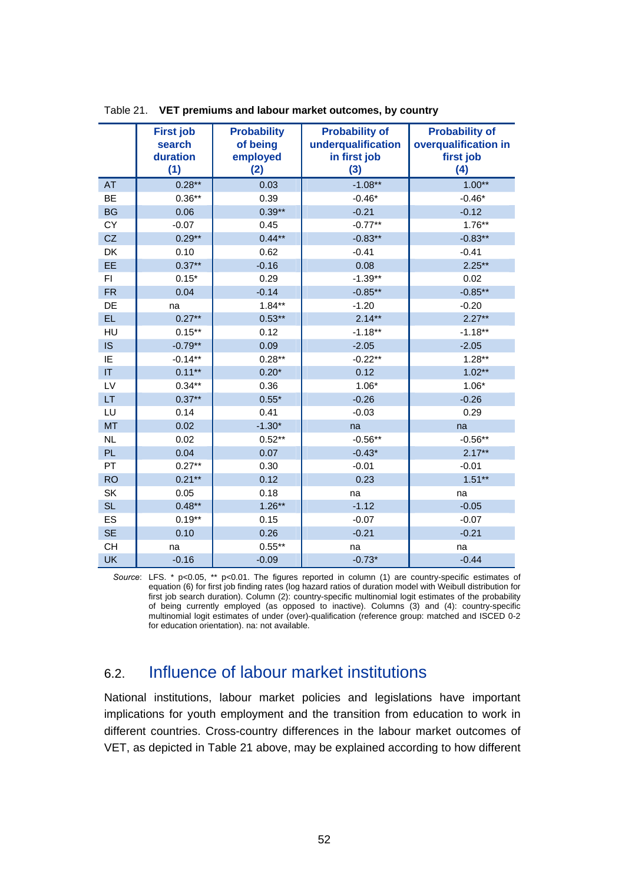Table 21. **VET premiums and labour market outcomes, by country**

| | First job search duration (1) | Probability of being employed (2) | Probability of underqualification in first job (3) | Probability of overqualification in first job (4) |
|---|---|---|---|---|
| AT | 0.28** | 0.03 | -1.08** | 1.00** |
| BE | 0.36** | 0.39 | -0.46* | -0.46* |
| BG | 0.06 | 0.39** | -0.21 | -0.12 |
| CY | -0.07 | 0.45 | -0.77** | 1.76** |
| CZ | 0.29** | 0.44** | -0.83** | -0.83** |
| DK | 0.10 | 0.62 | -0.41 | -0.41 |
| EE | 0.37** | -0.16 | 0.08 | 2.25** |
| FI | 0.15* | 0.29 | -1.39** | 0.02 |
| FR | 0.04 | -0.14 | -0.85** | -0.85** |
| DE | na | 1.84** | -1.20 | -0.20 |
| EL | 0.27** | 0.53** | 2.14** | 2.27** |
| HU | 0.15** | 0.12 | -1.18** | -1.18** |
| IS | -0.79** | 0.09 | -2.05 | -2.05 |
| IE | -0.14** | 0.28** | -0.22** | 1.28** |
| IT | 0.11** | 0.20* | 0.12 | 1.02** |
| LV | 0.34** | 0.36 | 1.06* | 1.06* |
| LT | 0.37** | 0.55* | -0.26 | -0.26 |
| LU | 0.14 | 0.41 | -0.03 | 0.29 |
| MT | 0.02 | -1.30* | na | na |
| NL | 0.02 | 0.52** | -0.56** | -0.56** |
| PL | 0.04 | 0.07 | -0.43* | 2.17** |
| PT | 0.27** | 0.30 | -0.01 | -0.01 |
| RO | 0.21** | 0.12 | 0.23 | 1.51** |
| SK | 0.05 | 0.18 | na | na |
| SL | 0.48** | 1.26** | -1.12 | -0.05 |
| ES | 0.19** | 0.15 | -0.07 | -0.07 |
| SE | 0.10 | 0.26 | -0.21 | -0.21 |
| CH | na | 0.55** | na | na |
| UK | -0.16 | -0.09 | -0.73* | -0.44 |

*Source*: LFS. * p<0.05, ** p<0.01. The figures reported in column (1) are country-specific estimates of equation (6) for first job finding rates (log hazard ratios of duration model with Weibull distribution for first job search duration). Column (2): country-specific multinomial logit estimates of the probability of being currently employed (as opposed to inactive). Columns (3) and (4): country-specific multinomial logit estimates of under (over)-qualification (reference group: matched and ISCED 0-2 for education orientation). na: not available.

## 6.2. Influence of labour market institutions

National institutions, labour market policies and legislations have important implications for youth employment and the transition from education to work in different countries. Cross-country differences in the labour market outcomes of VET, as depicted in Table 21 above, may be explained according to how different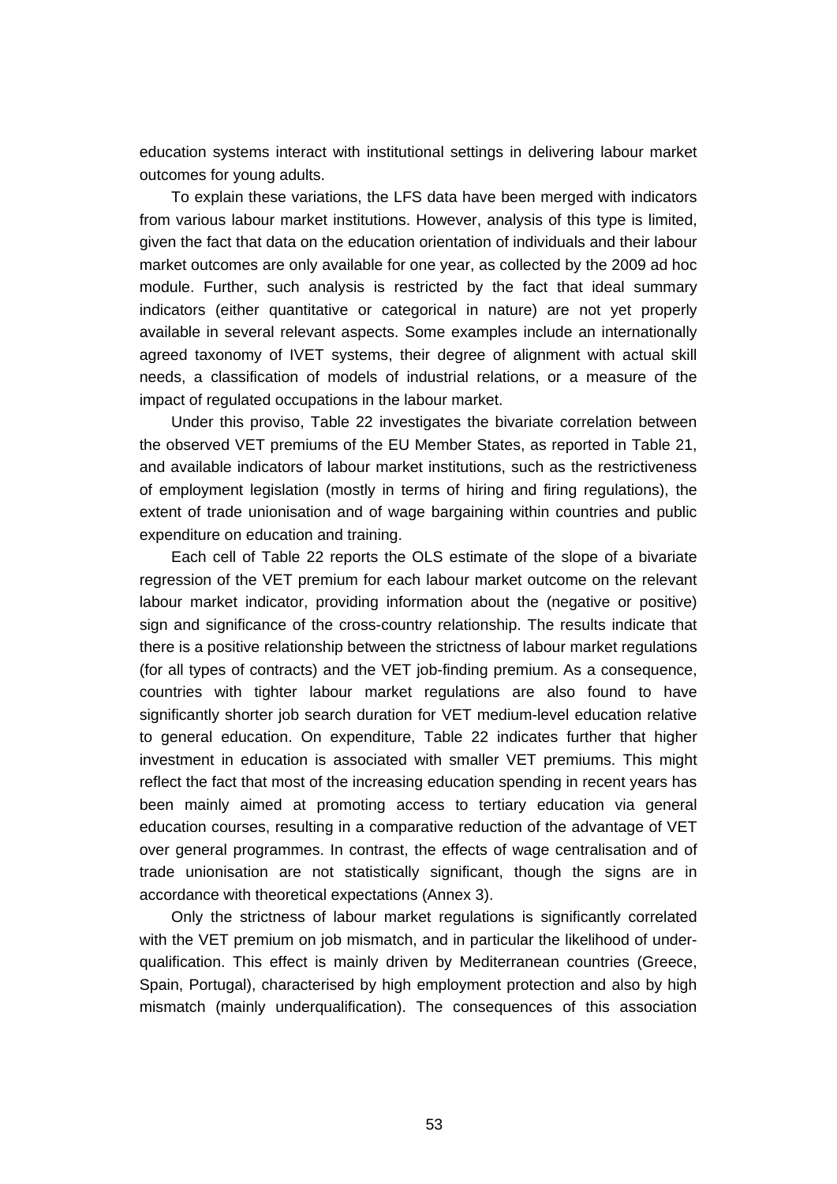education systems interact with institutional settings in delivering labour market outcomes for young adults.

To explain these variations, the LFS data have been merged with indicators from various labour market institutions. However, analysis of this type is limited, given the fact that data on the education orientation of individuals and their labour market outcomes are only available for one year, as collected by the 2009 ad hoc module. Further, such analysis is restricted by the fact that ideal summary indicators (either quantitative or categorical in nature) are not yet properly available in several relevant aspects. Some examples include an internationally agreed taxonomy of IVET systems, their degree of alignment with actual skill needs, a classification of models of industrial relations, or a measure of the impact of regulated occupations in the labour market.

Under this proviso, Table 22 investigates the bivariate correlation between the observed VET premiums of the EU Member States, as reported in Table 21, and available indicators of labour market institutions, such as the restrictiveness of employment legislation (mostly in terms of hiring and firing regulations), the extent of trade unionisation and of wage bargaining within countries and public expenditure on education and training.

Each cell of Table 22 reports the OLS estimate of the slope of a bivariate regression of the VET premium for each labour market outcome on the relevant labour market indicator, providing information about the (negative or positive) sign and significance of the cross-country relationship. The results indicate that there is a positive relationship between the strictness of labour market regulations (for all types of contracts) and the VET job-finding premium. As a consequence, countries with tighter labour market regulations are also found to have significantly shorter job search duration for VET medium-level education relative to general education. On expenditure, Table 22 indicates further that higher investment in education is associated with smaller VET premiums. This might reflect the fact that most of the increasing education spending in recent years has been mainly aimed at promoting access to tertiary education via general education courses, resulting in a comparative reduction of the advantage of VET over general programmes. In contrast, the effects of wage centralisation and of trade unionisation are not statistically significant, though the signs are in accordance with theoretical expectations (Annex 3).

Only the strictness of labour market regulations is significantly correlated with the VET premium on job mismatch, and in particular the likelihood of under-qualification. This effect is mainly driven by Mediterranean countries (Greece, Spain, Portugal), characterised by high employment protection and also by high mismatch (mainly underqualification). The consequences of this association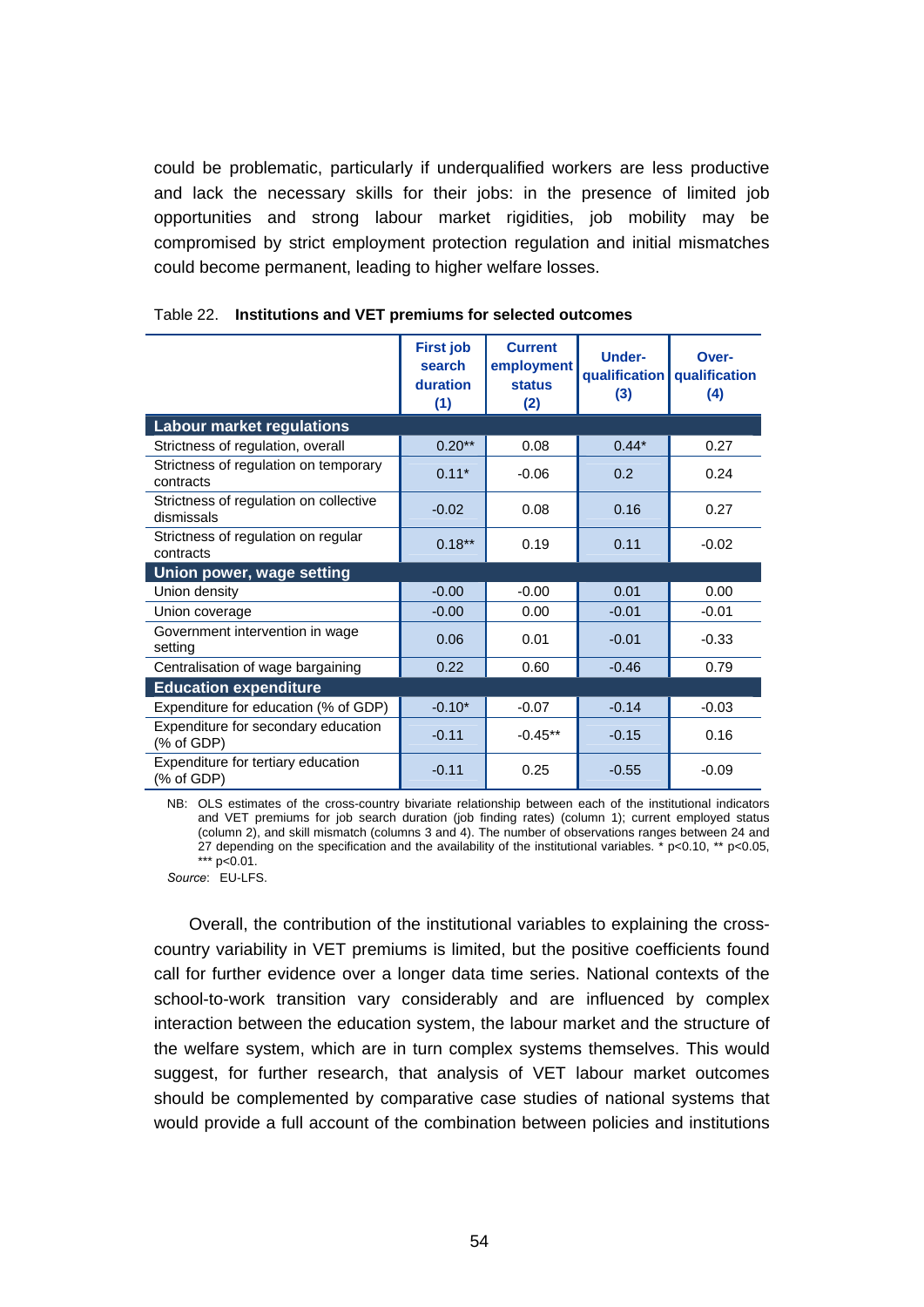could be problematic, particularly if underqualified workers are less productive and lack the necessary skills for their jobs: in the presence of limited job opportunities and strong labour market rigidities, job mobility may be compromised by strict employment protection regulation and initial mismatches could become permanent, leading to higher welfare losses.

Table 22. **Institutions and VET premiums for selected outcomes**

| | First job search duration (1) | Current employment status (2) | Under-qualification (3) | Over-qualification (4) |
|---|---|---|---|---|
| **Labour market regulations** | | | | |
| Strictness of regulation, overall | 0.20** | 0.08 | 0.44* | 0.27 |
| Strictness of regulation on temporary contracts | 0.11* | -0.06 | 0.2 | 0.24 |
| Strictness of regulation on collective dismissals | -0.02 | 0.08 | 0.16 | 0.27 |
| Strictness of regulation on regular contracts | 0.18** | 0.19 | 0.11 | -0.02 |
| **Union power, wage setting** | | | | |
| Union density | -0.00 | -0.00 | 0.01 | 0.00 |
| Union coverage | -0.00 | 0.00 | -0.01 | -0.01 |
| Government intervention in wage setting | 0.06 | 0.01 | -0.01 | -0.33 |
| Centralisation of wage bargaining | 0.22 | 0.60 | -0.46 | 0.79 |
| **Education expenditure** | | | | |
| Expenditure for education (% of GDP) | -0.10* | -0.07 | -0.14 | -0.03 |
| Expenditure for secondary education (% of GDP) | -0.11 | -0.45** | -0.15 | 0.16 |
| Expenditure for tertiary education (% of GDP) | -0.11 | 0.25 | -0.55 | -0.09 |

NB: OLS estimates of the cross-country bivariate relationship between each of the institutional indicators and VET premiums for job search duration (job finding rates) (column 1); current employed status (column 2), and skill mismatch (columns 3 and 4). The number of observations ranges between 24 and 27 depending on the specification and the availability of the institutional variables. * p<0.10, ** p<0.05, *** p<0.01.

*Source*: EU-LFS.

Overall, the contribution of the institutional variables to explaining the cross-country variability in VET premiums is limited, but the positive coefficients found call for further evidence over a longer data time series. National contexts of the school-to-work transition vary considerably and are influenced by complex interaction between the education system, the labour market and the structure of the welfare system, which are in turn complex systems themselves. This would suggest, for further research, that analysis of VET labour market outcomes should be complemented by comparative case studies of national systems that would provide a full account of the combination between policies and institutions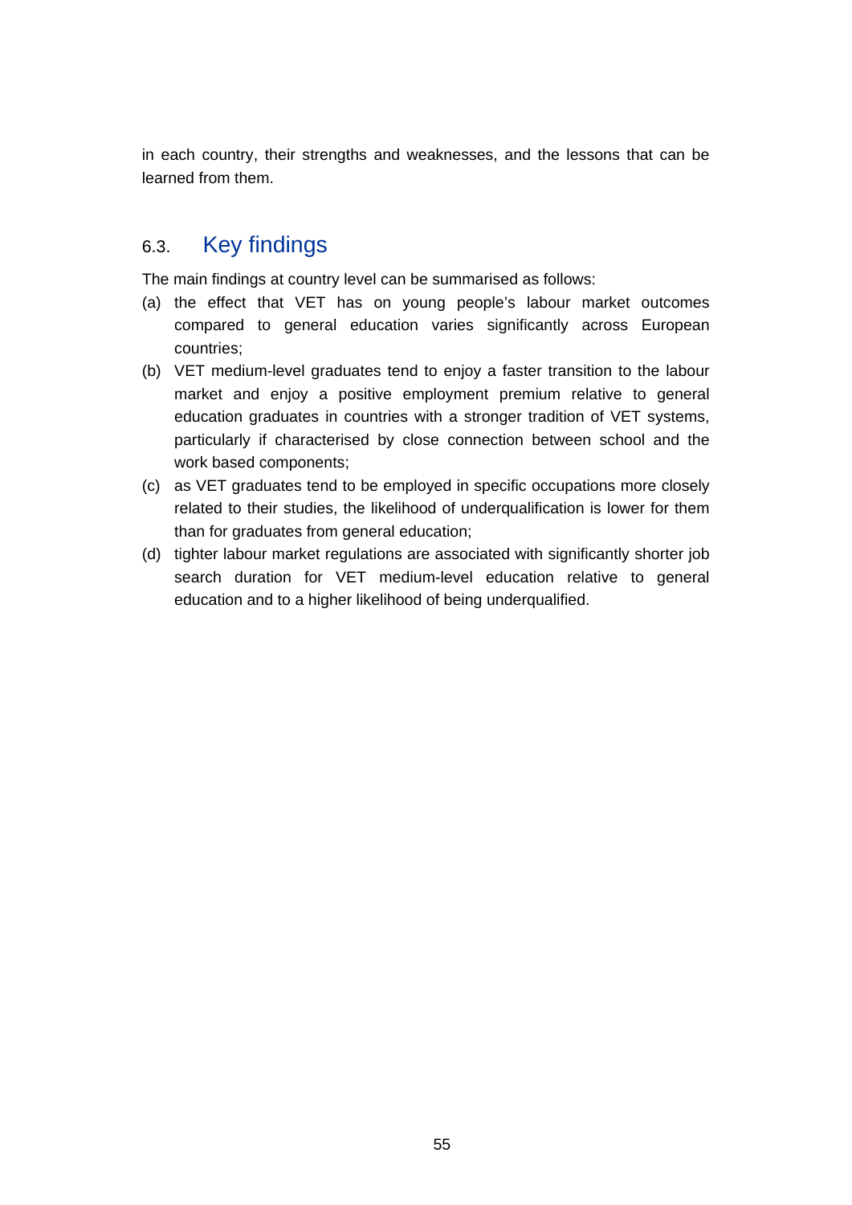in each country, their strengths and weaknesses, and the lessons that can be learned from them.

## 6.3. Key findings

The main findings at country level can be summarised as follows:

(a) the effect that VET has on young people's labour market outcomes compared to general education varies significantly across European countries;

(b) VET medium-level graduates tend to enjoy a faster transition to the labour market and enjoy a positive employment premium relative to general education graduates in countries with a stronger tradition of VET systems, particularly if characterised by close connection between school and the work based components;

(c) as VET graduates tend to be employed in specific occupations more closely related to their studies, the likelihood of underqualification is lower for them than for graduates from general education;

(d) tighter labour market regulations are associated with significantly shorter job search duration for VET medium-level education relative to general education and to a higher likelihood of being underqualified.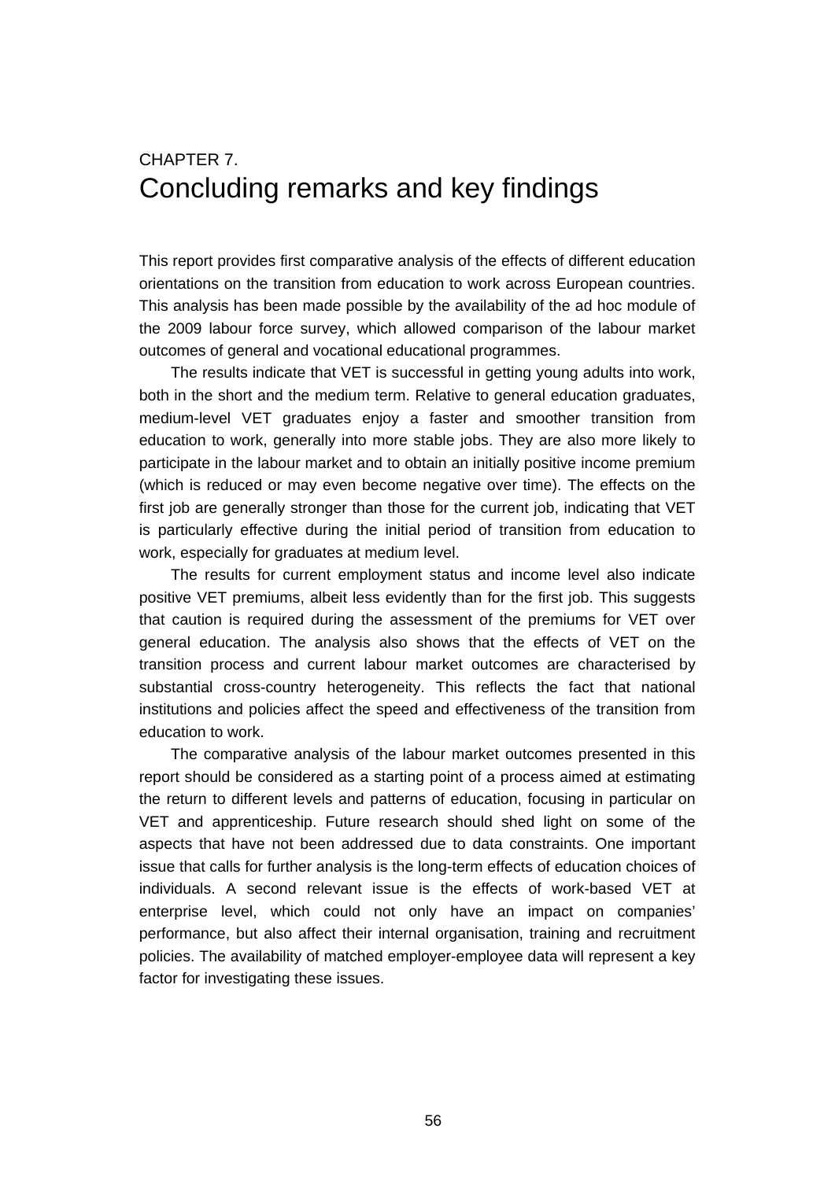# CHAPTER 7.
# Concluding remarks and key findings

This report provides first comparative analysis of the effects of different education orientations on the transition from education to work across European countries. This analysis has been made possible by the availability of the ad hoc module of the 2009 labour force survey, which allowed comparison of the labour market outcomes of general and vocational educational programmes.

The results indicate that VET is successful in getting young adults into work, both in the short and the medium term. Relative to general education graduates, medium-level VET graduates enjoy a faster and smoother transition from education to work, generally into more stable jobs. They are also more likely to participate in the labour market and to obtain an initially positive income premium (which is reduced or may even become negative over time). The effects on the first job are generally stronger than those for the current job, indicating that VET is particularly effective during the initial period of transition from education to work, especially for graduates at medium level.

The results for current employment status and income level also indicate positive VET premiums, albeit less evidently than for the first job. This suggests that caution is required during the assessment of the premiums for VET over general education. The analysis also shows that the effects of VET on the transition process and current labour market outcomes are characterised by substantial cross-country heterogeneity. This reflects the fact that national institutions and policies affect the speed and effectiveness of the transition from education to work.

The comparative analysis of the labour market outcomes presented in this report should be considered as a starting point of a process aimed at estimating the return to different levels and patterns of education, focusing in particular on VET and apprenticeship. Future research should shed light on some of the aspects that have not been addressed due to data constraints. One important issue that calls for further analysis is the long-term effects of education choices of individuals. A second relevant issue is the effects of work-based VET at enterprise level, which could not only have an impact on companies' performance, but also affect their internal organisation, training and recruitment policies. The availability of matched employer-employee data will represent a key factor for investigating these issues.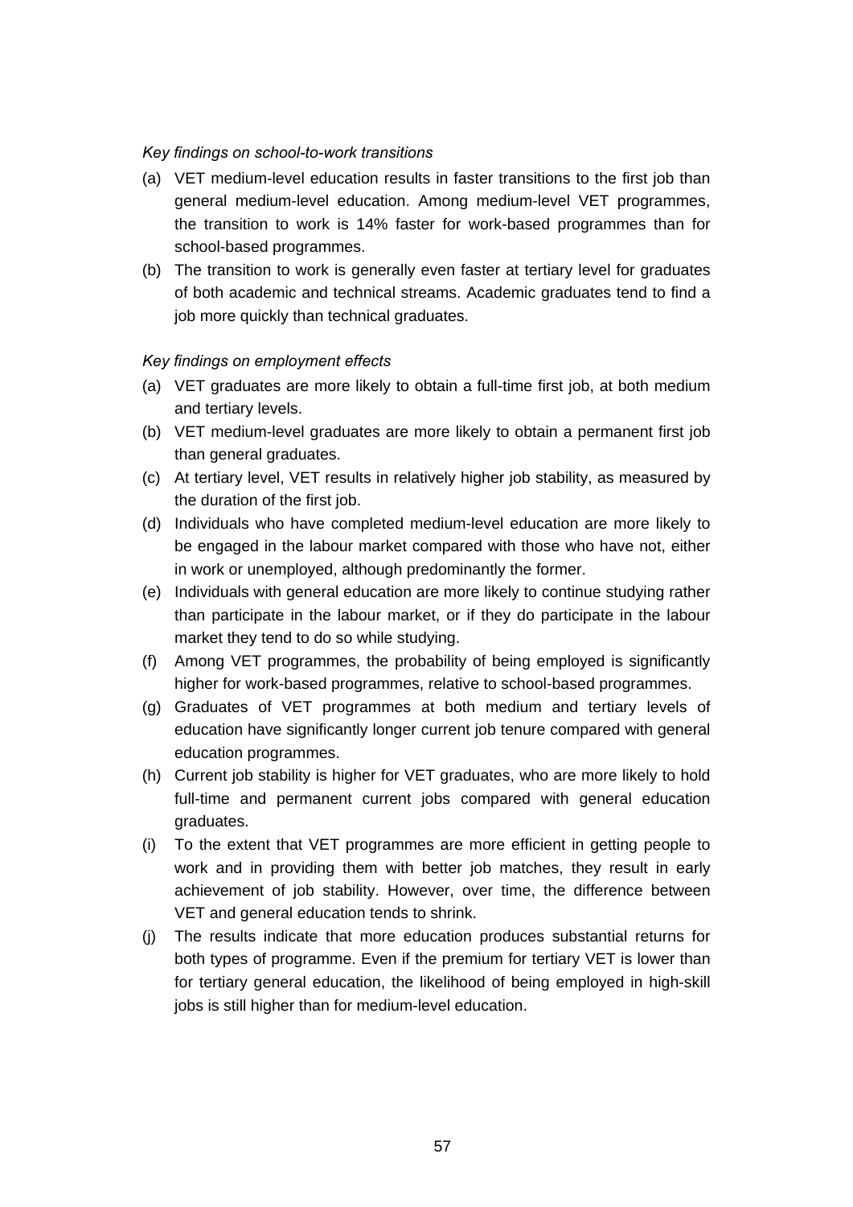*Key findings on school-to-work transitions*

(a) VET medium-level education results in faster transitions to the first job than general medium-level education. Among medium-level VET programmes, the transition to work is 14% faster for work-based programmes than for school-based programmes.

(b) The transition to work is generally even faster at tertiary level for graduates of both academic and technical streams. Academic graduates tend to find a job more quickly than technical graduates.

*Key findings on employment effects*

(a) VET graduates are more likely to obtain a full-time first job, at both medium and tertiary levels.

(b) VET medium-level graduates are more likely to obtain a permanent first job than general graduates.

(c) At tertiary level, VET results in relatively higher job stability, as measured by the duration of the first job.

(d) Individuals who have completed medium-level education are more likely to be engaged in the labour market compared with those who have not, either in work or unemployed, although predominantly the former.

(e) Individuals with general education are more likely to continue studying rather than participate in the labour market, or if they do participate in the labour market they tend to do so while studying.

(f) Among VET programmes, the probability of being employed is significantly higher for work-based programmes, relative to school-based programmes.

(g) Graduates of VET programmes at both medium and tertiary levels of education have significantly longer current job tenure compared with general education programmes.

(h) Current job stability is higher for VET graduates, who are more likely to hold full-time and permanent current jobs compared with general education graduates.

(i) To the extent that VET programmes are more efficient in getting people to work and in providing them with better job matches, they result in early achievement of job stability. However, over time, the difference between VET and general education tends to shrink.

(j) The results indicate that more education produces substantial returns for both types of programme. Even if the premium for tertiary VET is lower than for tertiary general education, the likelihood of being employed in high-skill jobs is still higher than for medium-level education.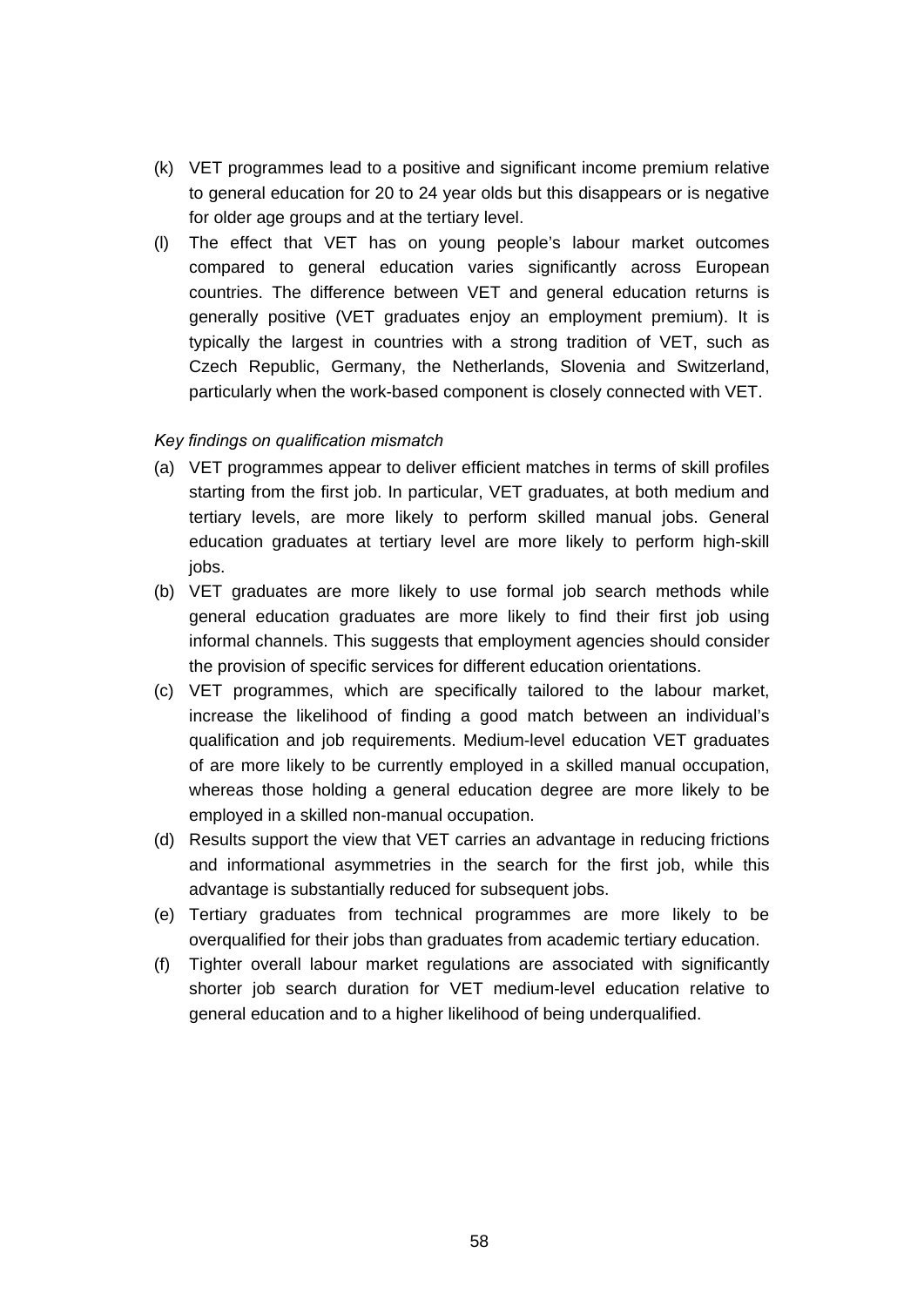(k) VET programmes lead to a positive and significant income premium relative to general education for 20 to 24 year olds but this disappears or is negative for older age groups and at the tertiary level.

(l) The effect that VET has on young people's labour market outcomes compared to general education varies significantly across European countries. The difference between VET and general education returns is generally positive (VET graduates enjoy an employment premium). It is typically the largest in countries with a strong tradition of VET, such as Czech Republic, Germany, the Netherlands, Slovenia and Switzerland, particularly when the work-based component is closely connected with VET.

*Key findings on qualification mismatch*

(a) VET programmes appear to deliver efficient matches in terms of skill profiles starting from the first job. In particular, VET graduates, at both medium and tertiary levels, are more likely to perform skilled manual jobs. General education graduates at tertiary level are more likely to perform high-skill jobs.

(b) VET graduates are more likely to use formal job search methods while general education graduates are more likely to find their first job using informal channels. This suggests that employment agencies should consider the provision of specific services for different education orientations.

(c) VET programmes, which are specifically tailored to the labour market, increase the likelihood of finding a good match between an individual's qualification and job requirements. Medium-level education VET graduates of are more likely to be currently employed in a skilled manual occupation, whereas those holding a general education degree are more likely to be employed in a skilled non-manual occupation.

(d) Results support the view that VET carries an advantage in reducing frictions and informational asymmetries in the search for the first job, while this advantage is substantially reduced for subsequent jobs.

(e) Tertiary graduates from technical programmes are more likely to be overqualified for their jobs than graduates from academic tertiary education.

(f) Tighter overall labour market regulations are associated with significantly shorter job search duration for VET medium-level education relative to general education and to a higher likelihood of being underqualified.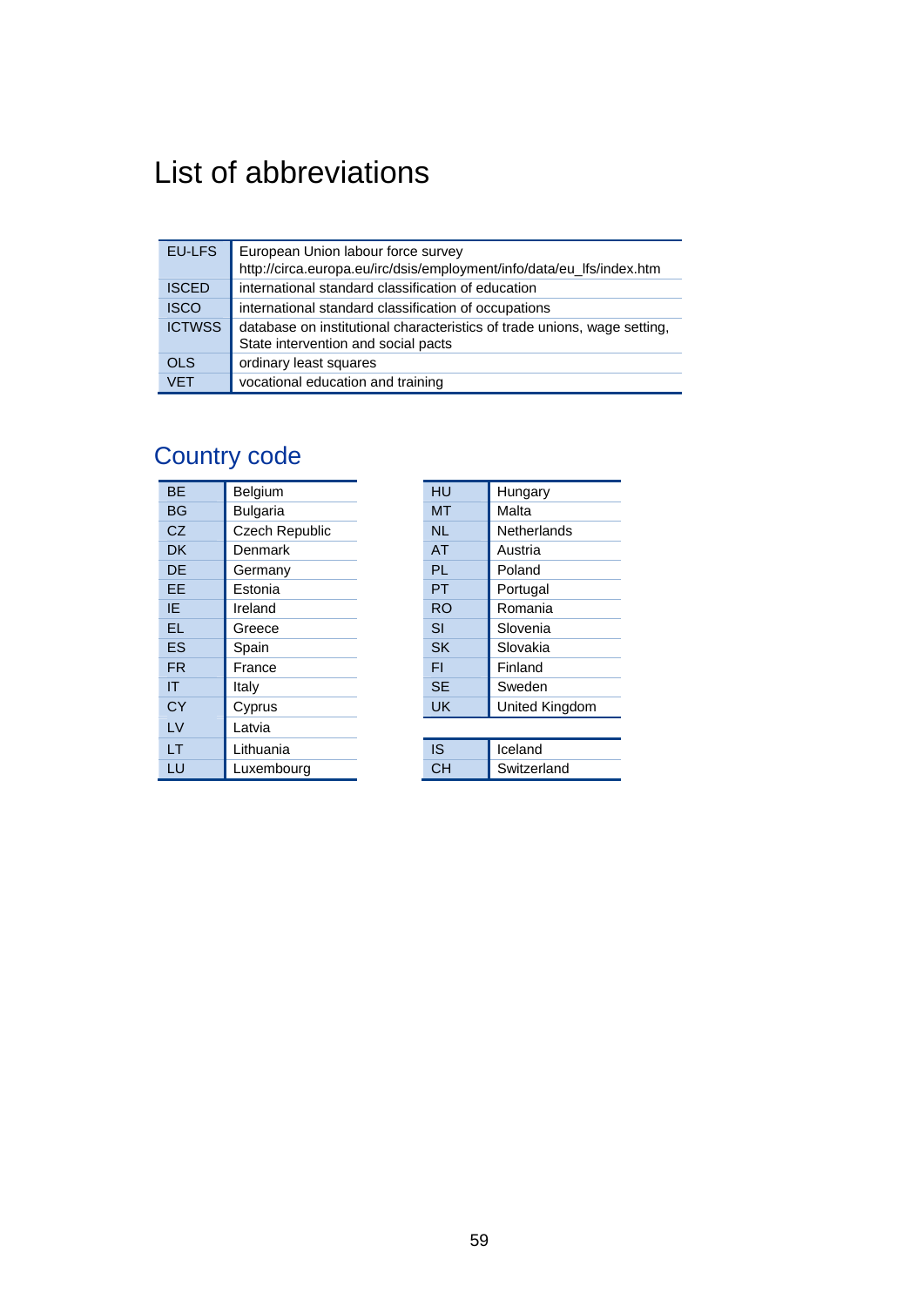# List of abbreviations

| | |
|---|---|
| EU-LFS | European Union labour force survey http://circa.europa.eu/irc/dsis/employment/info/data/eu_lfs/index.htm |
| ISCED | international standard classification of education |
| ISCO | international standard classification of occupations |
| ICTWSS | database on institutional characteristics of trade unions, wage setting, State intervention and social pacts |
| OLS | ordinary least squares |
| VET | vocational education and training |

## Country code

| | |
|---|---|
| BE | Belgium |
| BG | Bulgaria |
| CZ | Czech Republic |
| DK | Denmark |
| DE | Germany |
| EE | Estonia |
| IE | Ireland |
| EL | Greece |
| ES | Spain |
| FR | France |
| IT | Italy |
| CY | Cyprus |
| LV | Latvia |
| LT | Lithuania |
| LU | Luxembourg |

| | |
|---|---|
| HU | Hungary |
| MT | Malta |
| NL | Netherlands |
| AT | Austria |
| PL | Poland |
| PT | Portugal |
| RO | Romania |
| SI | Slovenia |
| SK | Slovakia |
| FI | Finland |
| SE | Sweden |
| UK | United Kingdom |

| | |
|---|---|
| IS | Iceland |
| CH | Switzerland |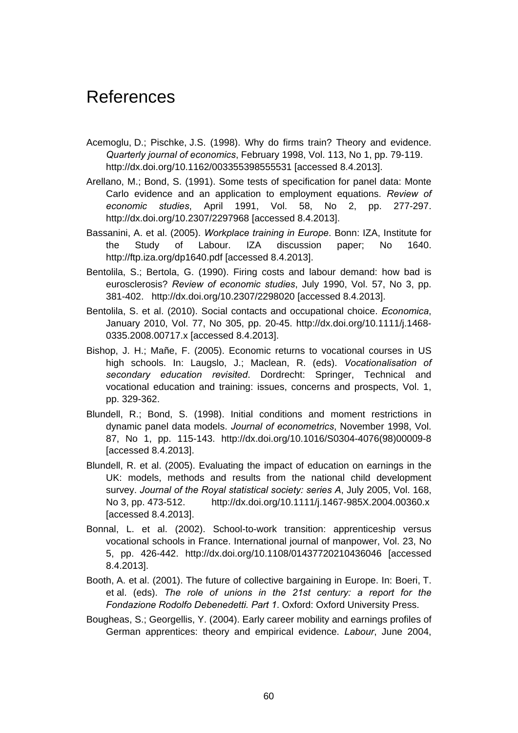# References

Acemoglu, D.; Pischke, J.S. (1998). Why do firms train? Theory and evidence. *Quarterly journal of economics*, February 1998, Vol. 113, No 1, pp. 79-119. http://dx.doi.org/10.1162/003355398555531 [accessed 8.4.2013].

Arellano, M.; Bond, S. (1991). Some tests of specification for panel data: Monte Carlo evidence and an application to employment equations. *Review of economic studies*, April 1991, Vol. 58, No 2, pp. 277-297. http://dx.doi.org/10.2307/2297968 [accessed 8.4.2013].

Bassanini, A. et al. (2005). *Workplace training in Europe*. Bonn: IZA, Institute for the Study of Labour. IZA discussion paper; No 1640. http://ftp.iza.org/dp1640.pdf [accessed 8.4.2013].

Bentolila, S.; Bertola, G. (1990). Firing costs and labour demand: how bad is eurosclerosis? *Review of economic studies*, July 1990, Vol. 57, No 3, pp. 381-402. http://dx.doi.org/10.2307/2298020 [accessed 8.4.2013].

Bentolila, S. et al. (2010). Social contacts and occupational choice. *Economica*, January 2010, Vol. 77, No 305, pp. 20-45. http://dx.doi.org/10.1111/j.1468-0335.2008.00717.x [accessed 8.4.2013].

Bishop, J. H.; Mañe, F. (2005). Economic returns to vocational courses in US high schools. In: Laugslo, J.; Maclean, R. (eds). *Vocationalisation of secondary education revisited*. Dordrecht: Springer, Technical and vocational education and training: issues, concerns and prospects, Vol. 1, pp. 329-362.

Blundell, R.; Bond, S. (1998). Initial conditions and moment restrictions in dynamic panel data models. *Journal of econometrics*, November 1998, Vol. 87, No 1, pp. 115-143. http://dx.doi.org/10.1016/S0304-4076(98)00009-8 [accessed 8.4.2013].

Blundell, R. et al. (2005). Evaluating the impact of education on earnings in the UK: models, methods and results from the national child development survey. *Journal of the Royal statistical society: series A*, July 2005, Vol. 168, No 3, pp. 473-512. http://dx.doi.org/10.1111/j.1467-985X.2004.00360.x [accessed 8.4.2013].

Bonnal, L. et al. (2002). School-to-work transition: apprenticeship versus vocational schools in France. International journal of manpower, Vol. 23, No 5, pp. 426-442. http://dx.doi.org/10.1108/01437720210436046 [accessed 8.4.2013].

Booth, A. et al. (2001). The future of collective bargaining in Europe. In: Boeri, T. et al. (eds). *The role of unions in the 21st century: a report for the Fondazione Rodolfo Debenedetti. Part 1*. Oxford: Oxford University Press.

Bougheas, S.; Georgellis, Y. (2004). Early career mobility and earnings profiles of German apprentices: theory and empirical evidence. *Labour*, June 2004,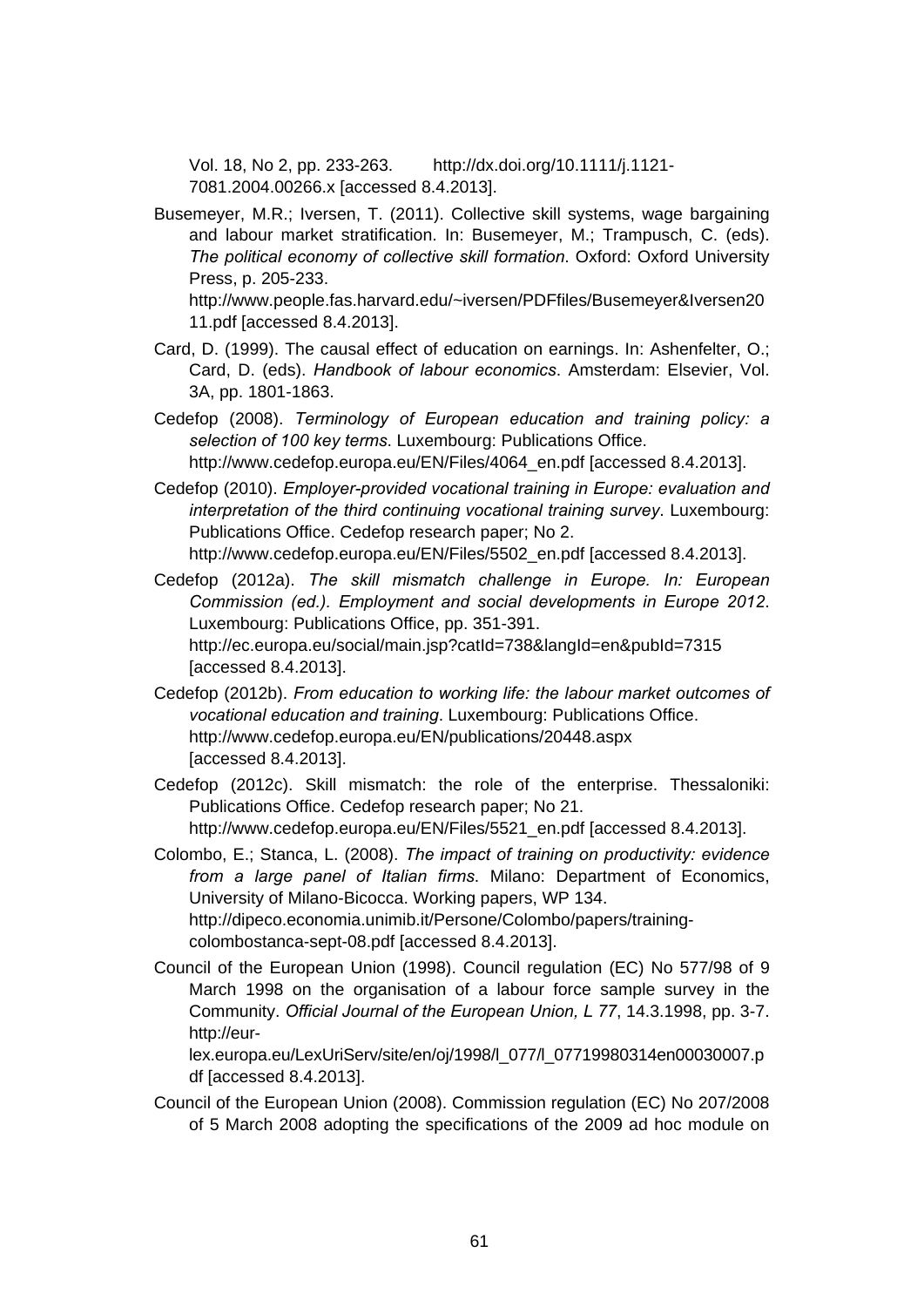Vol. 18, No 2, pp. 233-263. http://dx.doi.org/10.1111/j.1121-7081.2004.00266.x [accessed 8.4.2013].

Busemeyer, M.R.; Iversen, T. (2011). Collective skill systems, wage bargaining and labour market stratification. In: Busemeyer, M.; Trampusch, C. (eds). *The political economy of collective skill formation*. Oxford: Oxford University Press, p. 205-233. http://www.people.fas.harvard.edu/~iversen/PDFfiles/Busemeyer&Iversen2011.pdf [accessed 8.4.2013].

Card, D. (1999). The causal effect of education on earnings. In: Ashenfelter, O.; Card, D. (eds). *Handbook of labour economics*. Amsterdam: Elsevier, Vol. 3A, pp. 1801-1863.

Cedefop (2008). *Terminology of European education and training policy: a selection of 100 key terms*. Luxembourg: Publications Office. http://www.cedefop.europa.eu/EN/Files/4064_en.pdf [accessed 8.4.2013].

Cedefop (2010). *Employer-provided vocational training in Europe: evaluation and interpretation of the third continuing vocational training survey*. Luxembourg: Publications Office. Cedefop research paper; No 2. http://www.cedefop.europa.eu/EN/Files/5502_en.pdf [accessed 8.4.2013].

Cedefop (2012a). *The skill mismatch challenge in Europe. In: European Commission (ed.). Employment and social developments in Europe 2012*. Luxembourg: Publications Office, pp. 351-391. http://ec.europa.eu/social/main.jsp?catId=738&langId=en&pubId=7315 [accessed 8.4.2013].

Cedefop (2012b). *From education to working life: the labour market outcomes of vocational education and training*. Luxembourg: Publications Office. http://www.cedefop.europa.eu/EN/publications/20448.aspx [accessed 8.4.2013].

Cedefop (2012c). Skill mismatch: the role of the enterprise. Thessaloniki: Publications Office. Cedefop research paper; No 21. http://www.cedefop.europa.eu/EN/Files/5521_en.pdf [accessed 8.4.2013].

Colombo, E.; Stanca, L. (2008). *The impact of training on productivity: evidence from a large panel of Italian firms*. Milano: Department of Economics, University of Milano-Bicocca. Working papers, WP 134. http://dipeco.economia.unimib.it/Persone/Colombo/papers/training-colombostanca-sept-08.pdf [accessed 8.4.2013].

Council of the European Union (1998). Council regulation (EC) No 577/98 of 9 March 1998 on the organisation of a labour force sample survey in the Community. *Official Journal of the European Union, L 77*, 14.3.1998, pp. 3-7. http://eur-lex.europa.eu/LexUriServ/site/en/oj/1998/l_077/l_07719980314en00030007.pdf [accessed 8.4.2013].

Council of the European Union (2008). Commission regulation (EC) No 207/2008 of 5 March 2008 adopting the specifications of the 2009 ad hoc module on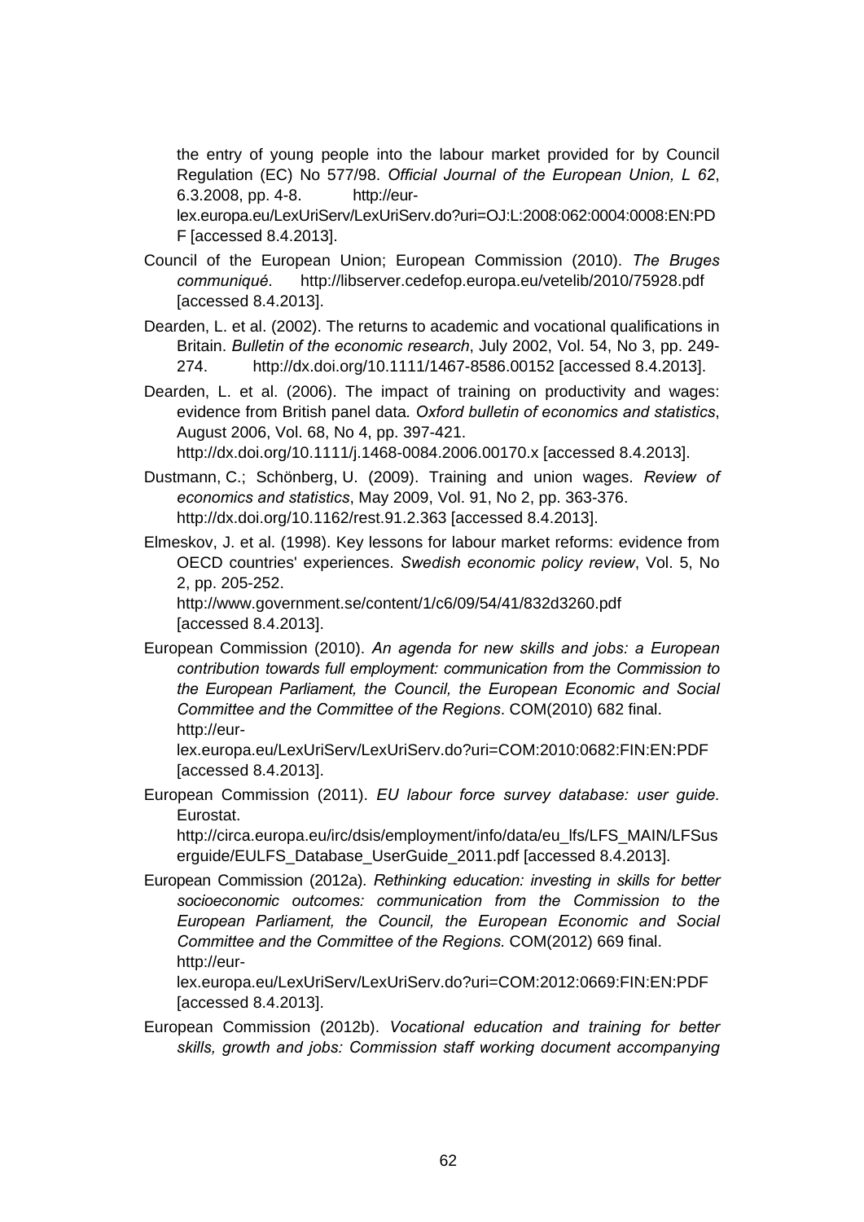the entry of young people into the labour market provided for by Council Regulation (EC) No 577/98. *Official Journal of the European Union, L 62*, 6.3.2008, pp. 4-8. http://eur-lex.europa.eu/LexUriServ/LexUriServ.do?uri=OJ:L:2008:062:0004:0008:EN:PDF [accessed 8.4.2013].

Council of the European Union; European Commission (2010). *The Bruges communiqué*. http://libserver.cedefop.europa.eu/vetelib/2010/75928.pdf [accessed 8.4.2013].

Dearden, L. et al. (2002). The returns to academic and vocational qualifications in Britain. *Bulletin of the economic research*, July 2002, Vol. 54, No 3, pp. 249-274. http://dx.doi.org/10.1111/1467-8586.00152 [accessed 8.4.2013].

Dearden, L. et al. (2006). The impact of training on productivity and wages: evidence from British panel data. *Oxford bulletin of economics and statistics*, August 2006, Vol. 68, No 4, pp. 397-421. http://dx.doi.org/10.1111/j.1468-0084.2006.00170.x [accessed 8.4.2013].

Dustmann, C.; Schönberg, U. (2009). Training and union wages. *Review of economics and statistics*, May 2009, Vol. 91, No 2, pp. 363-376. http://dx.doi.org/10.1162/rest.91.2.363 [accessed 8.4.2013].

Elmeskov, J. et al. (1998). Key lessons for labour market reforms: evidence from OECD countries' experiences. *Swedish economic policy review*, Vol. 5, No 2, pp. 205-252. http://www.government.se/content/1/c6/09/54/41/832d3260.pdf [accessed 8.4.2013].

European Commission (2010). *An agenda for new skills and jobs: a European contribution towards full employment: communication from the Commission to the European Parliament, the Council, the European Economic and Social Committee and the Committee of the Regions*. COM(2010) 682 final. http://eur-lex.europa.eu/LexUriServ/LexUriServ.do?uri=COM:2010:0682:FIN:EN:PDF [accessed 8.4.2013].

European Commission (2011). *EU labour force survey database: user guide.* Eurostat. http://circa.europa.eu/irc/dsis/employment/info/data/eu_lfs/LFS_MAIN/LFSuserguide/EULFS_Database_UserGuide_2011.pdf [accessed 8.4.2013].

European Commission (2012a). *Rethinking education: investing in skills for better socioeconomic outcomes: communication from the Commission to the European Parliament, the Council, the European Economic and Social Committee and the Committee of the Regions.* COM(2012) 669 final. http://eur-lex.europa.eu/LexUriServ/LexUriServ.do?uri=COM:2012:0669:FIN:EN:PDF [accessed 8.4.2013].

European Commission (2012b). *Vocational education and training for better skills, growth and jobs: Commission staff working document accompanying*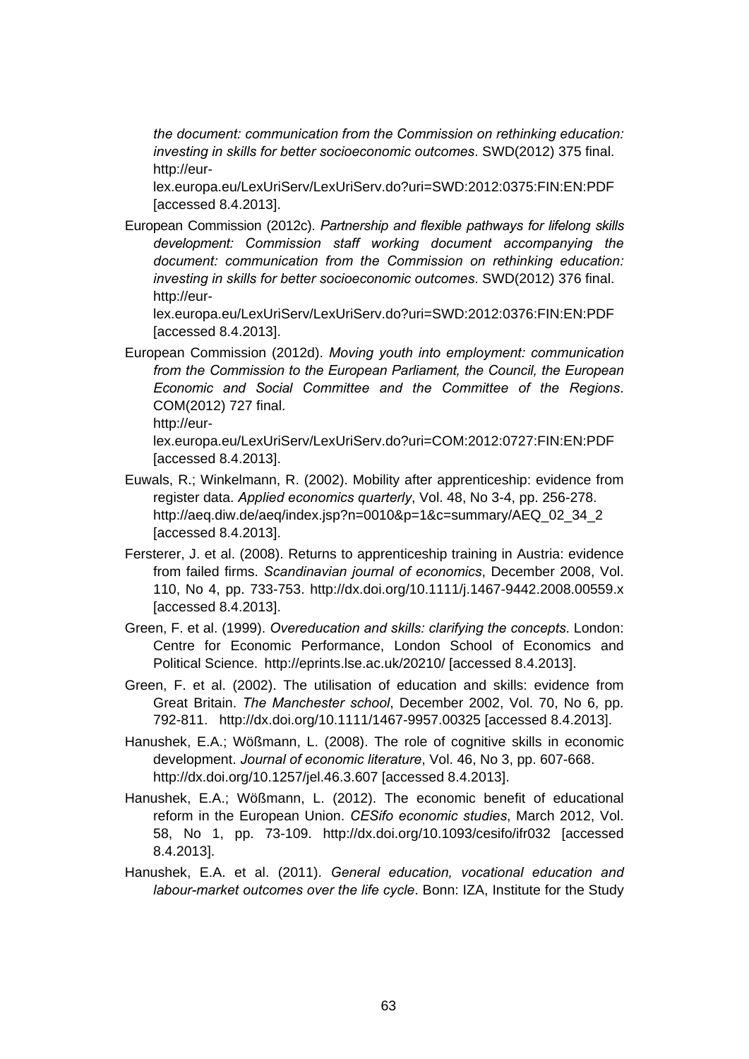*the document: communication from the Commission on rethinking education: investing in skills for better socioeconomic outcomes*. SWD(2012) 375 final. http://eur-lex.europa.eu/LexUriServ/LexUriServ.do?uri=SWD:2012:0375:FIN:EN:PDF [accessed 8.4.2013].

European Commission (2012c). *Partnership and flexible pathways for lifelong skills development: Commission staff working document accompanying the document: communication from the Commission on rethinking education: investing in skills for better socioeconomic outcomes*. SWD(2012) 376 final. http://eur-lex.europa.eu/LexUriServ/LexUriServ.do?uri=SWD:2012:0376:FIN:EN:PDF [accessed 8.4.2013].

European Commission (2012d). *Moving youth into employment: communication from the Commission to the European Parliament, the Council, the European Economic and Social Committee and the Committee of the Regions*. COM(2012) 727 final. http://eur-lex.europa.eu/LexUriServ/LexUriServ.do?uri=COM:2012:0727:FIN:EN:PDF [accessed 8.4.2013].

Euwals, R.; Winkelmann, R. (2002). Mobility after apprenticeship: evidence from register data. *Applied economics quarterly*, Vol. 48, No 3-4, pp. 256-278. http://aeq.diw.de/aeq/index.jsp?n=0010&p=1&c=summary/AEQ_02_34_2 [accessed 8.4.2013].

Fersterer, J. et al. (2008). Returns to apprenticeship training in Austria: evidence from failed firms. *Scandinavian journal of economics*, December 2008, Vol. 110, No 4, pp. 733-753. http://dx.doi.org/10.1111/j.1467-9442.2008.00559.x [accessed 8.4.2013].

Green, F. et al. (1999). *Overeducation and skills: clarifying the concepts*. London: Centre for Economic Performance, London School of Economics and Political Science. http://eprints.lse.ac.uk/20210/ [accessed 8.4.2013].

Green, F. et al. (2002). The utilisation of education and skills: evidence from Great Britain. *The Manchester school*, December 2002, Vol. 70, No 6, pp. 792-811. http://dx.doi.org/10.1111/1467-9957.00325 [accessed 8.4.2013].

Hanushek, E.A.; Wößmann, L. (2008). The role of cognitive skills in economic development. *Journal of economic literature*, Vol. 46, No 3, pp. 607-668. http://dx.doi.org/10.1257/jel.46.3.607 [accessed 8.4.2013].

Hanushek, E.A.; Wößmann, L. (2012). The economic benefit of educational reform in the European Union. *CESifo economic studies*, March 2012, Vol. 58, No 1, pp. 73-109. http://dx.doi.org/10.1093/cesifo/ifr032 [accessed 8.4.2013].

Hanushek, E.A. et al. (2011). *General education, vocational education and labour-market outcomes over the life cycle*. Bonn: IZA, Institute for the Study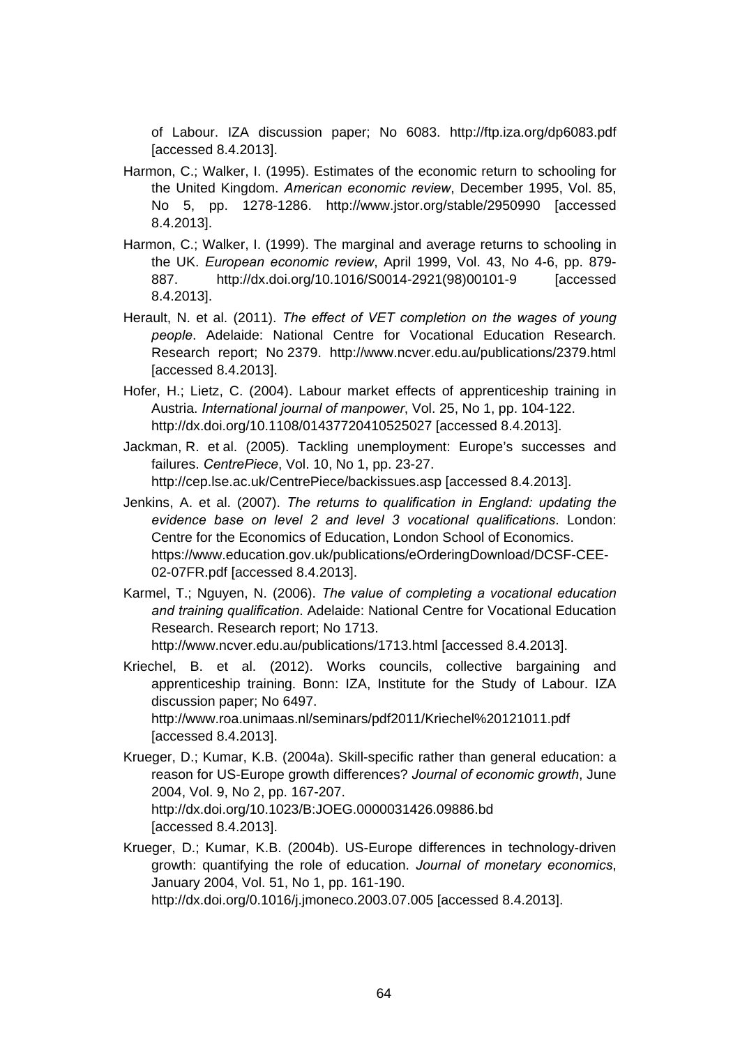of Labour. IZA discussion paper; No 6083. http://ftp.iza.org/dp6083.pdf [accessed 8.4.2013].

Harmon, C.; Walker, I. (1995). Estimates of the economic return to schooling for the United Kingdom. *American economic review*, December 1995, Vol. 85, No 5, pp. 1278-1286. http://www.jstor.org/stable/2950990 [accessed 8.4.2013].

Harmon, C.; Walker, I. (1999). The marginal and average returns to schooling in the UK. *European economic review*, April 1999, Vol. 43, No 4-6, pp. 879-887. http://dx.doi.org/10.1016/S0014-2921(98)00101-9 [accessed 8.4.2013].

Herault, N. et al. (2011). *The effect of VET completion on the wages of young people*. Adelaide: National Centre for Vocational Education Research. Research report; No 2379. http://www.ncver.edu.au/publications/2379.html [accessed 8.4.2013].

Hofer, H.; Lietz, C. (2004). Labour market effects of apprenticeship training in Austria. *International journal of manpower*, Vol. 25, No 1, pp. 104-122. http://dx.doi.org/10.1108/01437720410525027 [accessed 8.4.2013].

Jackman, R. et al. (2005). Tackling unemployment: Europe's successes and failures. *CentrePiece*, Vol. 10, No 1, pp. 23-27. http://cep.lse.ac.uk/CentrePiece/backissues.asp [accessed 8.4.2013].

Jenkins, A. et al. (2007). *The returns to qualification in England: updating the evidence base on level 2 and level 3 vocational qualifications*. London: Centre for the Economics of Education, London School of Economics. https://www.education.gov.uk/publications/eOrderingDownload/DCSF-CEE-02-07FR.pdf [accessed 8.4.2013].

Karmel, T.; Nguyen, N. (2006). *The value of completing a vocational education and training qualification*. Adelaide: National Centre for Vocational Education Research. Research report; No 1713. http://www.ncver.edu.au/publications/1713.html [accessed 8.4.2013].

Kriechel, B. et al. (2012). Works councils, collective bargaining and apprenticeship training. Bonn: IZA, Institute for the Study of Labour. IZA discussion paper; No 6497. http://www.roa.unimaas.nl/seminars/pdf2011/Kriechel%20121011.pdf [accessed 8.4.2013].

Krueger, D.; Kumar, K.B. (2004a). Skill-specific rather than general education: a reason for US-Europe growth differences? *Journal of economic growth*, June 2004, Vol. 9, No 2, pp. 167-207. http://dx.doi.org/10.1023/B:JOEG.0000031426.09886.bd [accessed 8.4.2013].

Krueger, D.; Kumar, K.B. (2004b). US-Europe differences in technology-driven growth: quantifying the role of education. *Journal of monetary economics*, January 2004, Vol. 51, No 1, pp. 161-190. http://dx.doi.org/0.1016/j.jmoneco.2003.07.005 [accessed 8.4.2013].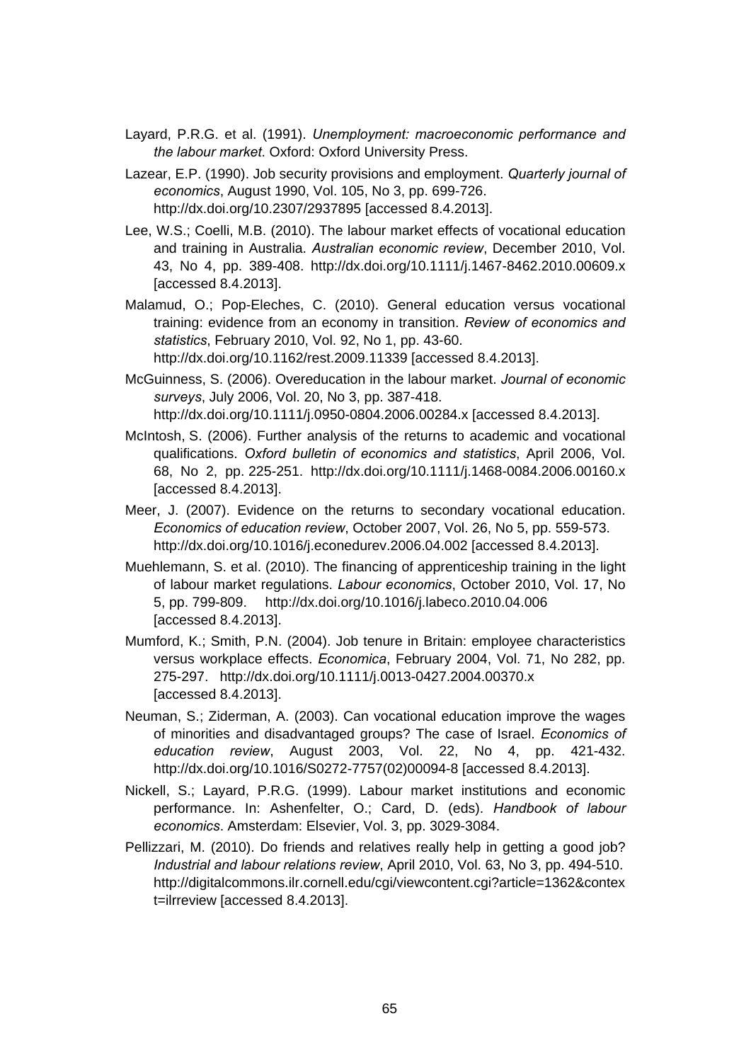Layard, P.R.G. et al. (1991). *Unemployment: macroeconomic performance and the labour market*. Oxford: Oxford University Press.

Lazear, E.P. (1990). Job security provisions and employment. *Quarterly journal of economics*, August 1990, Vol. 105, No 3, pp. 699-726. http://dx.doi.org/10.2307/2937895 [accessed 8.4.2013].

Lee, W.S.; Coelli, M.B. (2010). The labour market effects of vocational education and training in Australia. *Australian economic review*, December 2010, Vol. 43, No 4, pp. 389-408. http://dx.doi.org/10.1111/j.1467-8462.2010.00609.x [accessed 8.4.2013].

Malamud, O.; Pop-Eleches, C. (2010). General education versus vocational training: evidence from an economy in transition. *Review of economics and statistics*, February 2010, Vol. 92, No 1, pp. 43-60. http://dx.doi.org/10.1162/rest.2009.11339 [accessed 8.4.2013].

McGuinness, S. (2006). Overeducation in the labour market. *Journal of economic surveys*, July 2006, Vol. 20, No 3, pp. 387-418. http://dx.doi.org/10.1111/j.0950-0804.2006.00284.x [accessed 8.4.2013].

McIntosh, S. (2006). Further analysis of the returns to academic and vocational qualifications. *Oxford bulletin of economics and statistics*, April 2006, Vol. 68, No 2, pp. 225-251. http://dx.doi.org/10.1111/j.1468-0084.2006.00160.x [accessed 8.4.2013].

Meer, J. (2007). Evidence on the returns to secondary vocational education. *Economics of education review*, October 2007, Vol. 26, No 5, pp. 559-573. http://dx.doi.org/10.1016/j.econedurev.2006.04.002 [accessed 8.4.2013].

Muehlemann, S. et al. (2010). The financing of apprenticeship training in the light of labour market regulations. *Labour economics*, October 2010, Vol. 17, No 5, pp. 799-809. http://dx.doi.org/10.1016/j.labeco.2010.04.006 [accessed 8.4.2013].

Mumford, K.; Smith, P.N. (2004). Job tenure in Britain: employee characteristics versus workplace effects. *Economica*, February 2004, Vol. 71, No 282, pp. 275-297. http://dx.doi.org/10.1111/j.0013-0427.2004.00370.x [accessed 8.4.2013].

Neuman, S.; Ziderman, A. (2003). Can vocational education improve the wages of minorities and disadvantaged groups? The case of Israel. *Economics of education review*, August 2003, Vol. 22, No 4, pp. 421-432. http://dx.doi.org/10.1016/S0272-7757(02)00094-8 [accessed 8.4.2013].

Nickell, S.; Layard, P.R.G. (1999). Labour market institutions and economic performance. In: Ashenfelter, O.; Card, D. (eds). *Handbook of labour economics*. Amsterdam: Elsevier, Vol. 3, pp. 3029-3084.

Pellizzari, M. (2010). Do friends and relatives really help in getting a good job? *Industrial and labour relations review*, April 2010, Vol. 63, No 3, pp. 494-510. http://digitalcommons.ilr.cornell.edu/cgi/viewcontent.cgi?article=1362&context=ilrreview [accessed 8.4.2013].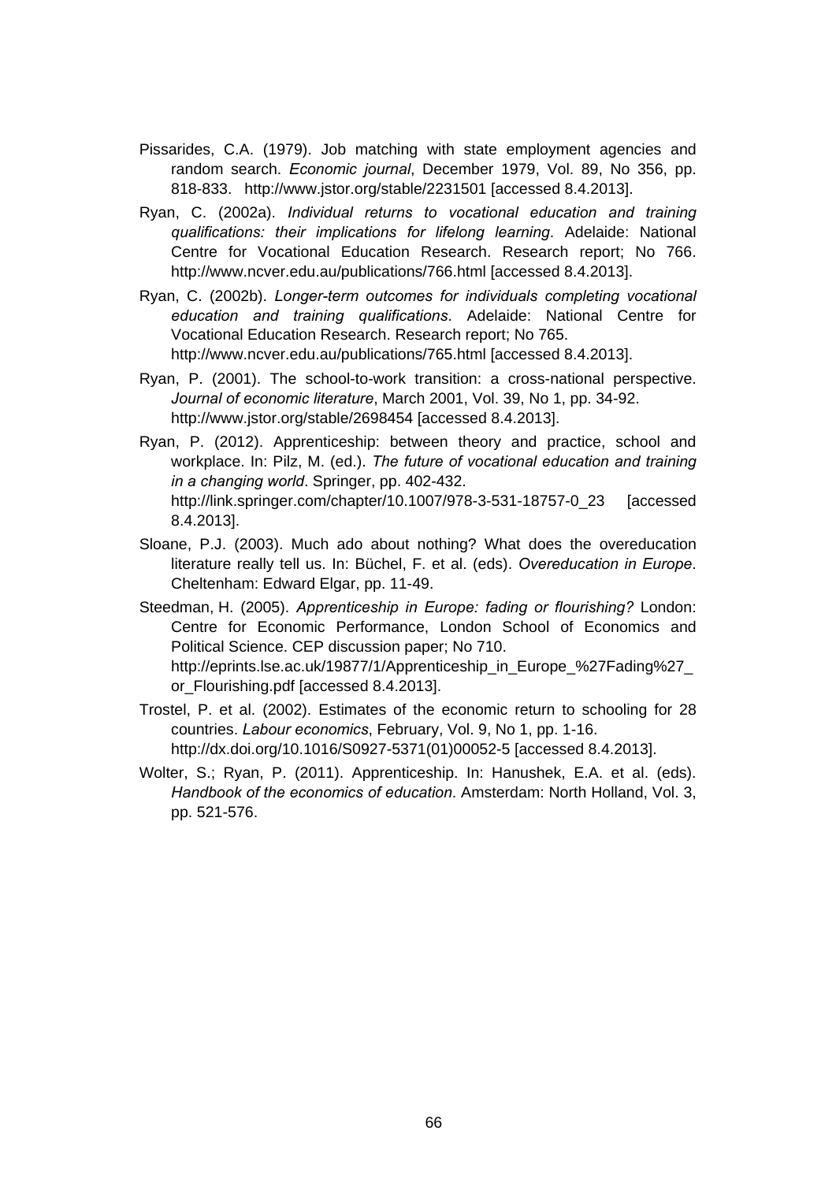Pissarides, C.A. (1979). Job matching with state employment agencies and random search. *Economic journal*, December 1979, Vol. 89, No 356, pp. 818-833. http://www.jstor.org/stable/2231501 [accessed 8.4.2013].

Ryan, C. (2002a). *Individual returns to vocational education and training qualifications: their implications for lifelong learning*. Adelaide: National Centre for Vocational Education Research. Research report; No 766. http://www.ncver.edu.au/publications/766.html [accessed 8.4.2013].

Ryan, C. (2002b). *Longer-term outcomes for individuals completing vocational education and training qualifications*. Adelaide: National Centre for Vocational Education Research. Research report; No 765. http://www.ncver.edu.au/publications/765.html [accessed 8.4.2013].

Ryan, P. (2001). The school-to-work transition: a cross-national perspective. *Journal of economic literature*, March 2001, Vol. 39, No 1, pp. 34-92. http://www.jstor.org/stable/2698454 [accessed 8.4.2013].

Ryan, P. (2012). Apprenticeship: between theory and practice, school and workplace. In: Pilz, M. (ed.). *The future of vocational education and training in a changing world*. Springer, pp. 402-432. http://link.springer.com/chapter/10.1007/978-3-531-18757-0_23 [accessed 8.4.2013].

Sloane, P.J. (2003). Much ado about nothing? What does the overeducation literature really tell us. In: Büchel, F. et al. (eds). *Overeducation in Europe*. Cheltenham: Edward Elgar, pp. 11-49.

Steedman, H. (2005). *Apprenticeship in Europe: fading or flourishing?* London: Centre for Economic Performance, London School of Economics and Political Science. CEP discussion paper; No 710. http://eprints.lse.ac.uk/19877/1/Apprenticeship_in_Europe_%27Fading%27_or_Flourishing.pdf [accessed 8.4.2013].

Trostel, P. et al. (2002). Estimates of the economic return to schooling for 28 countries. *Labour economics*, February, Vol. 9, No 1, pp. 1-16. http://dx.doi.org/10.1016/S0927-5371(01)00052-5 [accessed 8.4.2013].

Wolter, S.; Ryan, P. (2011). Apprenticeship. In: Hanushek, E.A. et al. (eds). *Handbook of the economics of education*. Amsterdam: North Holland, Vol. 3, pp. 521-576.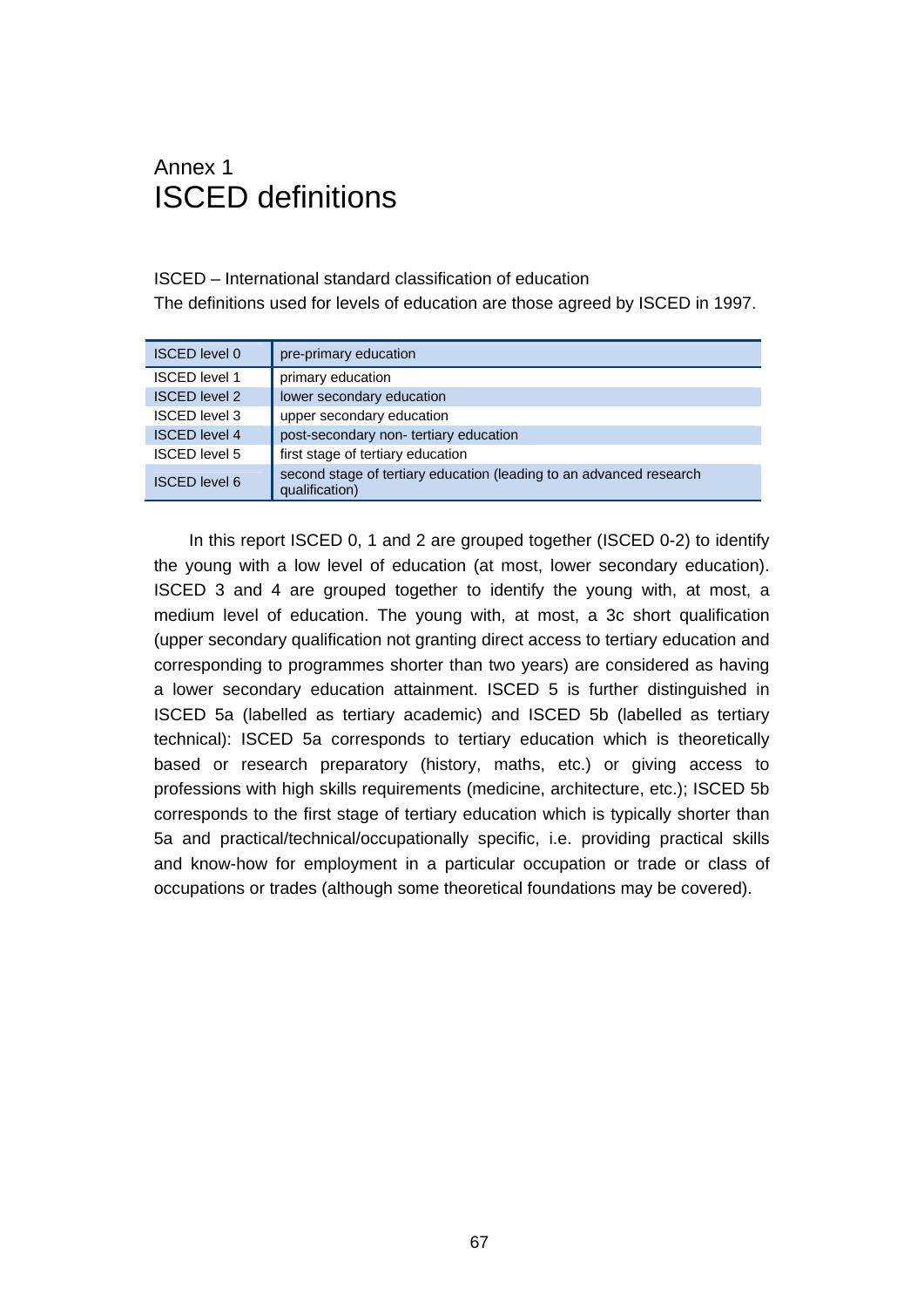# Annex 1
# ISCED definitions

ISCED – International standard classification of education
The definitions used for levels of education are those agreed by ISCED in 1997.

| ISCED level 0 | pre-primary education |
|---|---|
| ISCED level 1 | primary education |
| ISCED level 2 | lower secondary education |
| ISCED level 3 | upper secondary education |
| ISCED level 4 | post-secondary non- tertiary education |
| ISCED level 5 | first stage of tertiary education |
| ISCED level 6 | second stage of tertiary education (leading to an advanced research qualification) |

In this report ISCED 0, 1 and 2 are grouped together (ISCED 0-2) to identify the young with a low level of education (at most, lower secondary education). ISCED 3 and 4 are grouped together to identify the young with, at most, a medium level of education. The young with, at most, a 3c short qualification (upper secondary qualification not granting direct access to tertiary education and corresponding to programmes shorter than two years) are considered as having a lower secondary education attainment. ISCED 5 is further distinguished in ISCED 5a (labelled as tertiary academic) and ISCED 5b (labelled as tertiary technical): ISCED 5a corresponds to tertiary education which is theoretically based or research preparatory (history, maths, etc.) or giving access to professions with high skills requirements (medicine, architecture, etc.); ISCED 5b corresponds to the first stage of tertiary education which is typically shorter than 5a and practical/technical/occupationally specific, i.e. providing practical skills and know-how for employment in a particular occupation or trade or class of occupations or trades (although some theoretical foundations may be covered).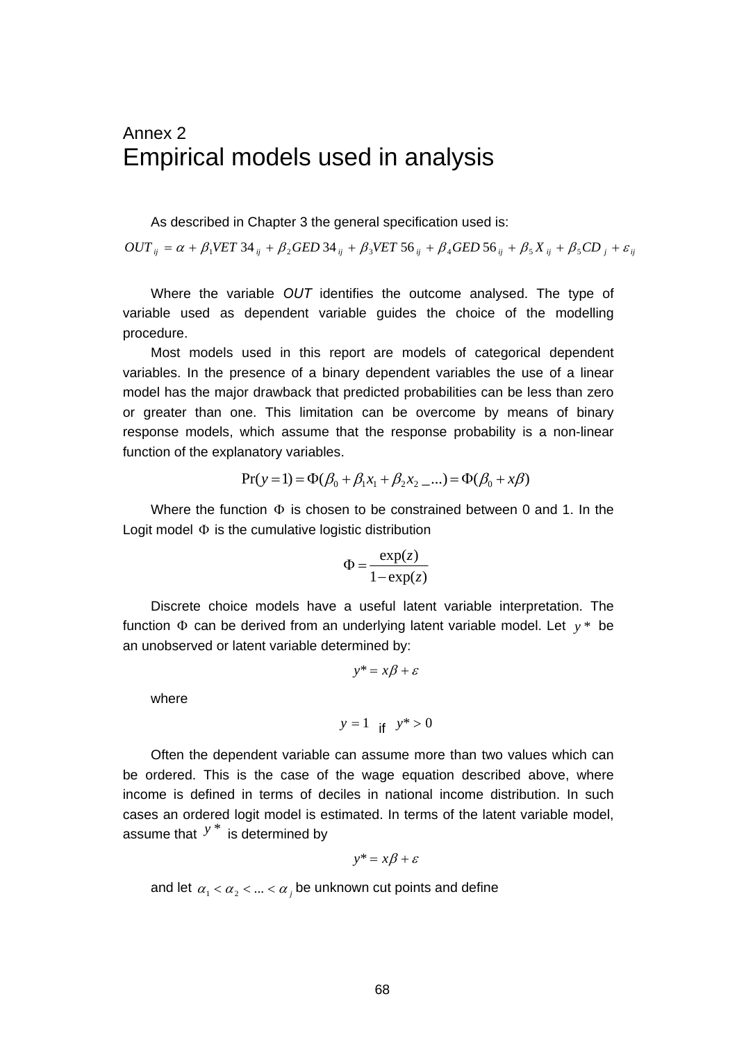# Annex 2
# Empirical models used in analysis

As described in Chapter 3 the general specification used is:

$$OUT_{ij} = \alpha + \beta_1 VET\,34_{ij} + \beta_2 GED\,34_{ij} + \beta_3 VET\,56_{ij} + \beta_4 GED\,56_{ij} + \beta_5 X_{ij} + \beta_5 CD_j + \varepsilon_{ij}$$

Where the variable *OUT* identifies the outcome analysed. The type of variable used as dependent variable guides the choice of the modelling procedure.

Most models used in this report are models of categorical dependent variables. In the presence of a binary dependent variables the use of a linear model has the major drawback that predicted probabilities can be less than zero or greater than one. This limitation can be overcome by means of binary response models, which assume that the response probability is a non-linear function of the explanatory variables.

$$\Pr(y=1) = \Phi(\beta_0 + \beta_1 x_1 + \beta_2 x_2 \_ ...) = \Phi(\beta_0 + x\beta)$$

Where the function $\Phi$ is chosen to be constrained between 0 and 1. In the Logit model $\Phi$ is the cumulative logistic distribution

$$\Phi = \frac{\exp(z)}{1-\exp(z)}$$

Discrete choice models have a useful latent variable interpretation. The function $\Phi$ can be derived from an underlying latent variable model. Let $y*$ be an unobserved or latent variable determined by:

$$y* = x\beta + \varepsilon$$

where

$$y = 1 \text{ if } y* > 0$$

Often the dependent variable can assume more than two values which can be ordered. This is the case of the wage equation described above, where income is defined in terms of deciles in national income distribution. In such cases an ordered logit model is estimated. In terms of the latent variable model, assume that $y*$ is determined by

$$y* = x\beta + \varepsilon$$

and let $\alpha_1 < \alpha_2 < ... < \alpha_j$ be unknown cut points and define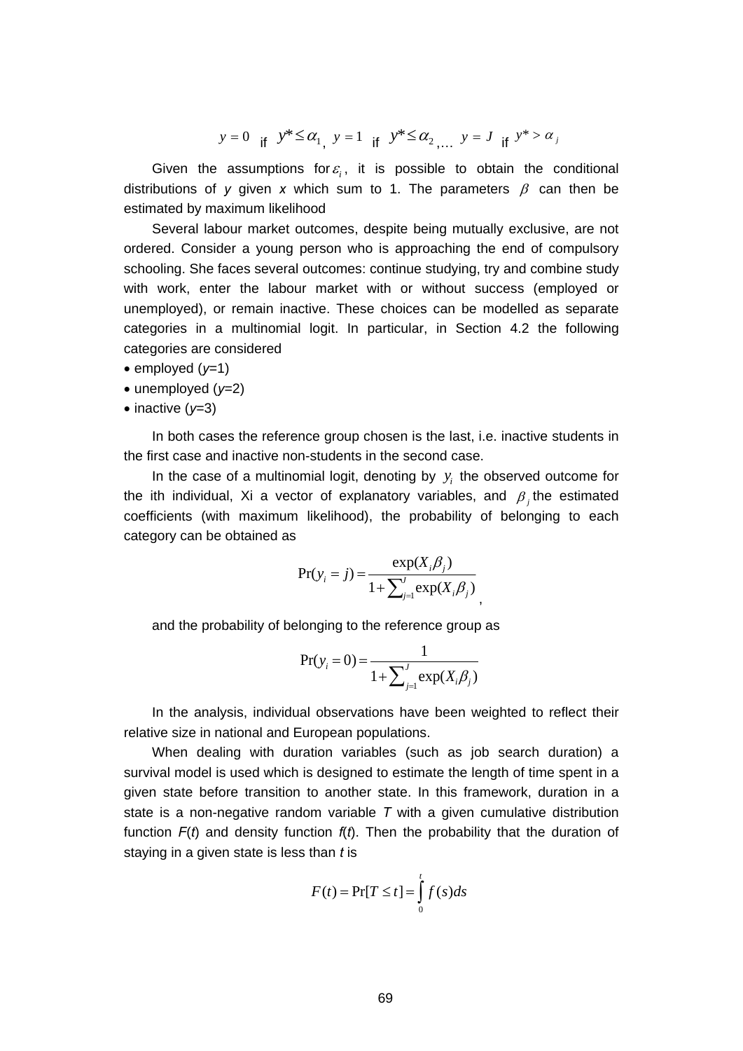$$y = 0 \text{ if } y^* \leq \alpha_1,\ y = 1 \text{ if } y^* \leq \alpha_2, \ldots\ y = J \text{ if } y^* > \alpha_j$$

Given the assumptions for $\varepsilon_i$, it is possible to obtain the conditional distributions of *y* given *x* which sum to 1. The parameters $\beta$ can then be estimated by maximum likelihood

Several labour market outcomes, despite being mutually exclusive, are not ordered. Consider a young person who is approaching the end of compulsory schooling. She faces several outcomes: continue studying, try and combine study with work, enter the labour market with or without success (employed or unemployed), or remain inactive. These choices can be modelled as separate categories in a multinomial logit. In particular, in Section 4.2 the following categories are considered

- employed (*y*=1)
- unemployed (*y*=2)
- inactive (*y*=3)

In both cases the reference group chosen is the last, i.e. inactive students in the first case and inactive non-students in the second case.

In the case of a multinomial logit, denoting by $y_i$ the observed outcome for the ith individual, Xi a vector of explanatory variables, and $\beta_j$ the estimated coefficients (with maximum likelihood), the probability of belonging to each category can be obtained as

$$\Pr(y_i = j) = \frac{\exp(X_i \beta_j)}{1 + \sum_{j=1}^{J} \exp(X_i \beta_j)},$$

and the probability of belonging to the reference group as

$$\Pr(y_i = 0) = \frac{1}{1 + \sum_{j=1}^{J} \exp(X_i \beta_j)}$$

In the analysis, individual observations have been weighted to reflect their relative size in national and European populations.

When dealing with duration variables (such as job search duration) a survival model is used which is designed to estimate the length of time spent in a given state before transition to another state. In this framework, duration in a state is a non-negative random variable *T* with a given cumulative distribution function *F*(*t*) and density function *f*(*t*). Then the probability that the duration of staying in a given state is less than *t* is

$$F(t) = \Pr[T \leq t] = \int_0^t f(s)ds$$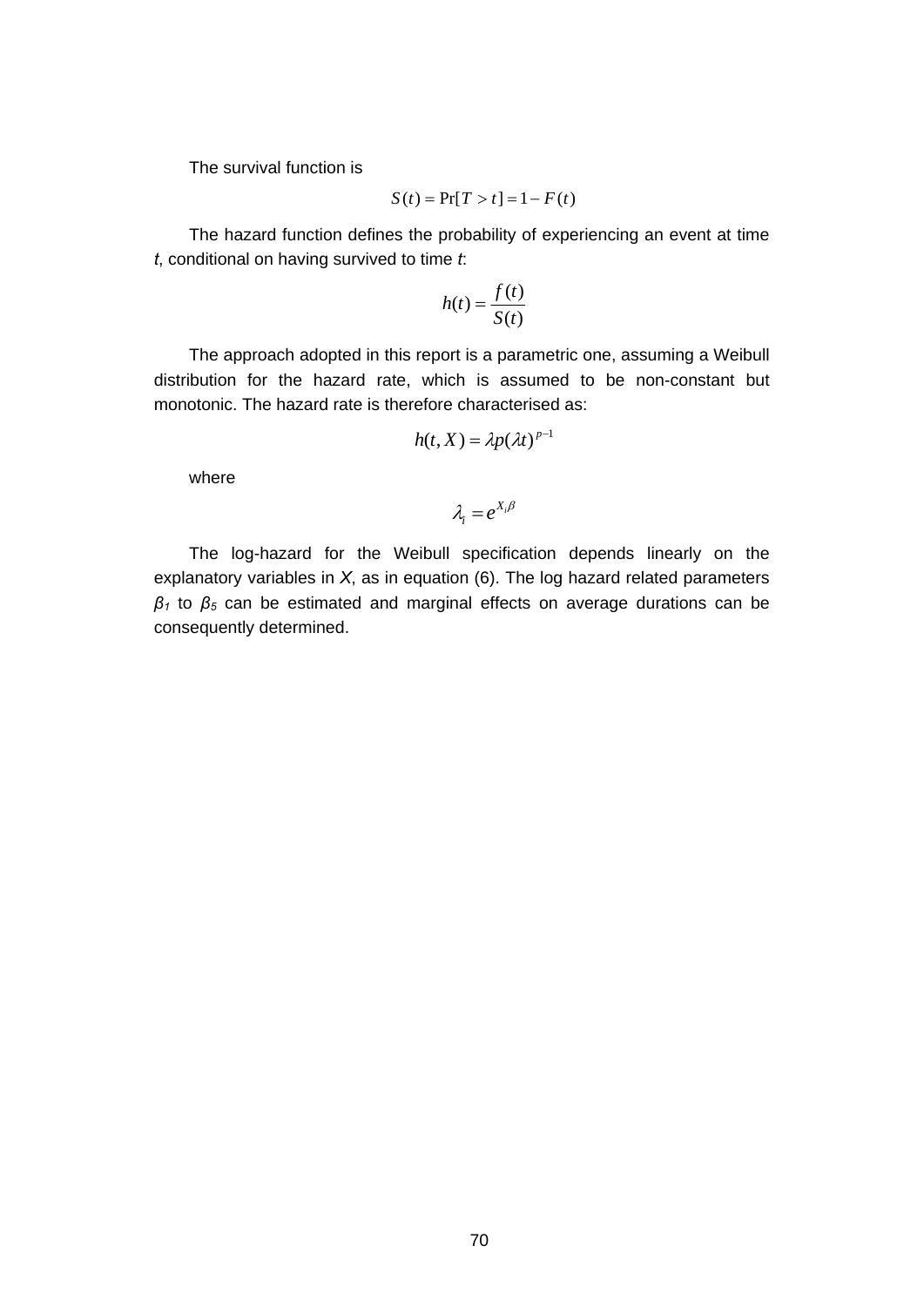The survival function is

$$S(t) = \Pr[T > t] = 1 - F(t)$$

The hazard function defines the probability of experiencing an event at time *t*, conditional on having survived to time *t*:

$$h(t) = \frac{f(t)}{S(t)}$$

The approach adopted in this report is a parametric one, assuming a Weibull distribution for the hazard rate, which is assumed to be non-constant but monotonic. The hazard rate is therefore characterised as:

$$h(t, X) = \lambda p(\lambda t)^{p-1}$$

where

$$\lambda_i = e^{X_i \beta}$$

The log-hazard for the Weibull specification depends linearly on the explanatory variables in *X*, as in equation (6). The log hazard related parameters $\beta_1$ to $\beta_5$ can be estimated and marginal effects on average durations can be consequently determined.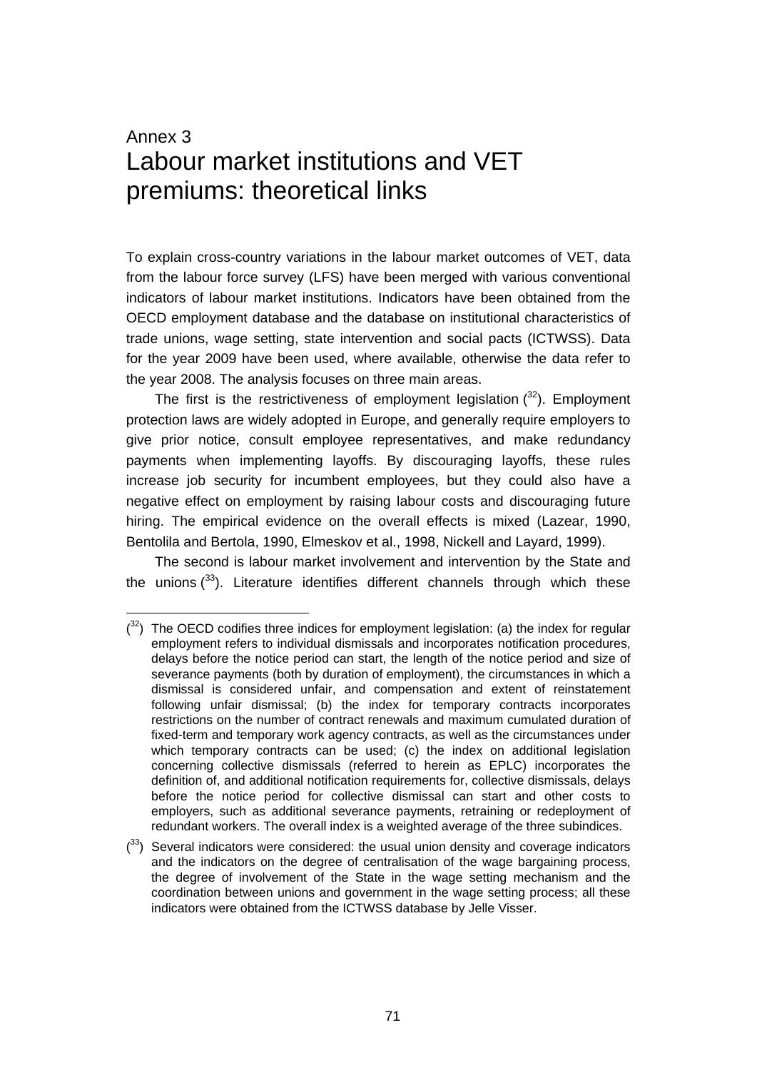# Annex 3
# Labour market institutions and VET premiums: theoretical links

To explain cross-country variations in the labour market outcomes of VET, data from the labour force survey (LFS) have been merged with various conventional indicators of labour market institutions. Indicators have been obtained from the OECD employment database and the database on institutional characteristics of trade unions, wage setting, state intervention and social pacts (ICTWSS). Data for the year 2009 have been used, where available, otherwise the data refer to the year 2008. The analysis focuses on three main areas.

The first is the restrictiveness of employment legislation ([32]). Employment protection laws are widely adopted in Europe, and generally require employers to give prior notice, consult employee representatives, and make redundancy payments when implementing layoffs. By discouraging layoffs, these rules increase job security for incumbent employees, but they could also have a negative effect on employment by raising labour costs and discouraging future hiring. The empirical evidence on the overall effects is mixed (Lazear, 1990, Bentolila and Bertola, 1990, Elmeskov et al., 1998, Nickell and Layard, 1999).

The second is labour market involvement and intervention by the State and the unions ([33]). Literature identifies different channels through which these

---

([32]) The OECD codifies three indices for employment legislation: (a) the index for regular employment refers to individual dismissals and incorporates notification procedures, delays before the notice period can start, the length of the notice period and size of severance payments (both by duration of employment), the circumstances in which a dismissal is considered unfair, and compensation and extent of reinstatement following unfair dismissal; (b) the index for temporary contracts incorporates restrictions on the number of contract renewals and maximum cumulated duration of fixed-term and temporary work agency contracts, as well as the circumstances under which temporary contracts can be used; (c) the index on additional legislation concerning collective dismissals (referred to herein as EPLC) incorporates the definition of, and additional notification requirements for, collective dismissals, delays before the notice period for collective dismissal can start and other costs to employers, such as additional severance payments, retraining or redeployment of redundant workers. The overall index is a weighted average of the three subindices.

([33]) Several indicators were considered: the usual union density and coverage indicators and the indicators on the degree of centralisation of the wage bargaining process, the degree of involvement of the State in the wage setting mechanism and the coordination between unions and government in the wage setting process; all these indicators were obtained from the ICTWSS database by Jelle Visser.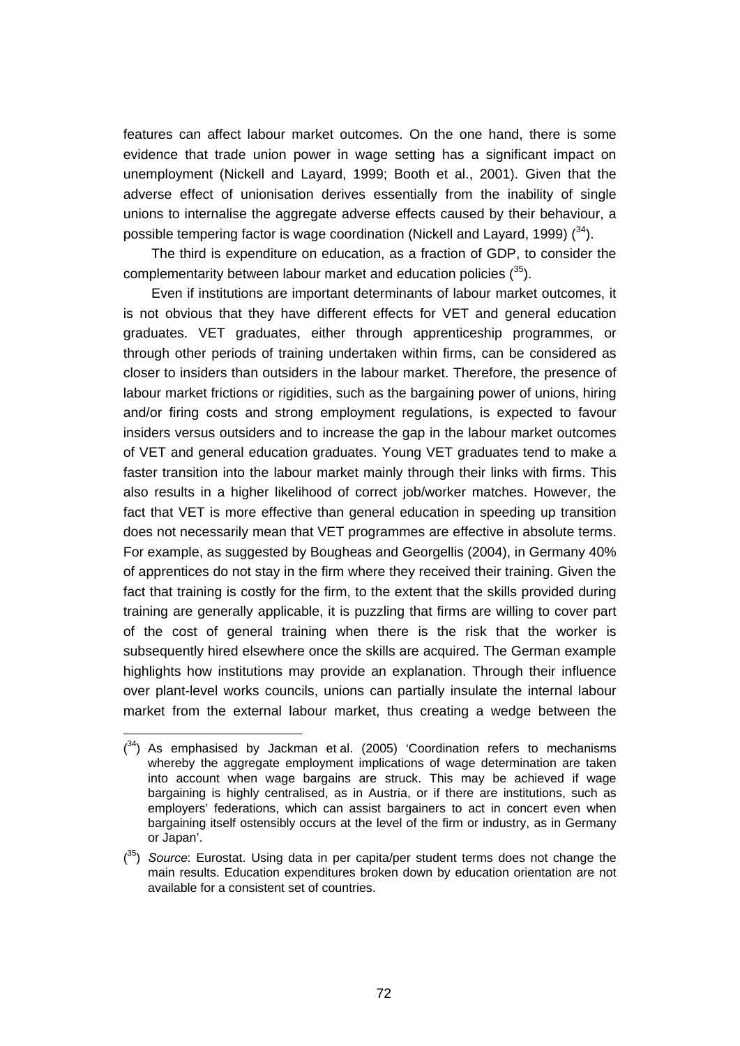features can affect labour market outcomes. On the one hand, there is some evidence that trade union power in wage setting has a significant impact on unemployment (Nickell and Layard, 1999; Booth et al., 2001). Given that the adverse effect of unionisation derives essentially from the inability of single unions to internalise the aggregate adverse effects caused by their behaviour, a possible tempering factor is wage coordination (Nickell and Layard, 1999) ([34]).

The third is expenditure on education, as a fraction of GDP, to consider the complementarity between labour market and education policies ([35]).

Even if institutions are important determinants of labour market outcomes, it is not obvious that they have different effects for VET and general education graduates. VET graduates, either through apprenticeship programmes, or through other periods of training undertaken within firms, can be considered as closer to insiders than outsiders in the labour market. Therefore, the presence of labour market frictions or rigidities, such as the bargaining power of unions, hiring and/or firing costs and strong employment regulations, is expected to favour insiders versus outsiders and to increase the gap in the labour market outcomes of VET and general education graduates. Young VET graduates tend to make a faster transition into the labour market mainly through their links with firms. This also results in a higher likelihood of correct job/worker matches. However, the fact that VET is more effective than general education in speeding up transition does not necessarily mean that VET programmes are effective in absolute terms. For example, as suggested by Bougheas and Georgellis (2004), in Germany 40% of apprentices do not stay in the firm where they received their training. Given the fact that training is costly for the firm, to the extent that the skills provided during training are generally applicable, it is puzzling that firms are willing to cover part of the cost of general training when there is the risk that the worker is subsequently hired elsewhere once the skills are acquired. The German example highlights how institutions may provide an explanation. Through their influence over plant-level works councils, unions can partially insulate the internal labour market from the external labour market, thus creating a wedge between the

---

([34]) As emphasised by Jackman et al. (2005) 'Coordination refers to mechanisms whereby the aggregate employment implications of wage determination are taken into account when wage bargains are struck. This may be achieved if wage bargaining is highly centralised, as in Austria, or if there are institutions, such as employers' federations, which can assist bargainers to act in concert even when bargaining itself ostensibly occurs at the level of the firm or industry, as in Germany or Japan'.

([35]) *Source*: Eurostat. Using data in per capita/per student terms does not change the main results. Education expenditures broken down by education orientation are not available for a consistent set of countries.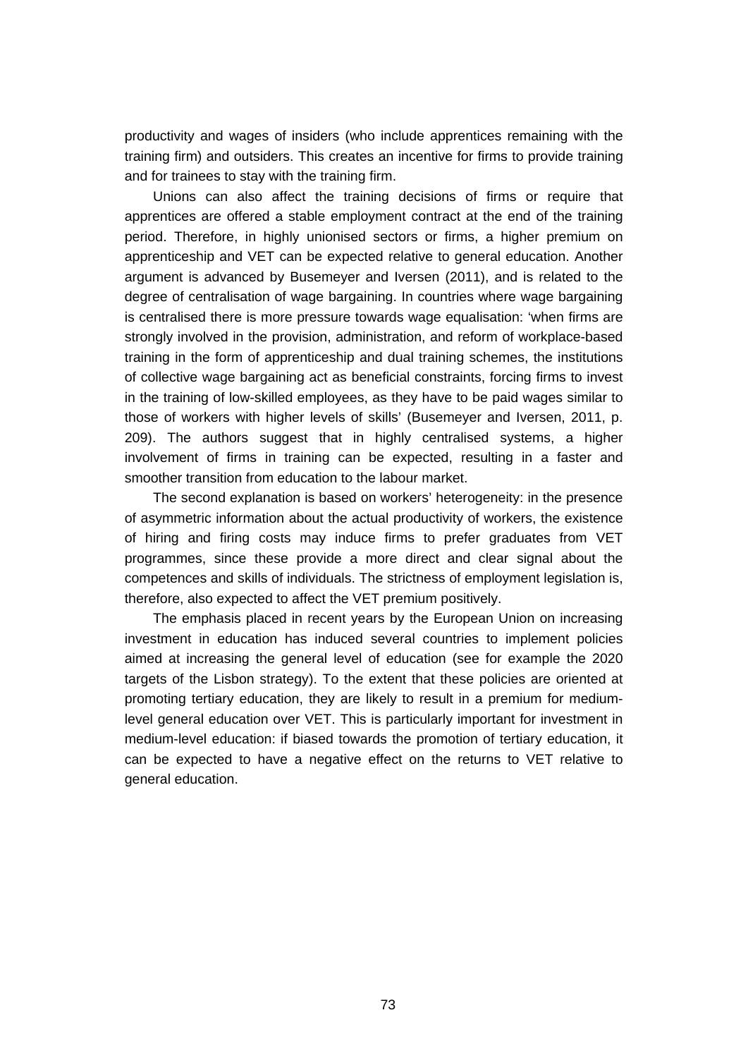productivity and wages of insiders (who include apprentices remaining with the training firm) and outsiders. This creates an incentive for firms to provide training and for trainees to stay with the training firm.

Unions can also affect the training decisions of firms or require that apprentices are offered a stable employment contract at the end of the training period. Therefore, in highly unionised sectors or firms, a higher premium on apprenticeship and VET can be expected relative to general education. Another argument is advanced by Busemeyer and Iversen (2011), and is related to the degree of centralisation of wage bargaining. In countries where wage bargaining is centralised there is more pressure towards wage equalisation: 'when firms are strongly involved in the provision, administration, and reform of workplace-based training in the form of apprenticeship and dual training schemes, the institutions of collective wage bargaining act as beneficial constraints, forcing firms to invest in the training of low-skilled employees, as they have to be paid wages similar to those of workers with higher levels of skills' (Busemeyer and Iversen, 2011, p. 209). The authors suggest that in highly centralised systems, a higher involvement of firms in training can be expected, resulting in a faster and smoother transition from education to the labour market.

The second explanation is based on workers' heterogeneity: in the presence of asymmetric information about the actual productivity of workers, the existence of hiring and firing costs may induce firms to prefer graduates from VET programmes, since these provide a more direct and clear signal about the competences and skills of individuals. The strictness of employment legislation is, therefore, also expected to affect the VET premium positively.

The emphasis placed in recent years by the European Union on increasing investment in education has induced several countries to implement policies aimed at increasing the general level of education (see for example the 2020 targets of the Lisbon strategy). To the extent that these policies are oriented at promoting tertiary education, they are likely to result in a premium for medium-level general education over VET. This is particularly important for investment in medium-level education: if biased towards the promotion of tertiary education, it can be expected to have a negative effect on the returns to VET relative to general education.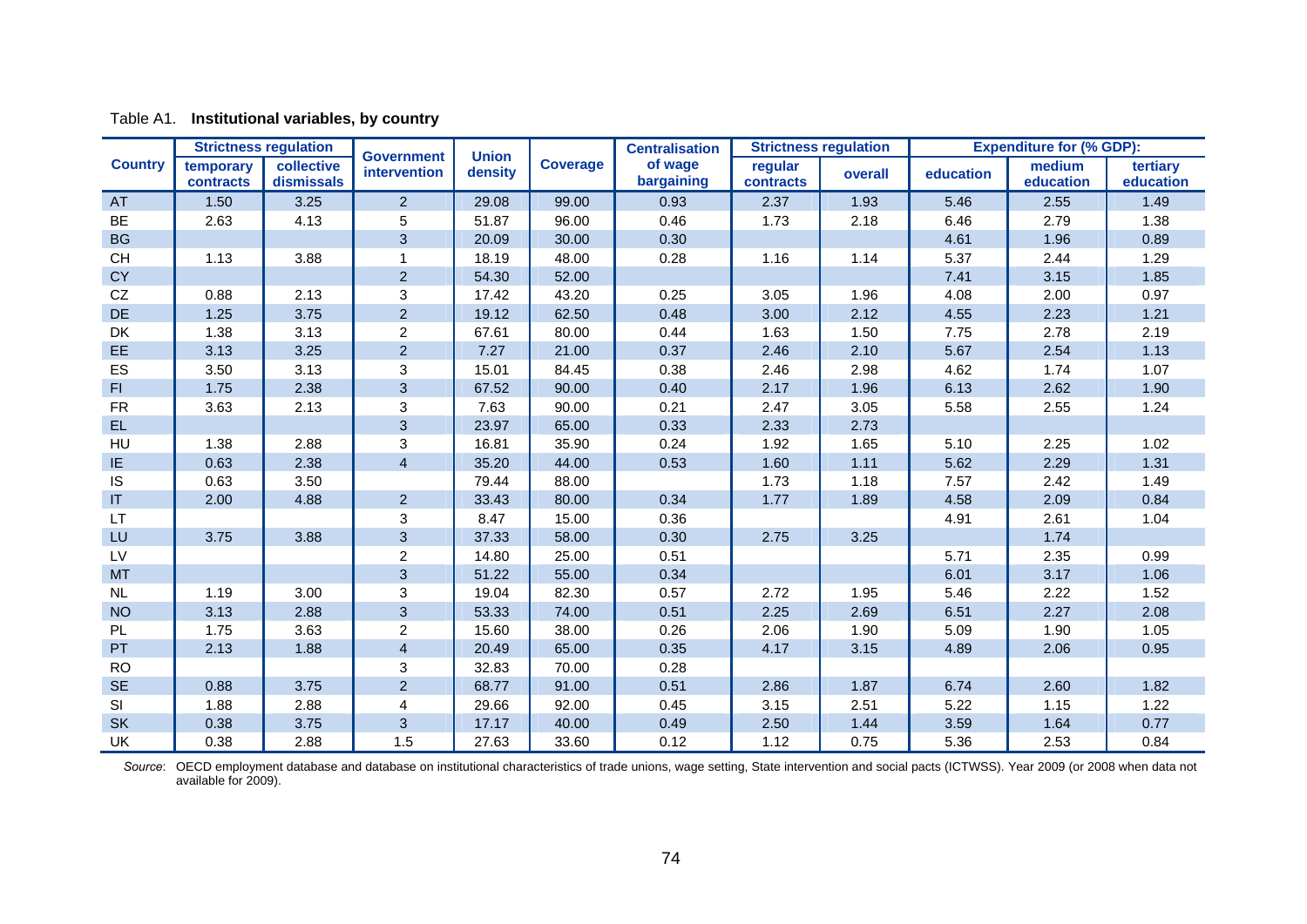Table A1. **Institutional variables, by country**

| Country | Strictness regulation | | Government intervention | Union density | Coverage | Centralisation of wage bargaining | Strictness regulation | | Expenditure for (% GDP): | | |
|---|---|---|---|---|---|---|---|---|---|---|---|
| | temporary contracts | collective dismissals | | | | | regular contracts | overall | education | medium education | tertiary education |
| AT | 1.50 | 3.25 | 2 | 29.08 | 99.00 | 0.93 | 2.37 | 1.93 | 5.46 | 2.55 | 1.49 |
| BE | 2.63 | 4.13 | 5 | 51.87 | 96.00 | 0.46 | 1.73 | 2.18 | 6.46 | 2.79 | 1.38 |
| BG | | | 3 | 20.09 | 30.00 | 0.30 | | | 4.61 | 1.96 | 0.89 |
| CH | 1.13 | 3.88 | 1 | 18.19 | 48.00 | 0.28 | 1.16 | 1.14 | 5.37 | 2.44 | 1.29 |
| CY | | | 2 | 54.30 | 52.00 | | | | 7.41 | 3.15 | 1.85 |
| CZ | 0.88 | 2.13 | 3 | 17.42 | 43.20 | 0.25 | 3.05 | 1.96 | 4.08 | 2.00 | 0.97 |
| DE | 1.25 | 3.75 | 2 | 19.12 | 62.50 | 0.48 | 3.00 | 2.12 | 4.55 | 2.23 | 1.21 |
| DK | 1.38 | 3.13 | 2 | 67.61 | 80.00 | 0.44 | 1.63 | 1.50 | 7.75 | 2.78 | 2.19 |
| EE | 3.13 | 3.25 | 2 | 7.27 | 21.00 | 0.37 | 2.46 | 2.10 | 5.67 | 2.54 | 1.13 |
| ES | 3.50 | 3.13 | 3 | 15.01 | 84.45 | 0.38 | 2.46 | 2.98 | 4.62 | 1.74 | 1.07 |
| FI | 1.75 | 2.38 | 3 | 67.52 | 90.00 | 0.40 | 2.17 | 1.96 | 6.13 | 2.62 | 1.90 |
| FR | 3.63 | 2.13 | 3 | 7.63 | 90.00 | 0.21 | 2.47 | 3.05 | 5.58 | 2.55 | 1.24 |
| EL | | | 3 | 23.97 | 65.00 | 0.33 | 2.33 | 2.73 | | | |
| HU | 1.38 | 2.88 | 3 | 16.81 | 35.90 | 0.24 | 1.92 | 1.65 | 5.10 | 2.25 | 1.02 |
| IE | 0.63 | 2.38 | 4 | 35.20 | 44.00 | 0.53 | 1.60 | 1.11 | 5.62 | 2.29 | 1.31 |
| IS | 0.63 | 3.50 | | 79.44 | 88.00 | | 1.73 | 1.18 | 7.57 | 2.42 | 1.49 |
| IT | 2.00 | 4.88 | 2 | 33.43 | 80.00 | 0.34 | 1.77 | 1.89 | 4.58 | 2.09 | 0.84 |
| LT | | | 3 | 8.47 | 15.00 | 0.36 | | | 4.91 | 2.61 | 1.04 |
| LU | 3.75 | 3.88 | 3 | 37.33 | 58.00 | 0.30 | 2.75 | 3.25 | | 1.74 | |
| LV | | | 2 | 14.80 | 25.00 | 0.51 | | | 5.71 | 2.35 | 0.99 |
| MT | | | 3 | 51.22 | 55.00 | 0.34 | | | 6.01 | 3.17 | 1.06 |
| NL | 1.19 | 3.00 | 3 | 19.04 | 82.30 | 0.57 | 2.72 | 1.95 | 5.46 | 2.22 | 1.52 |
| NO | 3.13 | 2.88 | 3 | 53.33 | 74.00 | 0.51 | 2.25 | 2.69 | 6.51 | 2.27 | 2.08 |
| PL | 1.75 | 3.63 | 2 | 15.60 | 38.00 | 0.26 | 2.06 | 1.90 | 5.09 | 1.90 | 1.05 |
| PT | 2.13 | 1.88 | 4 | 20.49 | 65.00 | 0.35 | 4.17 | 3.15 | 4.89 | 2.06 | 0.95 |
| RO | | | 3 | 32.83 | 70.00 | 0.28 | | | | | |
| SE | 0.88 | 3.75 | 2 | 68.77 | 91.00 | 0.51 | 2.86 | 1.87 | 6.74 | 2.60 | 1.82 |
| SI | 1.88 | 2.88 | 4 | 29.66 | 92.00 | 0.45 | 3.15 | 2.51 | 5.22 | 1.15 | 1.22 |
| SK | 0.38 | 3.75 | 3 | 17.17 | 40.00 | 0.49 | 2.50 | 1.44 | 3.59 | 1.64 | 0.77 |
| UK | 0.38 | 2.88 | 1.5 | 27.63 | 33.60 | 0.12 | 1.12 | 0.75 | 5.36 | 2.53 | 0.84 |

*Source*: OECD employment database and database on institutional characteristics of trade unions, wage setting, State intervention and social pacts (ICTWSS). Year 2009 (or 2008 when data not available for 2009).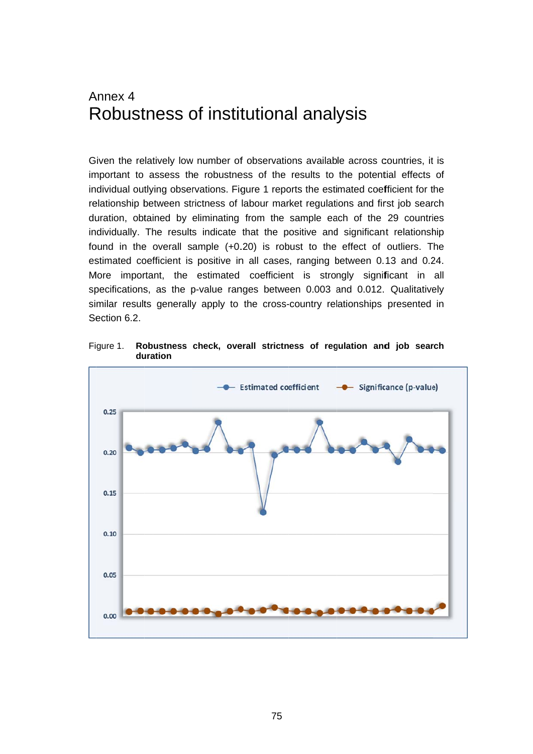# Annex 4
# Robustness of institutional analysis

Given the relatively low number of observations available across countries, it is important to assess the robustness of the results to the potential effects of individual outlying observations. Figure 1 reports the estimated coefficient for the relationship between strictness of labour market regulations and first job search duration, obtained by eliminating from the sample each of the 29 countries individually. The results indicate that the positive and significant relationship found in the overall sample (+0.20) is robust to the effect of outliers. The estimated coefficient is positive in all cases, ranging between 0.13 and 0.24. More important, the estimated coefficient is strongly significant in all specifications, as the p-value ranges between 0.003 and 0.012. Qualitatively similar results generally apply to the cross-country relationships presented in Section 6.2.

Figure 1. **Robustness check, overall strictness of regulation and job search duration**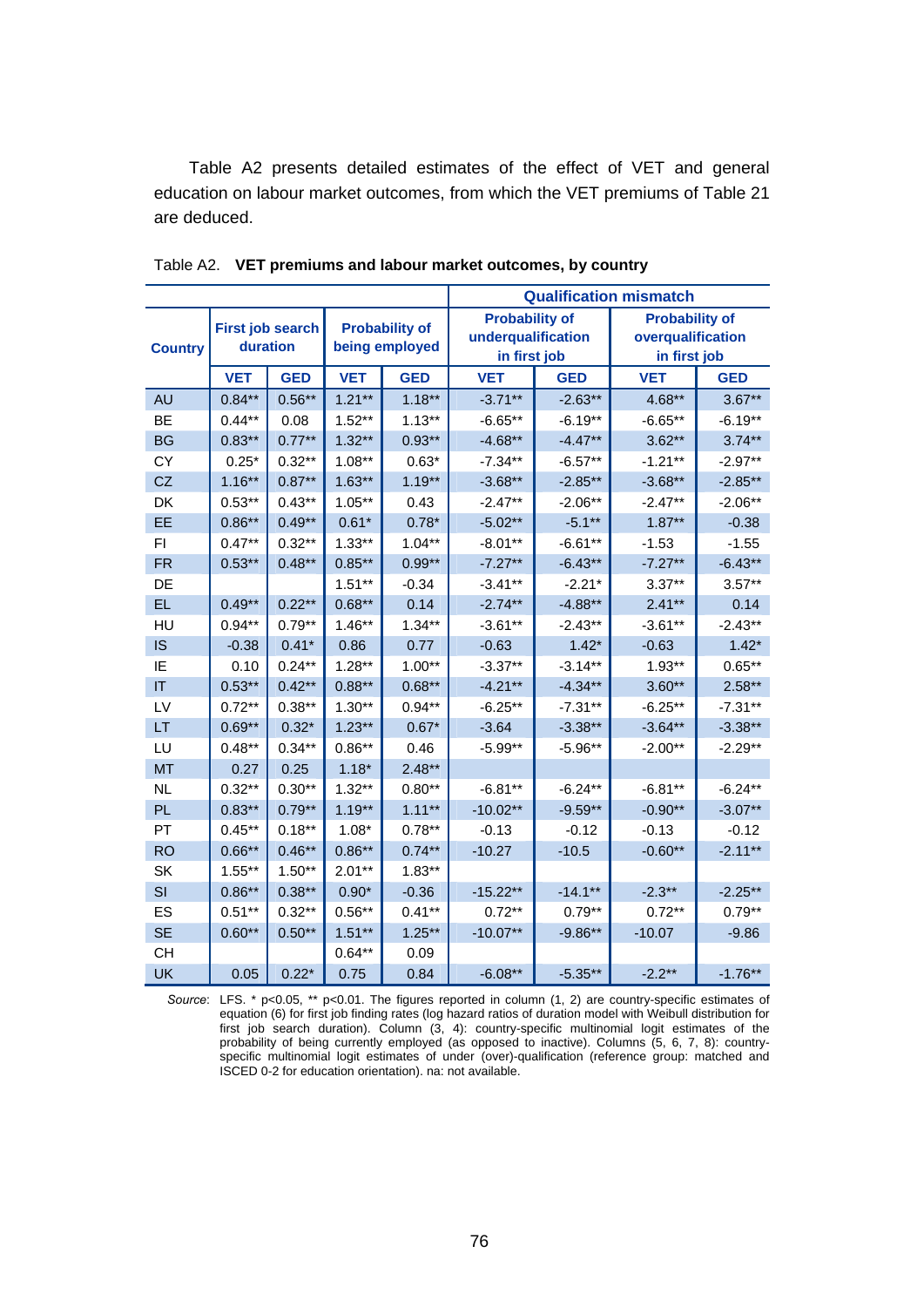Table A2 presents detailed estimates of the effect of VET and general education on labour market outcomes, from which the VET premiums of Table 21 are deduced.

Table A2. **VET premiums and labour market outcomes, by country**

| Country | First job search duration | | Probability of being employed | | Qualification mismatch: Probability of underqualification in first job | | Qualification mismatch: Probability of overqualification in first job | |
|---|---|---|---|---|---|---|---|---|
| | VET | GED | VET | GED | VET | GED | VET | GED |
| AU | 0.84** | 0.56** | 1.21** | 1.18** | -3.71** | -2.63** | 4.68** | 3.67** |
| BE | 0.44** | 0.08 | 1.52** | 1.13** | -6.65** | -6.19** | -6.65** | -6.19** |
| BG | 0.83** | 0.77** | 1.32** | 0.93** | -4.68** | -4.47** | 3.62** | 3.74** |
| CY | 0.25* | 0.32** | 1.08** | 0.63* | -7.34** | -6.57** | -1.21** | -2.97** |
| CZ | 1.16** | 0.87** | 1.63** | 1.19** | -3.68** | -2.85** | -3.68** | -2.85** |
| DK | 0.53** | 0.43** | 1.05** | 0.43 | -2.47** | -2.06** | -2.47** | -2.06** |
| EE | 0.86** | 0.49** | 0.61* | 0.78* | -5.02** | -5.1** | 1.87** | -0.38 |
| FI | 0.47** | 0.32** | 1.33** | 1.04** | -8.01** | -6.61** | -1.53 | -1.55 |
| FR | 0.53** | 0.48** | 0.85** | 0.99** | -7.27** | -6.43** | -7.27** | -6.43** |
| DE | | | 1.51** | -0.34 | -3.41** | -2.21* | 3.37** | 3.57** |
| EL | 0.49** | 0.22** | 0.68** | 0.14 | -2.74** | -4.88** | 2.41** | 0.14 |
| HU | 0.94** | 0.79** | 1.46** | 1.34** | -3.61** | -2.43** | -3.61** | -2.43** |
| IS | -0.38 | 0.41* | 0.86 | 0.77 | -0.63 | 1.42* | -0.63 | 1.42* |
| IE | 0.10 | 0.24** | 1.28** | 1.00** | -3.37** | -3.14** | 1.93** | 0.65** |
| IT | 0.53** | 0.42** | 0.88** | 0.68** | -4.21** | -4.34** | 3.60** | 2.58** |
| LV | 0.72** | 0.38** | 1.30** | 0.94** | -6.25** | -7.31** | -6.25** | -7.31** |
| LT | 0.69** | 0.32* | 1.23** | 0.67* | -3.64 | -3.38** | -3.64** | -3.38** |
| LU | 0.48** | 0.34** | 0.86** | 0.46 | -5.99** | -5.96** | -2.00** | -2.29** |
| MT | 0.27 | 0.25 | 1.18* | 2.48** | | | | |
| NL | 0.32** | 0.30** | 1.32** | 0.80** | -6.81** | -6.24** | -6.81** | -6.24** |
| PL | 0.83** | 0.79** | 1.19** | 1.11** | -10.02** | -9.59** | -0.90** | -3.07** |
| PT | 0.45** | 0.18** | 1.08* | 0.78** | -0.13 | -0.12 | -0.13 | -0.12 |
| RO | 0.66** | 0.46** | 0.86** | 0.74** | -10.27 | -10.5 | -0.60** | -2.11** |
| SK | 1.55** | 1.50** | 2.01** | 1.83** | | | | |
| SI | 0.86** | 0.38** | 0.90* | -0.36 | -15.22** | -14.1** | -2.3** | -2.25** |
| ES | 0.51** | 0.32** | 0.56** | 0.41** | 0.72** | 0.79** | 0.72** | 0.79** |
| SE | 0.60** | 0.50** | 1.51** | 1.25** | -10.07** | -9.86** | -10.07 | -9.86 |
| CH | | | 0.64** | 0.09 | | | | |
| UK | 0.05 | 0.22* | 0.75 | 0.84 | -6.08** | -5.35** | -2.2** | -1.76** |

*Source*: LFS. * p<0.05, ** p<0.01. The figures reported in column (1, 2) are country-specific estimates of equation (6) for first job finding rates (log hazard ratios of duration model with Weibull distribution for first job search duration). Column (3, 4): country-specific multinomial logit estimates of the probability of being currently employed (as opposed to inactive). Columns (5, 6, 7, 8): country-specific multinomial logit estimates of under (over)-qualification (reference group: matched and ISCED 0-2 for education orientation). na: not available.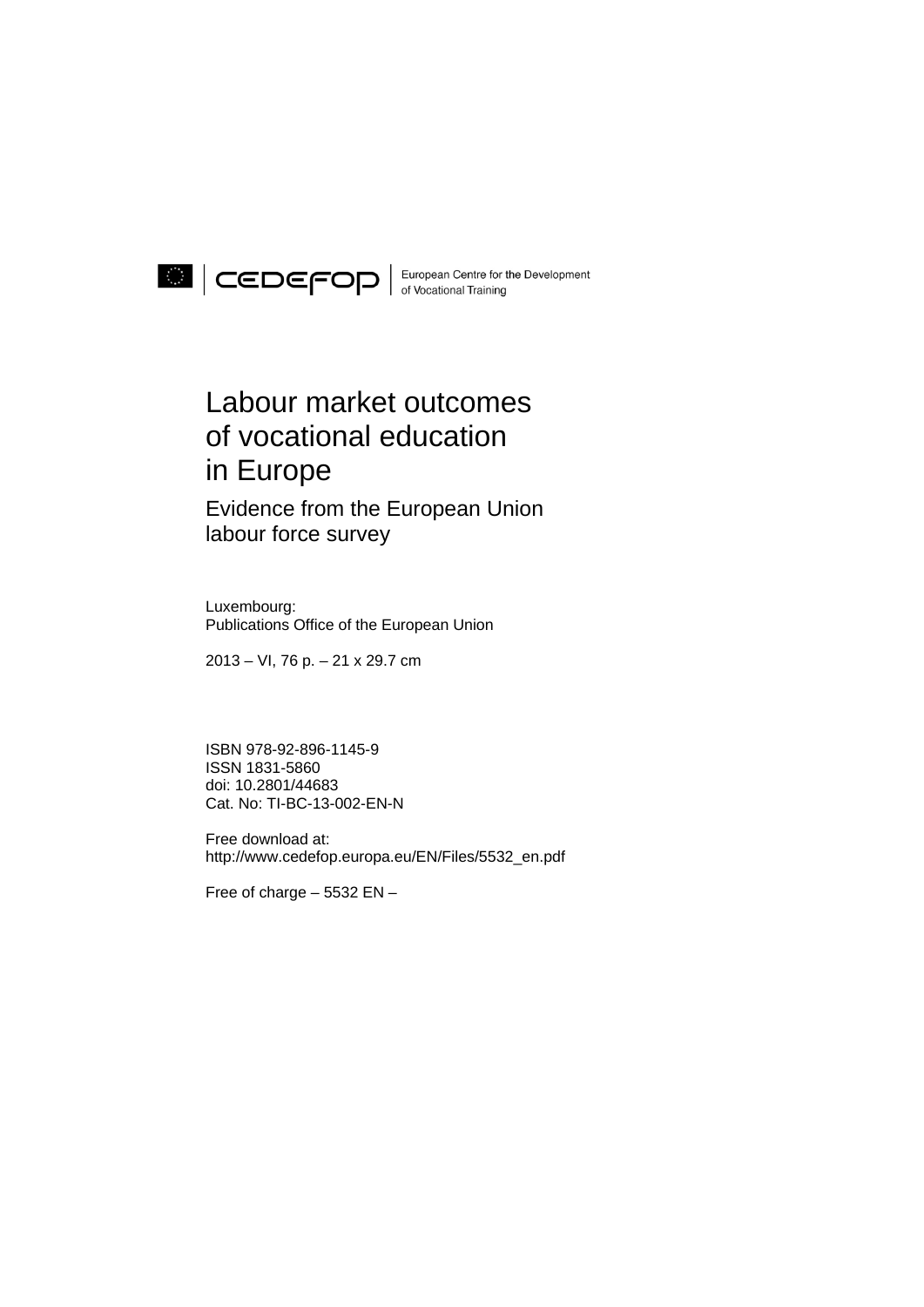CEDEFOP | European Centre for the Development of Vocational Training

# Labour market outcomes of vocational education in Europe

## Evidence from the European Union labour force survey

Luxembourg:
Publications Office of the European Union

2013 – VI, 76 p. – 21 x 29.7 cm

ISBN 978-92-896-1145-9
ISSN 1831-5860
doi: 10.2801/44683
Cat. No: TI-BC-13-002-EN-N

Free download at:
http://www.cedefop.europa.eu/EN/Files/5532_en.pdf

Free of charge – 5532 EN –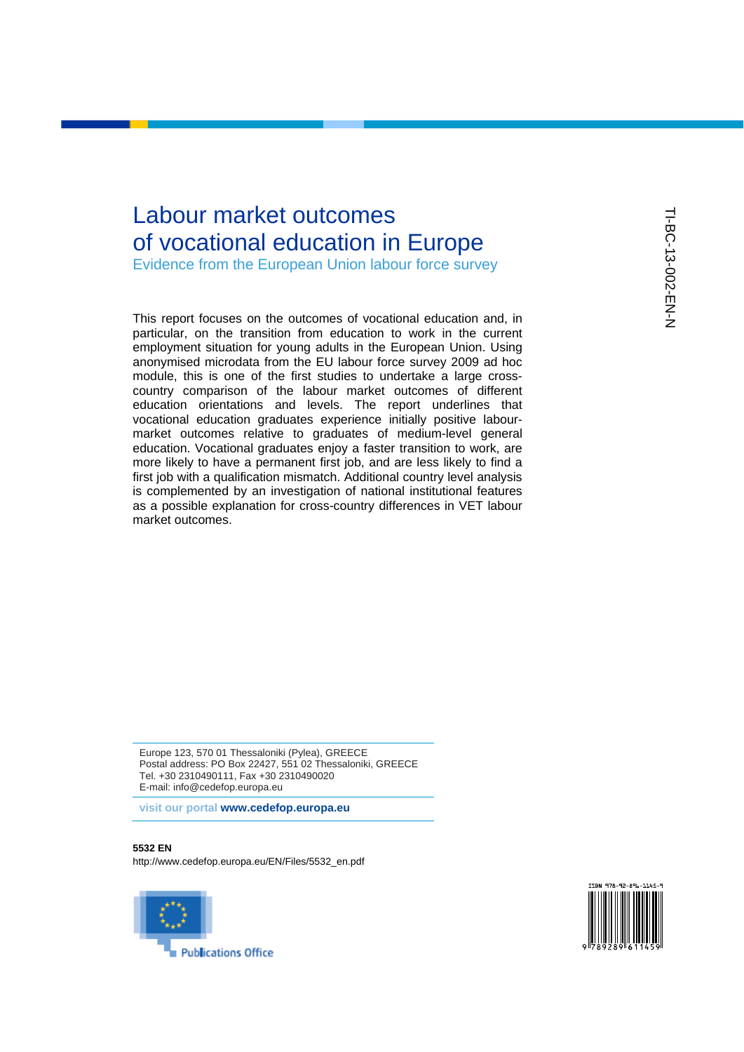# Labour market outcomes of vocational education in Europe

## Evidence from the European Union labour force survey

TI-BC-13-002-EN-N

This report focuses on the outcomes of vocational education and, in particular, on the transition from education to work in the current employment situation for young adults in the European Union. Using anonymised microdata from the EU labour force survey 2009 ad hoc module, this is one of the first studies to undertake a large cross-country comparison of the labour market outcomes of different education orientations and levels. The report underlines that vocational education graduates experience initially positive labour-market outcomes relative to graduates of medium-level general education. Vocational graduates enjoy a faster transition to work, are more likely to have a permanent first job, and are less likely to find a first job with a qualification mismatch. Additional country level analysis is complemented by an investigation of national institutional features as a possible explanation for cross-country differences in VET labour market outcomes.

Europe 123, 570 01 Thessaloniki (Pylea), GREECE
Postal address: PO Box 22427, 551 02 Thessaloniki, GREECE
Tel. +30 2310490111, Fax +30 2310490020
E-mail: info@cedefop.europa.eu

visit our portal **www.cedefop.europa.eu**

**5532 EN**
http://www.cedefop.europa.eu/EN/Files/5532_en.pdf

Publications Office

ISBN 978-92-896-1145-9